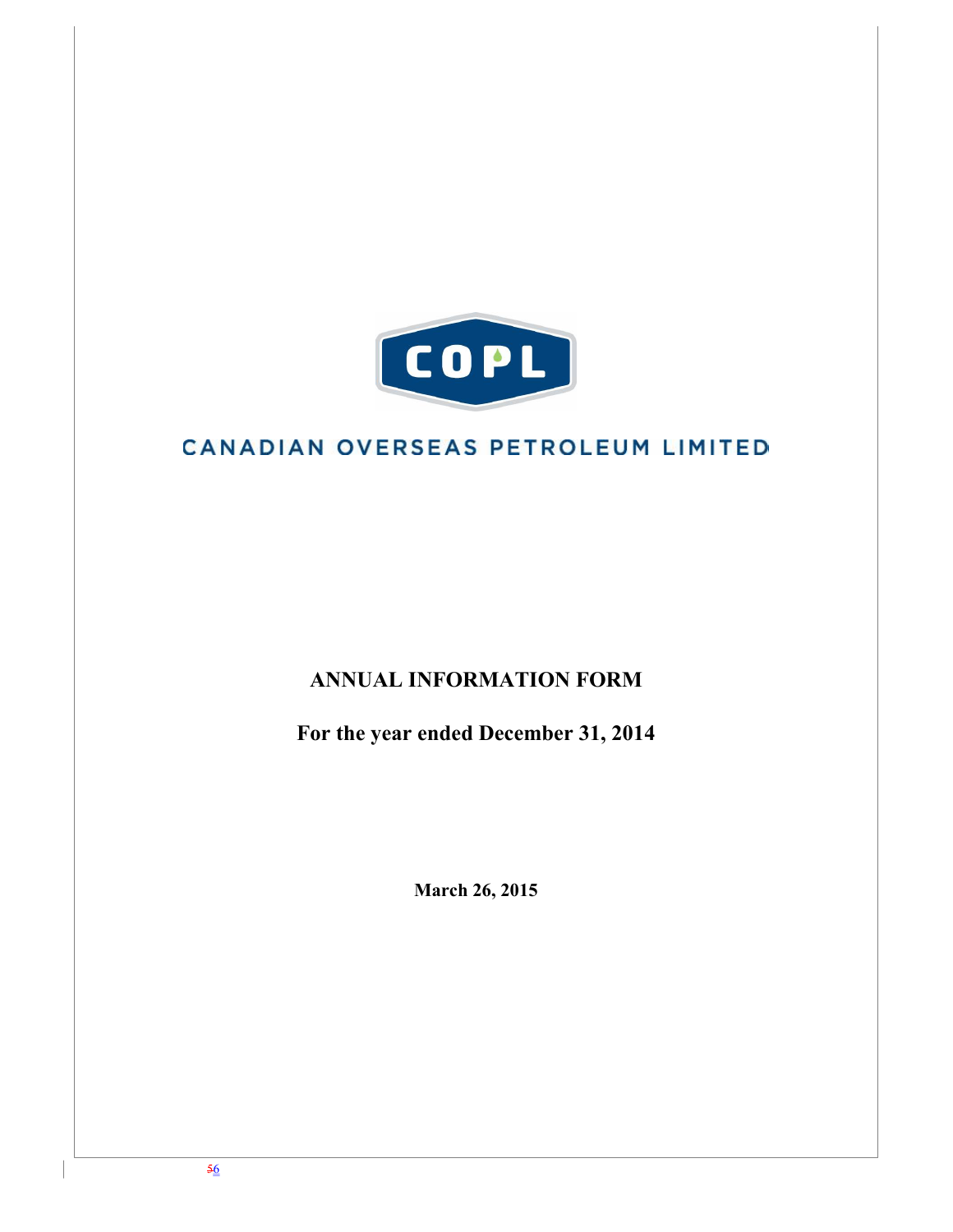COPL

CANADIAN OVERSEAS PETROLEUM LIMITED

# ANNUAL INFORMATION FORM

## For the year ended December 31, 2014

**March 26, 2015**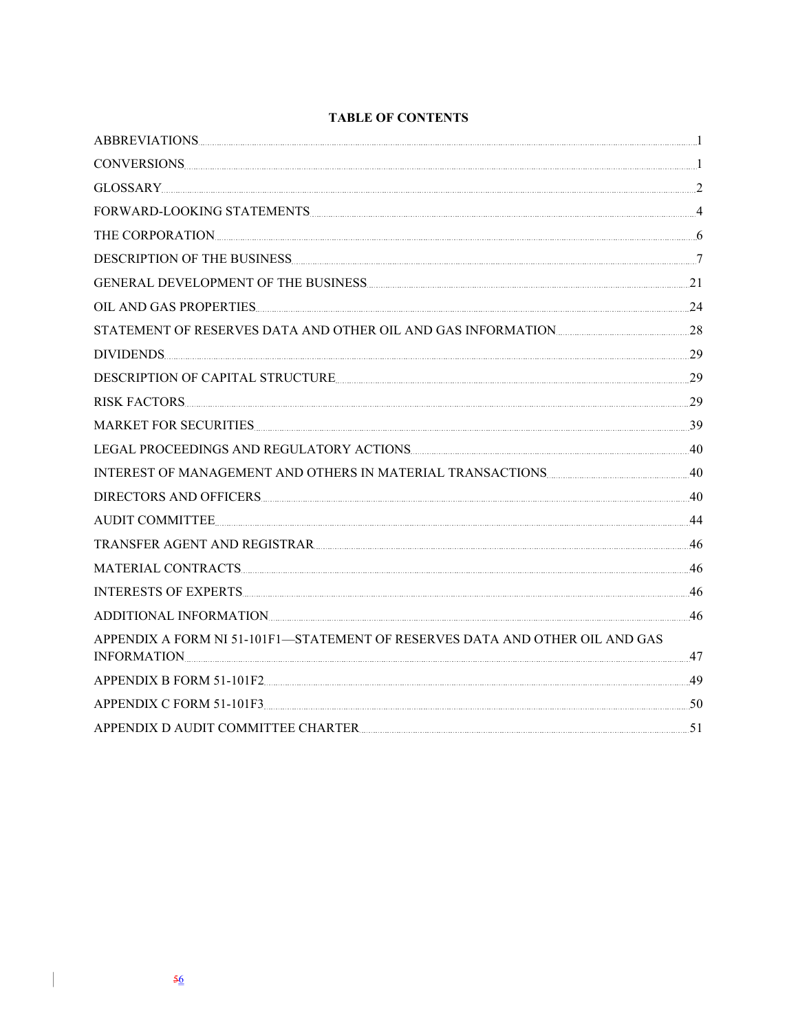# TABLE OF CONTENTS

| | |
|---|---|
| ABBREVIATIONS | 1 |
| CONVERSIONS | 1 |
| GLOSSARY | 2 |
| FORWARD-LOOKING STATEMENTS | 4 |
| THE CORPORATION | 6 |
| DESCRIPTION OF THE BUSINESS | 7 |
| GENERAL DEVELOPMENT OF THE BUSINESS | 21 |
| OIL AND GAS PROPERTIES | 24 |
| STATEMENT OF RESERVES DATA AND OTHER OIL AND GAS INFORMATION | 28 |
| DIVIDENDS | 29 |
| DESCRIPTION OF CAPITAL STRUCTURE | 29 |
| RISK FACTORS | 29 |
| MARKET FOR SECURITIES | 39 |
| LEGAL PROCEEDINGS AND REGULATORY ACTIONS | 40 |
| INTEREST OF MANAGEMENT AND OTHERS IN MATERIAL TRANSACTIONS | 40 |
| DIRECTORS AND OFFICERS | 40 |
| AUDIT COMMITTEE | 44 |
| TRANSFER AGENT AND REGISTRAR | 46 |
| MATERIAL CONTRACTS | 46 |
| INTERESTS OF EXPERTS | 46 |
| ADDITIONAL INFORMATION | 46 |
| APPENDIX A FORM NI 51-101F1—STATEMENT OF RESERVES DATA AND OTHER OIL AND GAS INFORMATION | 47 |
| APPENDIX B FORM 51-101F2 | 49 |
| APPENDIX C FORM 51-101F3 | 50 |
| APPENDIX D AUDIT COMMITTEE CHARTER | 51 |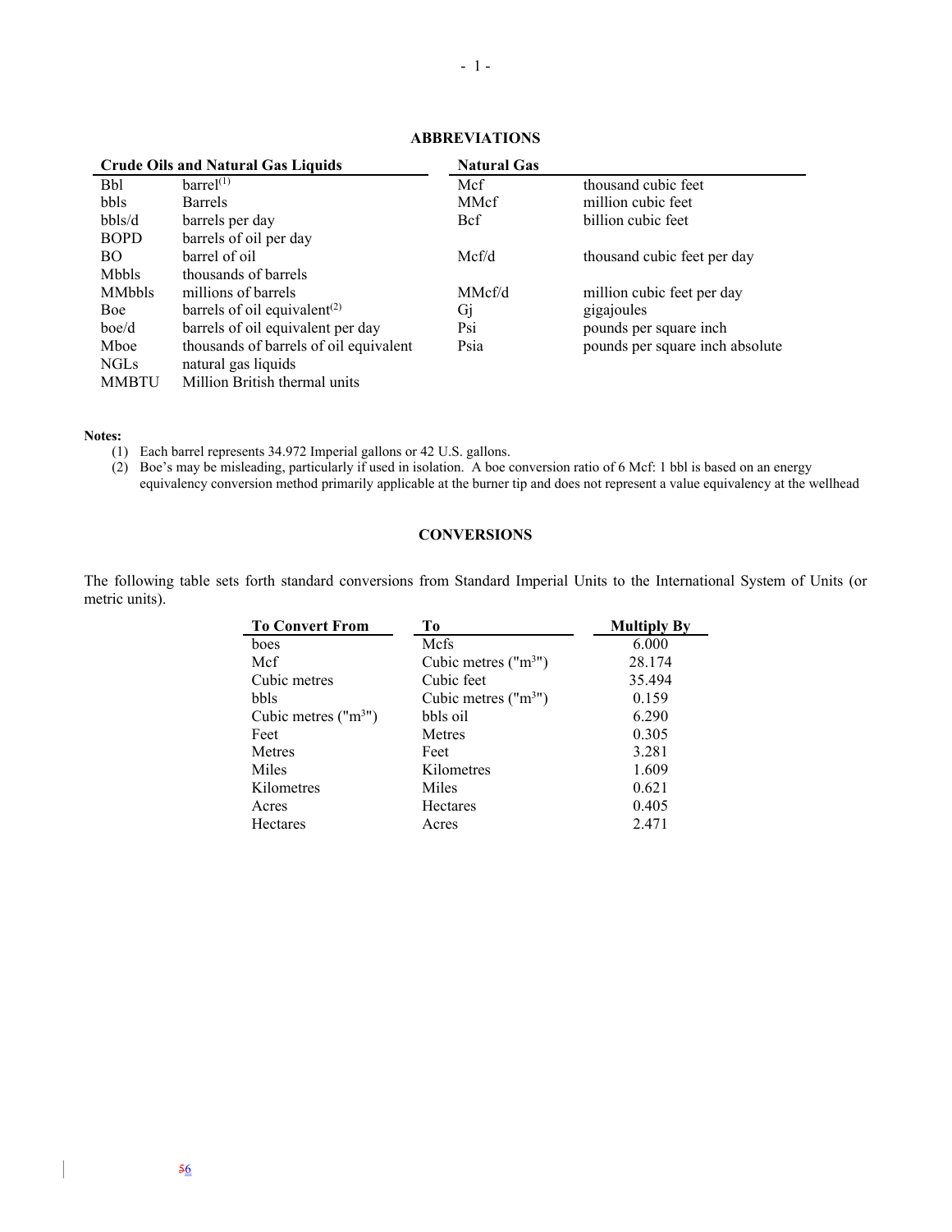## ABBREVIATIONS

| Crude Oils and Natural Gas Liquids | | Natural Gas | |
|---|---|---|---|
| Bbl | barrel[(1)] | Mcf | thousand cubic feet |
| bbls | Barrels | MMcf | million cubic feet |
| bbls/d | barrels per day | Bcf | billion cubic feet |
| BOPD | barrels of oil per day | | |
| BO | barrel of oil | Mcf/d | thousand cubic feet per day |
| Mbbls | thousands of barrels | | |
| MMbbls | millions of barrels | MMcf/d | million cubic feet per day |
| Boe | barrels of oil equivalent[(2)] | Gj | gigajoules |
| boe/d | barrels of oil equivalent per day | Psi | pounds per square inch |
| Mboe | thousands of barrels of oil equivalent | Psia | pounds per square inch absolute |
| NGLs | natural gas liquids | | |
| MMBTU | Million British thermal units | | |

**Notes:**

(1) Each barrel represents 34.972 Imperial gallons or 42 U.S. gallons.

(2) Boe's may be misleading, particularly if used in isolation. A boe conversion ratio of 6 Mcf: 1 bbl is based on an energy equivalency conversion method primarily applicable at the burner tip and does not represent a value equivalency at the wellhead

## CONVERSIONS

The following table sets forth standard conversions from Standard Imperial Units to the International System of Units (or metric units).

| To Convert From | To | Multiply By |
|---|---|---|
| boes | Mcfs | 6.000 |
| Mcf | Cubic metres ("$m^3$") | 28.174 |
| Cubic metres | Cubic feet | 35.494 |
| bbls | Cubic metres ("$m^3$") | 0.159 |
| Cubic metres ("$m^3$") | bbls oil | 6.290 |
| Feet | Metres | 0.305 |
| Metres | Feet | 3.281 |
| Miles | Kilometres | 1.609 |
| Kilometres | Miles | 0.621 |
| Acres | Hectares | 0.405 |
| Hectares | Acres | 2.471 |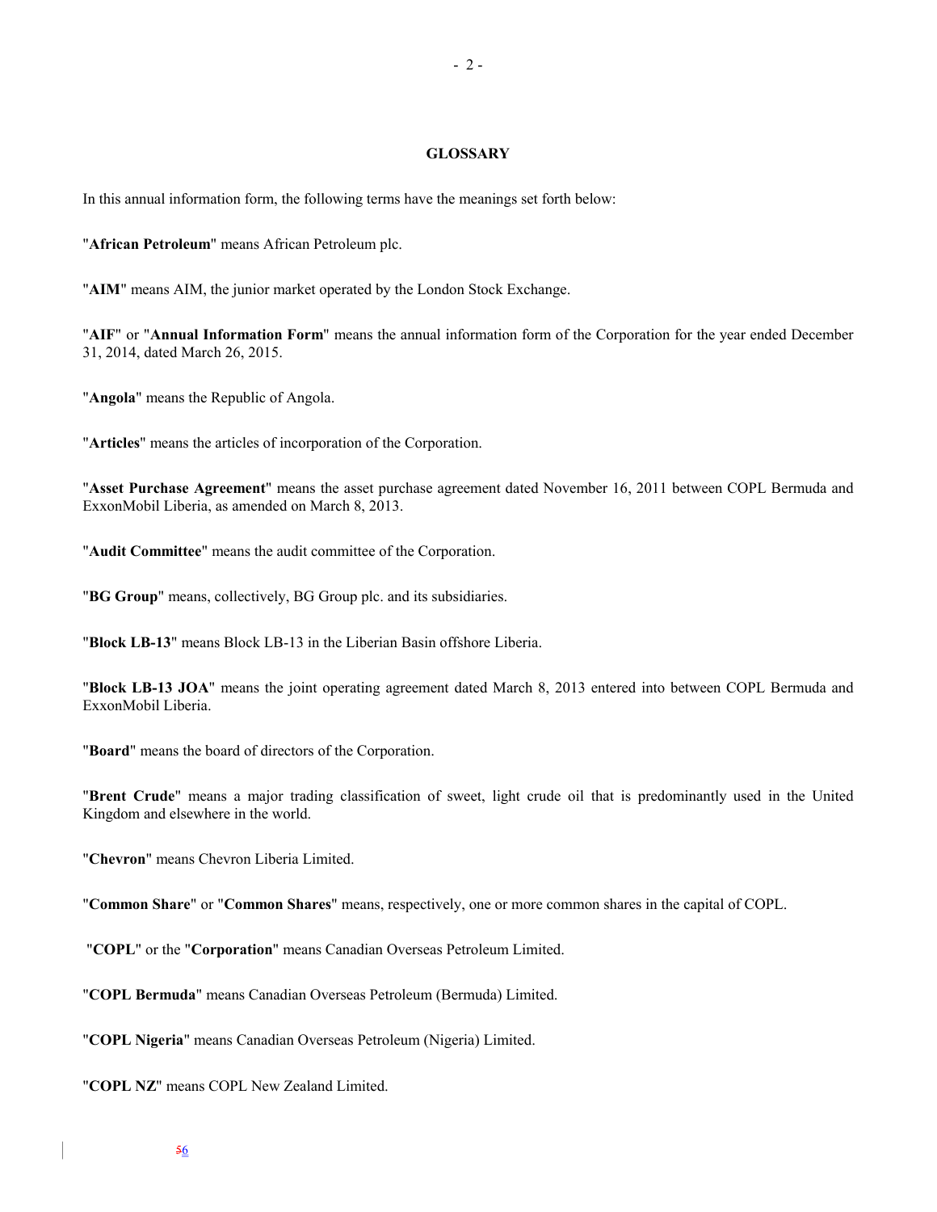## GLOSSARY

In this annual information form, the following terms have the meanings set forth below:

"**African Petroleum**" means African Petroleum plc.

"**AIM**" means AIM, the junior market operated by the London Stock Exchange.

"**AIF**" or "**Annual Information Form**" means the annual information form of the Corporation for the year ended December 31, 2014, dated March 26, 2015.

"**Angola**" means the Republic of Angola.

"**Articles**" means the articles of incorporation of the Corporation.

"**Asset Purchase Agreement**" means the asset purchase agreement dated November 16, 2011 between COPL Bermuda and ExxonMobil Liberia, as amended on March 8, 2013.

"**Audit Committee**" means the audit committee of the Corporation.

"**BG Group**" means, collectively, BG Group plc. and its subsidiaries.

"**Block LB-13**" means Block LB-13 in the Liberian Basin offshore Liberia.

"**Block LB-13 JOA**" means the joint operating agreement dated March 8, 2013 entered into between COPL Bermuda and ExxonMobil Liberia.

"**Board**" means the board of directors of the Corporation.

"**Brent Crude**" means a major trading classification of sweet, light crude oil that is predominantly used in the United Kingdom and elsewhere in the world.

"**Chevron**" means Chevron Liberia Limited.

"**Common Share**" or "**Common Shares**" means, respectively, one or more common shares in the capital of COPL.

"**COPL**" or the "**Corporation**" means Canadian Overseas Petroleum Limited.

"**COPL Bermuda**" means Canadian Overseas Petroleum (Bermuda) Limited.

"**COPL Nigeria**" means Canadian Overseas Petroleum (Nigeria) Limited.

"**COPL NZ**" means COPL New Zealand Limited.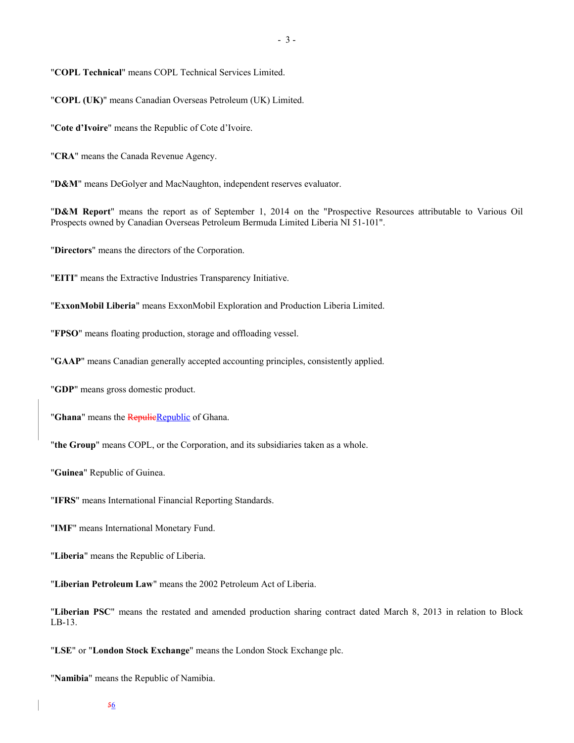"**COPL Technical**" means COPL Technical Services Limited.

"**COPL (UK)**" means Canadian Overseas Petroleum (UK) Limited.

"**Cote d'Ivoire**" means the Republic of Cote d'Ivoire.

"**CRA**" means the Canada Revenue Agency.

"**D&M**" means DeGolyer and MacNaughton, independent reserves evaluator.

"**D&M Report**" means the report as of September 1, 2014 on the "Prospective Resources attributable to Various Oil Prospects owned by Canadian Overseas Petroleum Bermuda Limited Liberia NI 51-101".

"**Directors**" means the directors of the Corporation.

"**EITI**" means the Extractive Industries Transparency Initiative.

"**ExxonMobil Liberia**" means ExxonMobil Exploration and Production Liberia Limited.

"**FPSO**" means floating production, storage and offloading vessel.

"**GAAP**" means Canadian generally accepted accounting principles, consistently applied.

"**GDP**" means gross domestic product.

"**Ghana**" means the ~~Repulic~~Republic of Ghana.

"**the Group**" means COPL, or the Corporation, and its subsidiaries taken as a whole.

"**Guinea**" Republic of Guinea.

"**IFRS**" means International Financial Reporting Standards.

"**IMF**" means International Monetary Fund.

"**Liberia**" means the Republic of Liberia.

"**Liberian Petroleum Law**" means the 2002 Petroleum Act of Liberia.

"**Liberian PSC**" means the restated and amended production sharing contract dated March 8, 2013 in relation to Block LB-13.

"**LSE**" or "**London Stock Exchange**" means the London Stock Exchange plc.

"**Namibia**" means the Republic of Namibia.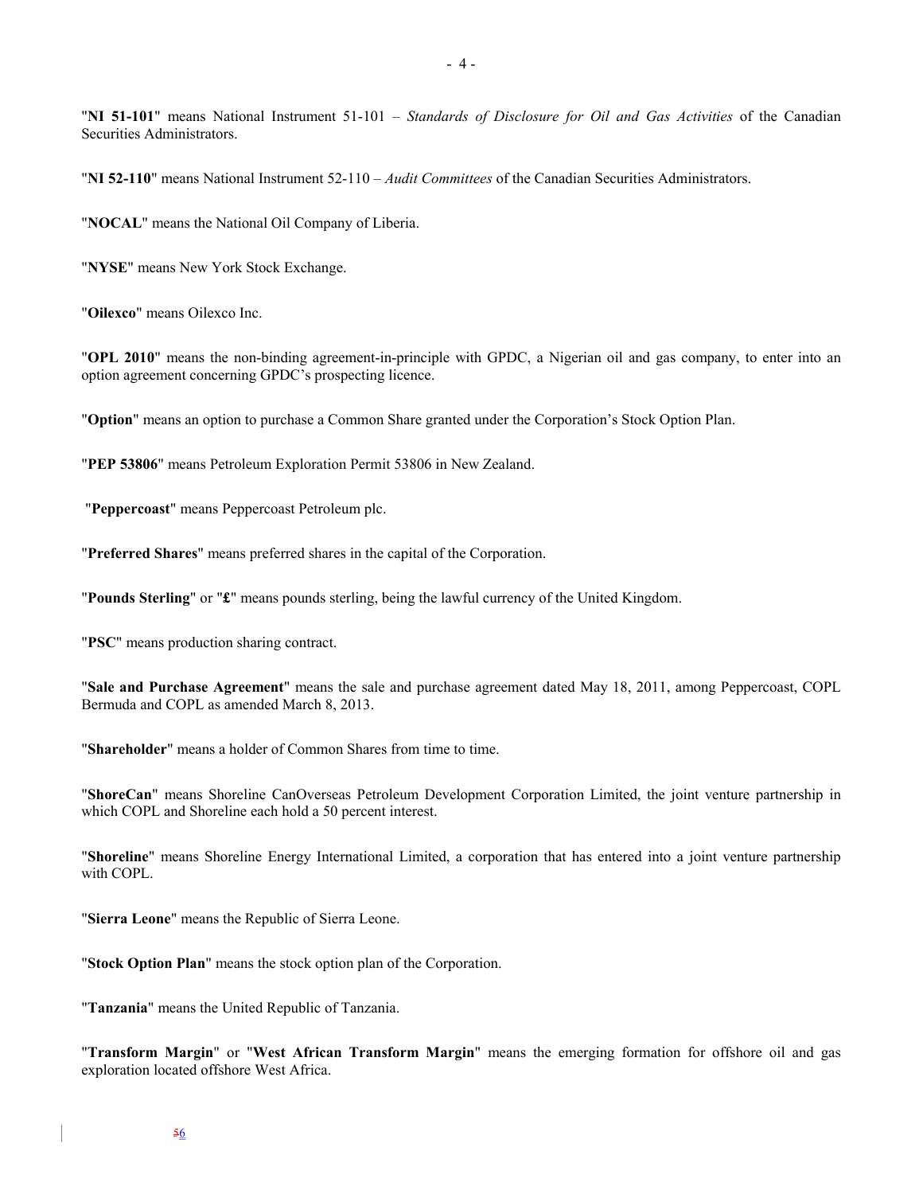"**NI 51-101**" means National Instrument 51-101 – *Standards of Disclosure for Oil and Gas Activities* of the Canadian Securities Administrators.

"**NI 52-110**" means National Instrument 52-110 – *Audit Committees* of the Canadian Securities Administrators.

"**NOCAL**" means the National Oil Company of Liberia.

"**NYSE**" means New York Stock Exchange.

"**Oilexco**" means Oilexco Inc.

"**OPL 2010**" means the non-binding agreement-in-principle with GPDC, a Nigerian oil and gas company, to enter into an option agreement concerning GPDC's prospecting licence.

"**Option**" means an option to purchase a Common Share granted under the Corporation's Stock Option Plan.

"**PEP 53806**" means Petroleum Exploration Permit 53806 in New Zealand.

"**Peppercoast**" means Peppercoast Petroleum plc.

"**Preferred Shares**" means preferred shares in the capital of the Corporation.

"**Pounds Sterling**" or "**£**" means pounds sterling, being the lawful currency of the United Kingdom.

"**PSC**" means production sharing contract.

"**Sale and Purchase Agreement**" means the sale and purchase agreement dated May 18, 2011, among Peppercoast, COPL Bermuda and COPL as amended March 8, 2013.

"**Shareholder**" means a holder of Common Shares from time to time.

"**ShoreCan**" means Shoreline CanOverseas Petroleum Development Corporation Limited, the joint venture partnership in which COPL and Shoreline each hold a 50 percent interest.

"**Shoreline**" means Shoreline Energy International Limited, a corporation that has entered into a joint venture partnership with COPL.

"**Sierra Leone**" means the Republic of Sierra Leone.

"**Stock Option Plan**" means the stock option plan of the Corporation.

"**Tanzania**" means the United Republic of Tanzania.

"**Transform Margin**" or "**West African Transform Margin**" means the emerging formation for offshore oil and gas exploration located offshore West Africa.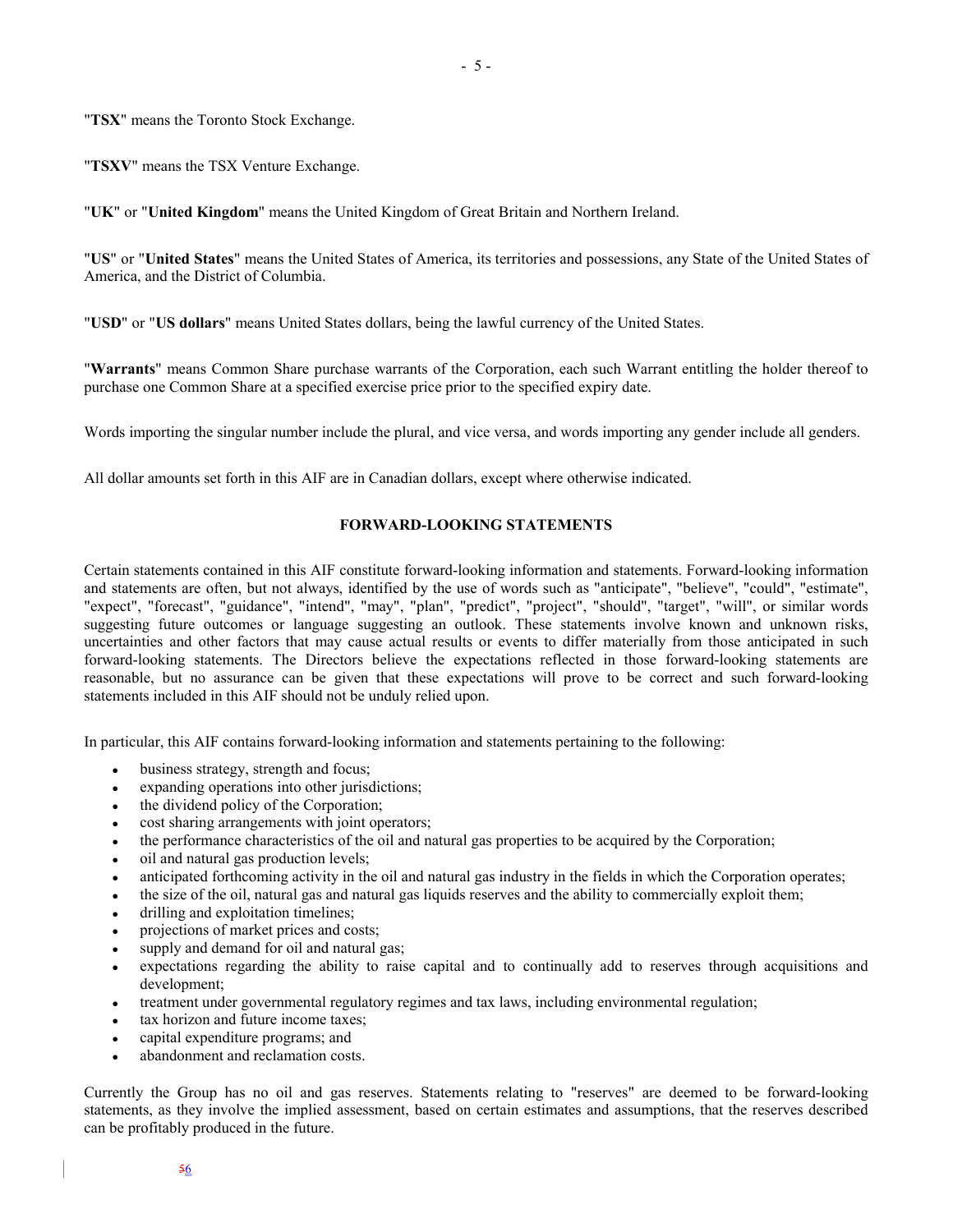"**TSX**" means the Toronto Stock Exchange.

"**TSXV**" means the TSX Venture Exchange.

"**UK**" or "**United Kingdom**" means the United Kingdom of Great Britain and Northern Ireland.

"**US**" or "**United States**" means the United States of America, its territories and possessions, any State of the United States of America, and the District of Columbia.

"**USD**" or "**US dollars**" means United States dollars, being the lawful currency of the United States.

"**Warrants**" means Common Share purchase warrants of the Corporation, each such Warrant entitling the holder thereof to purchase one Common Share at a specified exercise price prior to the specified expiry date.

Words importing the singular number include the plural, and vice versa, and words importing any gender include all genders.

All dollar amounts set forth in this AIF are in Canadian dollars, except where otherwise indicated.

## FORWARD-LOOKING STATEMENTS

Certain statements contained in this AIF constitute forward-looking information and statements. Forward-looking information and statements are often, but not always, identified by the use of words such as "anticipate", "believe", "could", "estimate", "expect", "forecast", "guidance", "intend", "may", "plan", "predict", "project", "should", "target", "will", or similar words suggesting future outcomes or language suggesting an outlook. These statements involve known and unknown risks, uncertainties and other factors that may cause actual results or events to differ materially from those anticipated in such forward-looking statements. The Directors believe the expectations reflected in those forward-looking statements are reasonable, but no assurance can be given that these expectations will prove to be correct and such forward-looking statements included in this AIF should not be unduly relied upon.

In particular, this AIF contains forward-looking information and statements pertaining to the following:

- business strategy, strength and focus;
- expanding operations into other jurisdictions;
- the dividend policy of the Corporation;
- cost sharing arrangements with joint operators;
- the performance characteristics of the oil and natural gas properties to be acquired by the Corporation;
- oil and natural gas production levels;
- anticipated forthcoming activity in the oil and natural gas industry in the fields in which the Corporation operates;
- the size of the oil, natural gas and natural gas liquids reserves and the ability to commercially exploit them;
- drilling and exploitation timelines;
- projections of market prices and costs;
- supply and demand for oil and natural gas;
- expectations regarding the ability to raise capital and to continually add to reserves through acquisitions and development;
- treatment under governmental regulatory regimes and tax laws, including environmental regulation;
- tax horizon and future income taxes;
- capital expenditure programs; and
- abandonment and reclamation costs.

Currently the Group has no oil and gas reserves. Statements relating to "reserves" are deemed to be forward-looking statements, as they involve the implied assessment, based on certain estimates and assumptions, that the reserves described can be profitably produced in the future.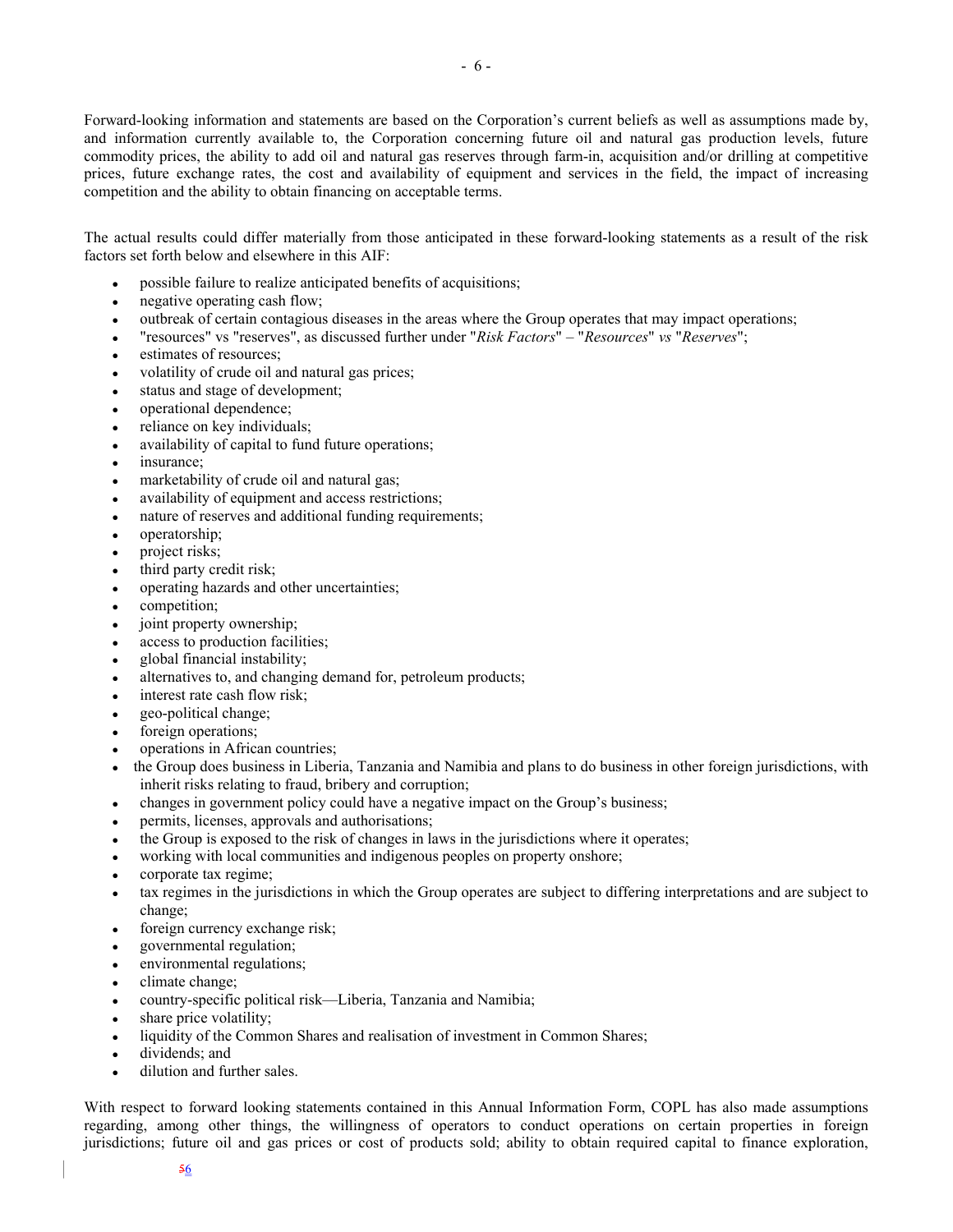Forward-looking information and statements are based on the Corporation's current beliefs as well as assumptions made by, and information currently available to, the Corporation concerning future oil and natural gas production levels, future commodity prices, the ability to add oil and natural gas reserves through farm-in, acquisition and/or drilling at competitive prices, future exchange rates, the cost and availability of equipment and services in the field, the impact of increasing competition and the ability to obtain financing on acceptable terms.

The actual results could differ materially from those anticipated in these forward-looking statements as a result of the risk factors set forth below and elsewhere in this AIF:

- possible failure to realize anticipated benefits of acquisitions;
- negative operating cash flow;
- outbreak of certain contagious diseases in the areas where the Group operates that may impact operations;
- "resources" vs "reserves", as discussed further under "*Risk Factors*" – "*Resources*" *vs* "*Reserves*";
- estimates of resources;
- volatility of crude oil and natural gas prices;
- status and stage of development;
- operational dependence;
- reliance on key individuals;
- availability of capital to fund future operations;
- insurance;
- marketability of crude oil and natural gas;
- availability of equipment and access restrictions;
- nature of reserves and additional funding requirements;
- operatorship;
- project risks;
- third party credit risk;
- operating hazards and other uncertainties;
- competition;
- joint property ownership;
- access to production facilities;
- global financial instability;
- alternatives to, and changing demand for, petroleum products;
- interest rate cash flow risk;
- geo-political change;
- foreign operations;
- operations in African countries;
- the Group does business in Liberia, Tanzania and Namibia and plans to do business in other foreign jurisdictions, with inherit risks relating to fraud, bribery and corruption;
- changes in government policy could have a negative impact on the Group's business;
- permits, licenses, approvals and authorisations;
- the Group is exposed to the risk of changes in laws in the jurisdictions where it operates;
- working with local communities and indigenous peoples on property onshore;
- corporate tax regime;
- tax regimes in the jurisdictions in which the Group operates are subject to differing interpretations and are subject to change;
- foreign currency exchange risk;
- governmental regulation;
- environmental regulations;
- climate change;
- country-specific political risk—Liberia, Tanzania and Namibia;
- share price volatility;
- liquidity of the Common Shares and realisation of investment in Common Shares;
- dividends; and
- dilution and further sales.

With respect to forward looking statements contained in this Annual Information Form, COPL has also made assumptions regarding, among other things, the willingness of operators to conduct operations on certain properties in foreign jurisdictions; future oil and gas prices or cost of products sold; ability to obtain required capital to finance exploration,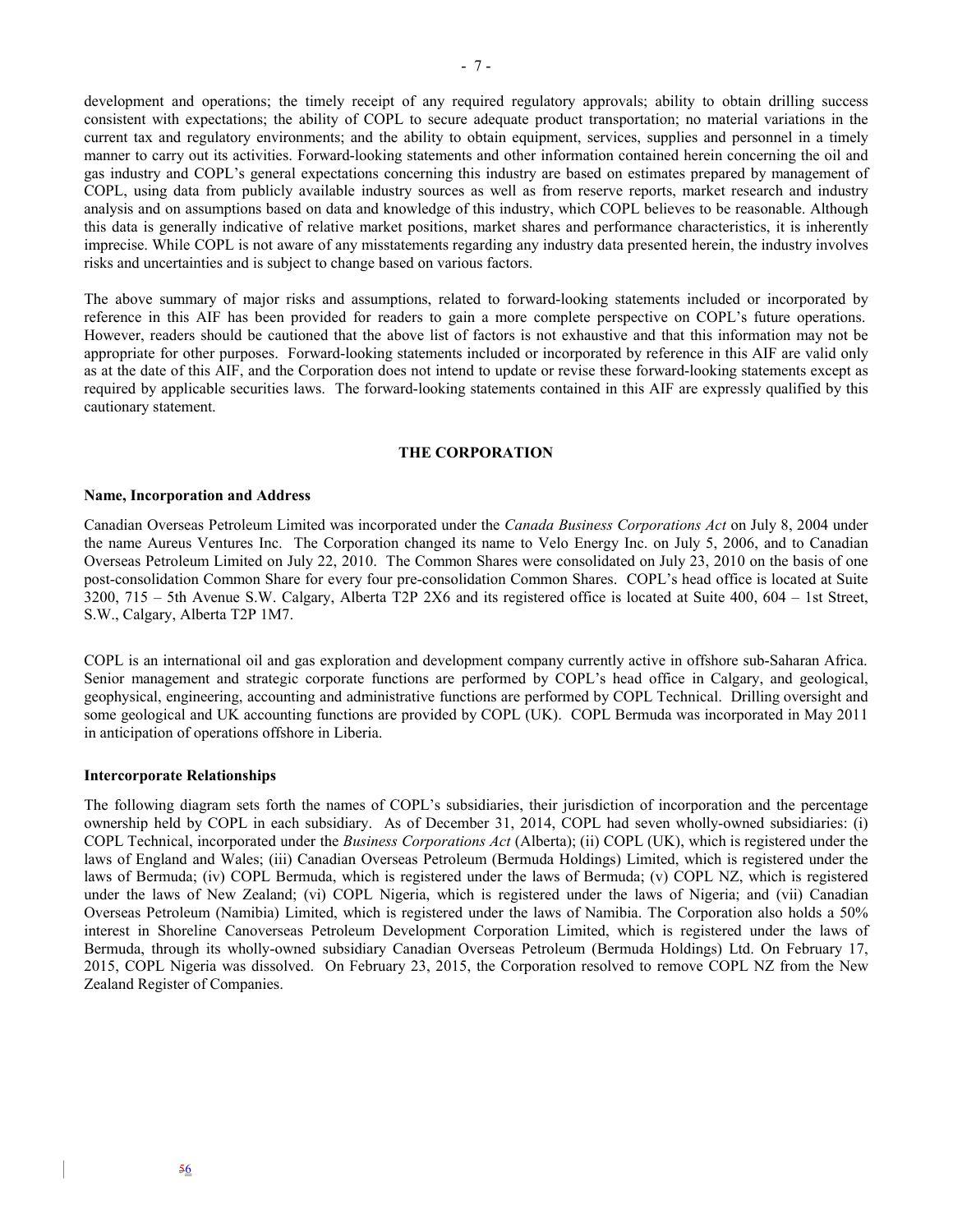development and operations; the timely receipt of any required regulatory approvals; ability to obtain drilling success consistent with expectations; the ability of COPL to secure adequate product transportation; no material variations in the current tax and regulatory environments; and the ability to obtain equipment, services, supplies and personnel in a timely manner to carry out its activities. Forward-looking statements and other information contained herein concerning the oil and gas industry and COPL's general expectations concerning this industry are based on estimates prepared by management of COPL, using data from publicly available industry sources as well as from reserve reports, market research and industry analysis and on assumptions based on data and knowledge of this industry, which COPL believes to be reasonable. Although this data is generally indicative of relative market positions, market shares and performance characteristics, it is inherently imprecise. While COPL is not aware of any misstatements regarding any industry data presented herein, the industry involves risks and uncertainties and is subject to change based on various factors.

The above summary of major risks and assumptions, related to forward-looking statements included or incorporated by reference in this AIF has been provided for readers to gain a more complete perspective on COPL's future operations. However, readers should be cautioned that the above list of factors is not exhaustive and that this information may not be appropriate for other purposes. Forward-looking statements included or incorporated by reference in this AIF are valid only as at the date of this AIF, and the Corporation does not intend to update or revise these forward-looking statements except as required by applicable securities laws. The forward-looking statements contained in this AIF are expressly qualified by this cautionary statement.

## THE CORPORATION

### Name, Incorporation and Address

Canadian Overseas Petroleum Limited was incorporated under the *Canada Business Corporations Act* on July 8, 2004 under the name Aureus Ventures Inc. The Corporation changed its name to Velo Energy Inc. on July 5, 2006, and to Canadian Overseas Petroleum Limited on July 22, 2010. The Common Shares were consolidated on July 23, 2010 on the basis of one post-consolidation Common Share for every four pre-consolidation Common Shares. COPL's head office is located at Suite 3200, 715 – 5th Avenue S.W. Calgary, Alberta T2P 2X6 and its registered office is located at Suite 400, 604 – 1st Street, S.W., Calgary, Alberta T2P 1M7.

COPL is an international oil and gas exploration and development company currently active in offshore sub-Saharan Africa. Senior management and strategic corporate functions are performed by COPL's head office in Calgary, and geological, geophysical, engineering, accounting and administrative functions are performed by COPL Technical. Drilling oversight and some geological and UK accounting functions are provided by COPL (UK). COPL Bermuda was incorporated in May 2011 in anticipation of operations offshore in Liberia.

### Intercorporate Relationships

The following diagram sets forth the names of COPL's subsidiaries, their jurisdiction of incorporation and the percentage ownership held by COPL in each subsidiary. As of December 31, 2014, COPL had seven wholly-owned subsidiaries: (i) COPL Technical, incorporated under the *Business Corporations Act* (Alberta); (ii) COPL (UK), which is registered under the laws of England and Wales; (iii) Canadian Overseas Petroleum (Bermuda Holdings) Limited, which is registered under the laws of Bermuda; (iv) COPL Bermuda, which is registered under the laws of Bermuda; (v) COPL NZ, which is registered under the laws of New Zealand; (vi) COPL Nigeria, which is registered under the laws of Nigeria; and (vii) Canadian Overseas Petroleum (Namibia) Limited, which is registered under the laws of Namibia. The Corporation also holds a 50% interest in Shoreline Canoverseas Petroleum Development Corporation Limited, which is registered under the laws of Bermuda, through its wholly-owned subsidiary Canadian Overseas Petroleum (Bermuda Holdings) Ltd. On February 17, 2015, COPL Nigeria was dissolved. On February 23, 2015, the Corporation resolved to remove COPL NZ from the New Zealand Register of Companies.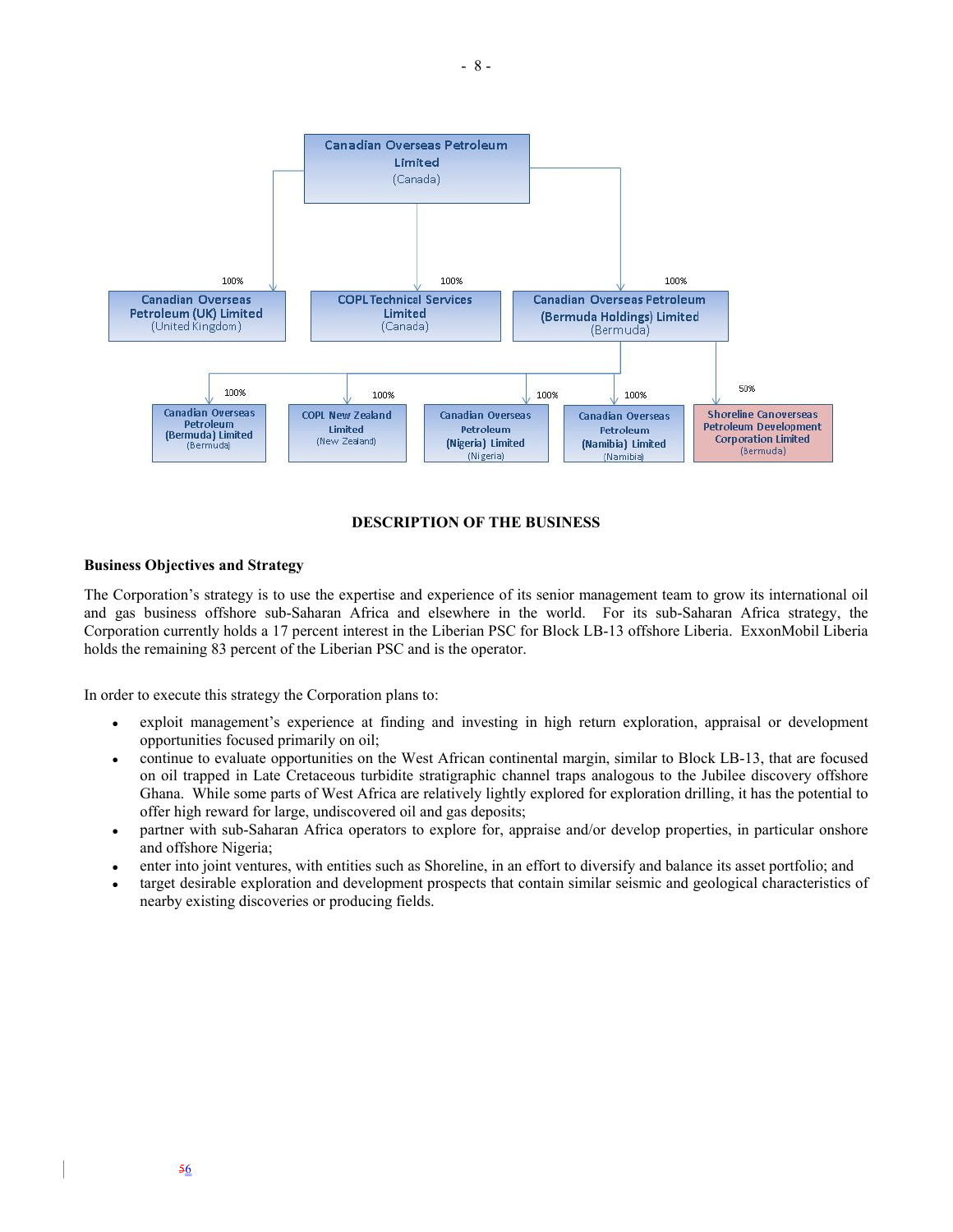Canadian Overseas Petroleum Limited (Canada)

- 100% — Canadian Overseas Petroleum (UK) Limited (United Kingdom)
- 100% — COPL Technical Services Limited (Canada)
- 100% — Canadian Overseas Petroleum (Bermuda Holdings) Limited (Bermuda)
  - 100% — Canadian Overseas Petroleum (Bermuda) Limited (Bermuda)
  - 100% — COPL New Zealand Limited (New Zealand)
  - 100% — Canadian Overseas Petroleum (Nigeria) Limited (Nigeria)
  - 100% — Canadian Overseas Petroleum (Namibia) Limited (Namibia)
  - 50% — Shoreline Canoverseas Petroleum Development Corporation Limited (Bermuda)

## DESCRIPTION OF THE BUSINESS

### Business Objectives and Strategy

The Corporation's strategy is to use the expertise and experience of its senior management team to grow its international oil and gas business offshore sub-Saharan Africa and elsewhere in the world. For its sub-Saharan Africa strategy, the Corporation currently holds a 17 percent interest in the Liberian PSC for Block LB-13 offshore Liberia. ExxonMobil Liberia holds the remaining 83 percent of the Liberian PSC and is the operator.

In order to execute this strategy the Corporation plans to:

- exploit management's experience at finding and investing in high return exploration, appraisal or development opportunities focused primarily on oil;
- continue to evaluate opportunities on the West African continental margin, similar to Block LB-13, that are focused on oil trapped in Late Cretaceous turbidite stratigraphic channel traps analogous to the Jubilee discovery offshore Ghana. While some parts of West Africa are relatively lightly explored for exploration drilling, it has the potential to offer high reward for large, undiscovered oil and gas deposits;
- partner with sub-Saharan Africa operators to explore for, appraise and/or develop properties, in particular onshore and offshore Nigeria;
- enter into joint ventures, with entities such as Shoreline, in an effort to diversify and balance its asset portfolio; and
- target desirable exploration and development prospects that contain similar seismic and geological characteristics of nearby existing discoveries or producing fields.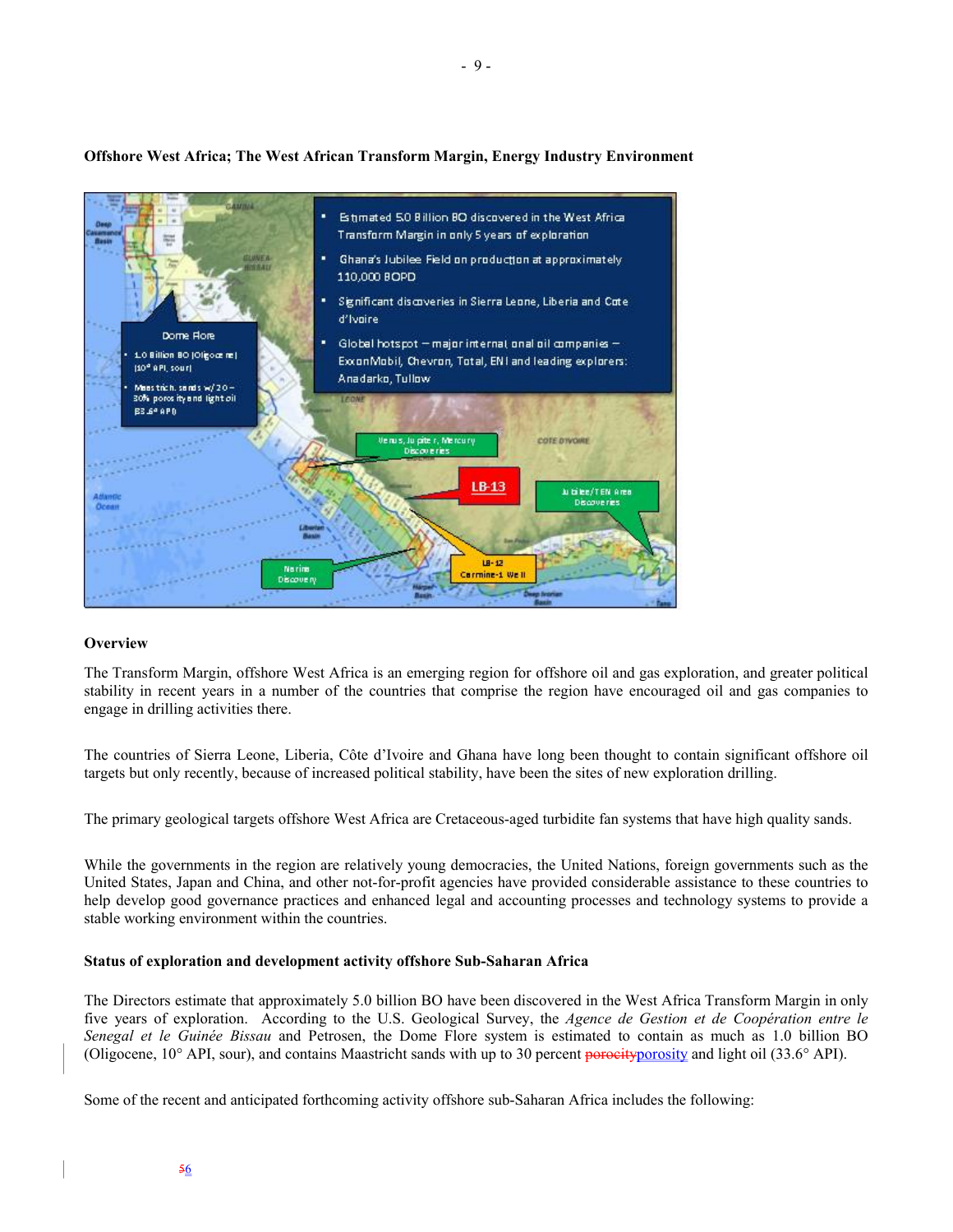**Offshore West Africa; The West African Transform Margin, Energy Industry Environment**

**Overview**

The Transform Margin, offshore West Africa is an emerging region for offshore oil and gas exploration, and greater political stability in recent years in a number of the countries that comprise the region have encouraged oil and gas companies to engage in drilling activities there.

The countries of Sierra Leone, Liberia, Côte d'Ivoire and Ghana have long been thought to contain significant offshore oil targets but only recently, because of increased political stability, have been the sites of new exploration drilling.

The primary geological targets offshore West Africa are Cretaceous-aged turbidite fan systems that have high quality sands.

While the governments in the region are relatively young democracies, the United Nations, foreign governments such as the United States, Japan and China, and other not-for-profit agencies have provided considerable assistance to these countries to help develop good governance practices and enhanced legal and accounting processes and technology systems to provide a stable working environment within the countries.

**Status of exploration and development activity offshore Sub-Saharan Africa**

The Directors estimate that approximately 5.0 billion BO have been discovered in the West Africa Transform Margin in only five years of exploration. According to the U.S. Geological Survey, the *Agence de Gestion et de Coopération entre le Senegal et le Guinée Bissau* and Petrosen, the Dome Flore system is estimated to contain as much as 1.0 billion BO (Oligocene, 10° API, sour), and contains Maastricht sands with up to 30 percent porosity and light oil (33.6° API).

Some of the recent and anticipated forthcoming activity offshore sub-Saharan Africa includes the following: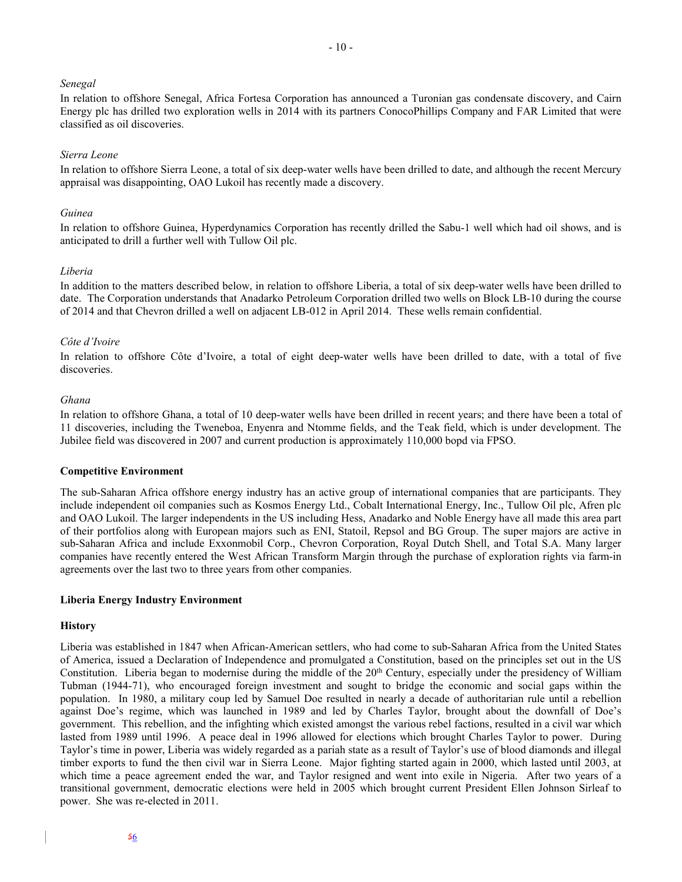*Senegal*

In relation to offshore Senegal, Africa Fortesa Corporation has announced a Turonian gas condensate discovery, and Cairn Energy plc has drilled two exploration wells in 2014 with its partners ConocoPhillips Company and FAR Limited that were classified as oil discoveries.

*Sierra Leone*

In relation to offshore Sierra Leone, a total of six deep-water wells have been drilled to date, and although the recent Mercury appraisal was disappointing, OAO Lukoil has recently made a discovery.

*Guinea*

In relation to offshore Guinea, Hyperdynamics Corporation has recently drilled the Sabu-1 well which had oil shows, and is anticipated to drill a further well with Tullow Oil plc.

*Liberia*

In addition to the matters described below, in relation to offshore Liberia, a total of six deep-water wells have been drilled to date. The Corporation understands that Anadarko Petroleum Corporation drilled two wells on Block LB-10 during the course of 2014 and that Chevron drilled a well on adjacent LB-012 in April 2014. These wells remain confidential.

*Côte d'Ivoire*

In relation to offshore Côte d'Ivoire, a total of eight deep-water wells have been drilled to date, with a total of five discoveries.

*Ghana*

In relation to offshore Ghana, a total of 10 deep-water wells have been drilled in recent years; and there have been a total of 11 discoveries, including the Tweneboa, Enyenra and Ntomme fields, and the Teak field, which is under development. The Jubilee field was discovered in 2007 and current production is approximately 110,000 bopd via FPSO.

**Competitive Environment**

The sub-Saharan Africa offshore energy industry has an active group of international companies that are participants. They include independent oil companies such as Kosmos Energy Ltd., Cobalt International Energy, Inc., Tullow Oil plc, Afren plc and OAO Lukoil. The larger independents in the US including Hess, Anadarko and Noble Energy have all made this area part of their portfolios along with European majors such as ENI, Statoil, Repsol and BG Group. The super majors are active in sub-Saharan Africa and include Exxonmobil Corp., Chevron Corporation, Royal Dutch Shell, and Total S.A. Many larger companies have recently entered the West African Transform Margin through the purchase of exploration rights via farm-in agreements over the last two to three years from other companies.

**Liberia Energy Industry Environment**

**History**

Liberia was established in 1847 when African-American settlers, who had come to sub-Saharan Africa from the United States of America, issued a Declaration of Independence and promulgated a Constitution, based on the principles set out in the US Constitution. Liberia began to modernise during the middle of the 20th Century, especially under the presidency of William Tubman (1944-71), who encouraged foreign investment and sought to bridge the economic and social gaps within the population. In 1980, a military coup led by Samuel Doe resulted in nearly a decade of authoritarian rule until a rebellion against Doe's regime, which was launched in 1989 and led by Charles Taylor, brought about the downfall of Doe's government. This rebellion, and the infighting which existed amongst the various rebel factions, resulted in a civil war which lasted from 1989 until 1996. A peace deal in 1996 allowed for elections which brought Charles Taylor to power. During Taylor's time in power, Liberia was widely regarded as a pariah state as a result of Taylor's use of blood diamonds and illegal timber exports to fund the then civil war in Sierra Leone. Major fighting started again in 2000, which lasted until 2003, at which time a peace agreement ended the war, and Taylor resigned and went into exile in Nigeria. After two years of a transitional government, democratic elections were held in 2005 which brought current President Ellen Johnson Sirleaf to power. She was re-elected in 2011.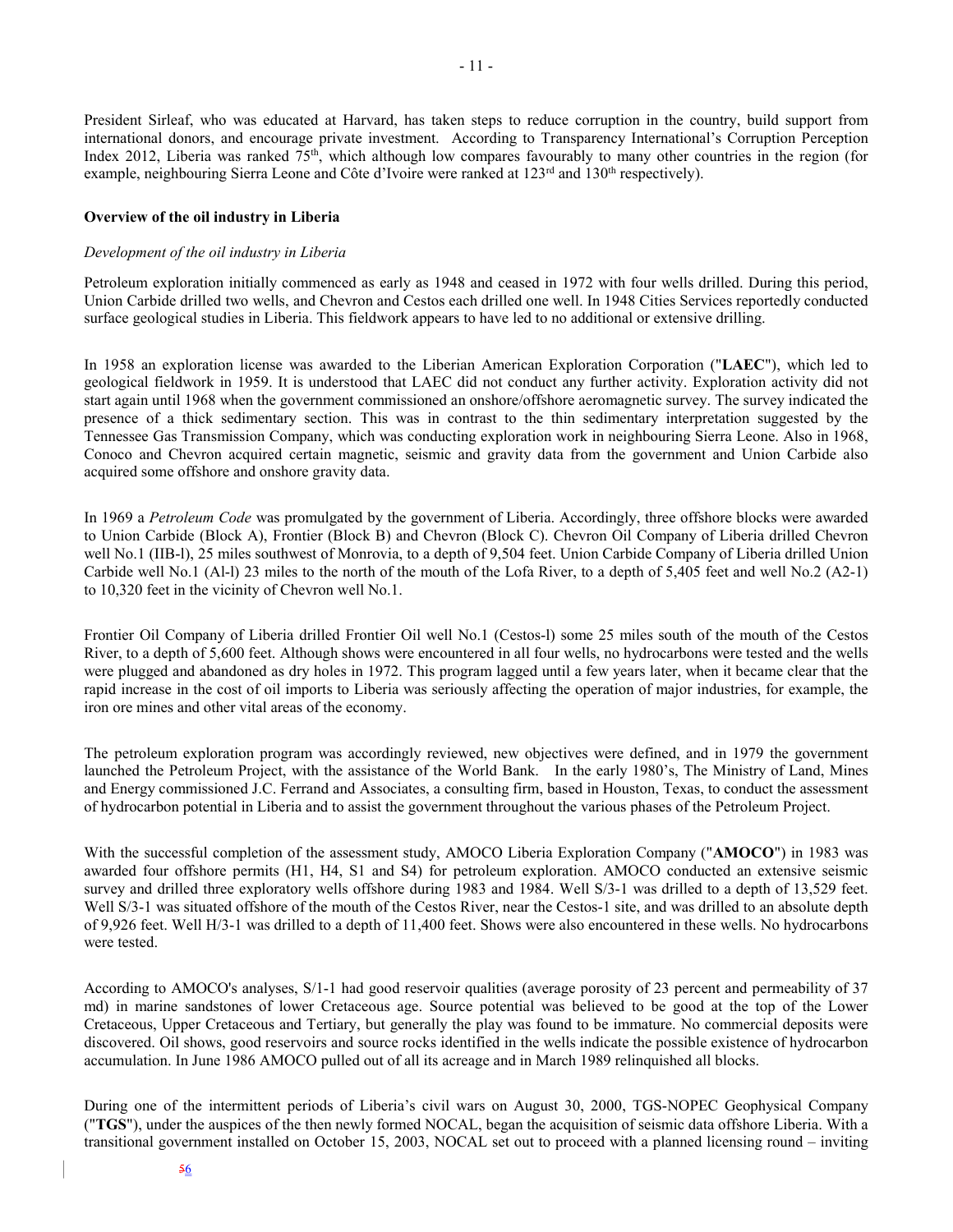President Sirleaf, who was educated at Harvard, has taken steps to reduce corruption in the country, build support from international donors, and encourage private investment. According to Transparency International's Corruption Perception Index 2012, Liberia was ranked 75th, which although low compares favourably to many other countries in the region (for example, neighbouring Sierra Leone and Côte d'Ivoire were ranked at 123rd and 130th respectively).

**Overview of the oil industry in Liberia**

*Development of the oil industry in Liberia*

Petroleum exploration initially commenced as early as 1948 and ceased in 1972 with four wells drilled. During this period, Union Carbide drilled two wells, and Chevron and Cestos each drilled one well. In 1948 Cities Services reportedly conducted surface geological studies in Liberia. This fieldwork appears to have led to no additional or extensive drilling.

In 1958 an exploration license was awarded to the Liberian American Exploration Corporation ("**LAEC**"), which led to geological fieldwork in 1959. It is understood that LAEC did not conduct any further activity. Exploration activity did not start again until 1968 when the government commissioned an onshore/offshore aeromagnetic survey. The survey indicated the presence of a thick sedimentary section. This was in contrast to the thin sedimentary interpretation suggested by the Tennessee Gas Transmission Company, which was conducting exploration work in neighbouring Sierra Leone. Also in 1968, Conoco and Chevron acquired certain magnetic, seismic and gravity data from the government and Union Carbide also acquired some offshore and onshore gravity data.

In 1969 a *Petroleum Code* was promulgated by the government of Liberia. Accordingly, three offshore blocks were awarded to Union Carbide (Block A), Frontier (Block B) and Chevron (Block C). Chevron Oil Company of Liberia drilled Chevron well No.1 (IIB-l), 25 miles southwest of Monrovia, to a depth of 9,504 feet. Union Carbide Company of Liberia drilled Union Carbide well No.1 (Al-l) 23 miles to the north of the mouth of the Lofa River, to a depth of 5,405 feet and well No.2 (A2-1) to 10,320 feet in the vicinity of Chevron well No.1.

Frontier Oil Company of Liberia drilled Frontier Oil well No.1 (Cestos-l) some 25 miles south of the mouth of the Cestos River, to a depth of 5,600 feet. Although shows were encountered in all four wells, no hydrocarbons were tested and the wells were plugged and abandoned as dry holes in 1972. This program lagged until a few years later, when it became clear that the rapid increase in the cost of oil imports to Liberia was seriously affecting the operation of major industries, for example, the iron ore mines and other vital areas of the economy.

The petroleum exploration program was accordingly reviewed, new objectives were defined, and in 1979 the government launched the Petroleum Project, with the assistance of the World Bank. In the early 1980's, The Ministry of Land, Mines and Energy commissioned J.C. Ferrand and Associates, a consulting firm, based in Houston, Texas, to conduct the assessment of hydrocarbon potential in Liberia and to assist the government throughout the various phases of the Petroleum Project.

With the successful completion of the assessment study, AMOCO Liberia Exploration Company ("**AMOCO**") in 1983 was awarded four offshore permits (H1, H4, S1 and S4) for petroleum exploration. AMOCO conducted an extensive seismic survey and drilled three exploratory wells offshore during 1983 and 1984. Well S/3-1 was drilled to a depth of 13,529 feet. Well S/3-1 was situated offshore of the mouth of the Cestos River, near the Cestos-1 site, and was drilled to an absolute depth of 9,926 feet. Well H/3-1 was drilled to a depth of 11,400 feet. Shows were also encountered in these wells. No hydrocarbons were tested.

According to AMOCO's analyses, S/1-1 had good reservoir qualities (average porosity of 23 percent and permeability of 37 md) in marine sandstones of lower Cretaceous age. Source potential was believed to be good at the top of the Lower Cretaceous, Upper Cretaceous and Tertiary, but generally the play was found to be immature. No commercial deposits were discovered. Oil shows, good reservoirs and source rocks identified in the wells indicate the possible existence of hydrocarbon accumulation. In June 1986 AMOCO pulled out of all its acreage and in March 1989 relinquished all blocks.

During one of the intermittent periods of Liberia's civil wars on August 30, 2000, TGS-NOPEC Geophysical Company ("**TGS**"), under the auspices of the then newly formed NOCAL, began the acquisition of seismic data offshore Liberia. With a transitional government installed on October 15, 2003, NOCAL set out to proceed with a planned licensing round – inviting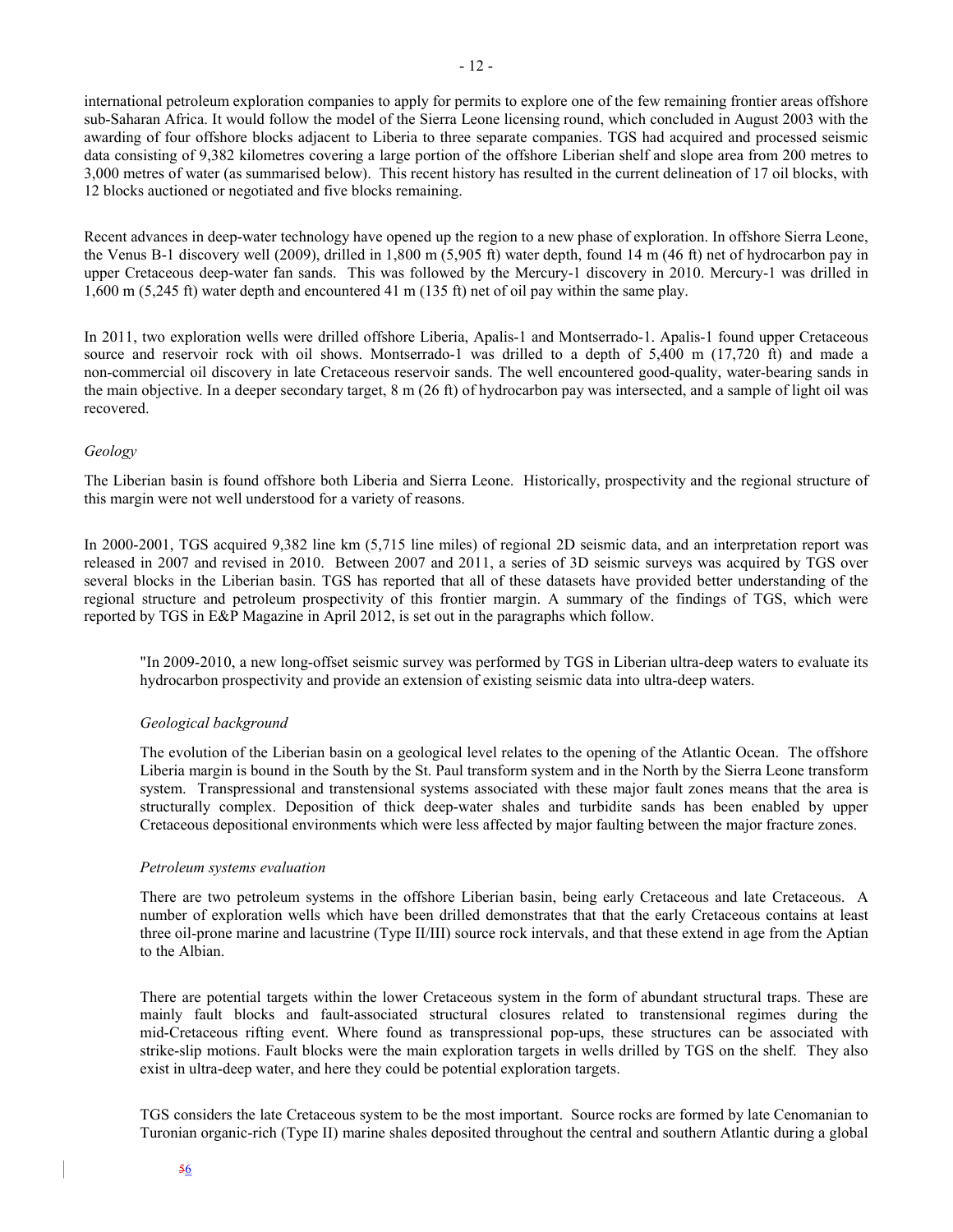international petroleum exploration companies to apply for permits to explore one of the few remaining frontier areas offshore sub-Saharan Africa. It would follow the model of the Sierra Leone licensing round, which concluded in August 2003 with the awarding of four offshore blocks adjacent to Liberia to three separate companies. TGS had acquired and processed seismic data consisting of 9,382 kilometres covering a large portion of the offshore Liberian shelf and slope area from 200 metres to 3,000 metres of water (as summarised below). This recent history has resulted in the current delineation of 17 oil blocks, with 12 blocks auctioned or negotiated and five blocks remaining.

Recent advances in deep-water technology have opened up the region to a new phase of exploration. In offshore Sierra Leone, the Venus B-1 discovery well (2009), drilled in 1,800 m (5,905 ft) water depth, found 14 m (46 ft) net of hydrocarbon pay in upper Cretaceous deep-water fan sands. This was followed by the Mercury-1 discovery in 2010. Mercury-1 was drilled in 1,600 m (5,245 ft) water depth and encountered 41 m (135 ft) net of oil pay within the same play.

In 2011, two exploration wells were drilled offshore Liberia, Apalis-1 and Montserrado-1. Apalis-1 found upper Cretaceous source and reservoir rock with oil shows. Montserrado-1 was drilled to a depth of 5,400 m (17,720 ft) and made a non-commercial oil discovery in late Cretaceous reservoir sands. The well encountered good-quality, water-bearing sands in the main objective. In a deeper secondary target, 8 m (26 ft) of hydrocarbon pay was intersected, and a sample of light oil was recovered.

*Geology*

The Liberian basin is found offshore both Liberia and Sierra Leone. Historically, prospectivity and the regional structure of this margin were not well understood for a variety of reasons.

In 2000-2001, TGS acquired 9,382 line km (5,715 line miles) of regional 2D seismic data, and an interpretation report was released in 2007 and revised in 2010. Between 2007 and 2011, a series of 3D seismic surveys was acquired by TGS over several blocks in the Liberian basin. TGS has reported that all of these datasets have provided better understanding of the regional structure and petroleum prospectivity of this frontier margin. A summary of the findings of TGS, which were reported by TGS in E&P Magazine in April 2012, is set out in the paragraphs which follow.

> "In 2009-2010, a new long-offset seismic survey was performed by TGS in Liberian ultra-deep waters to evaluate its hydrocarbon prospectivity and provide an extension of existing seismic data into ultra-deep waters.
>
> *Geological background*
>
> The evolution of the Liberian basin on a geological level relates to the opening of the Atlantic Ocean. The offshore Liberia margin is bound in the South by the St. Paul transform system and in the North by the Sierra Leone transform system. Transpressional and transtensional systems associated with these major fault zones means that the area is structurally complex. Deposition of thick deep-water shales and turbidite sands has been enabled by upper Cretaceous depositional environments which were less affected by major faulting between the major fracture zones.
>
> *Petroleum systems evaluation*
>
> There are two petroleum systems in the offshore Liberian basin, being early Cretaceous and late Cretaceous. A number of exploration wells which have been drilled demonstrates that that the early Cretaceous contains at least three oil-prone marine and lacustrine (Type II/III) source rock intervals, and that these extend in age from the Aptian to the Albian.
>
> There are potential targets within the lower Cretaceous system in the form of abundant structural traps. These are mainly fault blocks and fault-associated structural closures related to transtensional regimes during the mid-Cretaceous rifting event. Where found as transpressional pop-ups, these structures can be associated with strike-slip motions. Fault blocks were the main exploration targets in wells drilled by TGS on the shelf. They also exist in ultra-deep water, and here they could be potential exploration targets.
>
> TGS considers the late Cretaceous system to be the most important. Source rocks are formed by late Cenomanian to Turonian organic-rich (Type II) marine shales deposited throughout the central and southern Atlantic during a global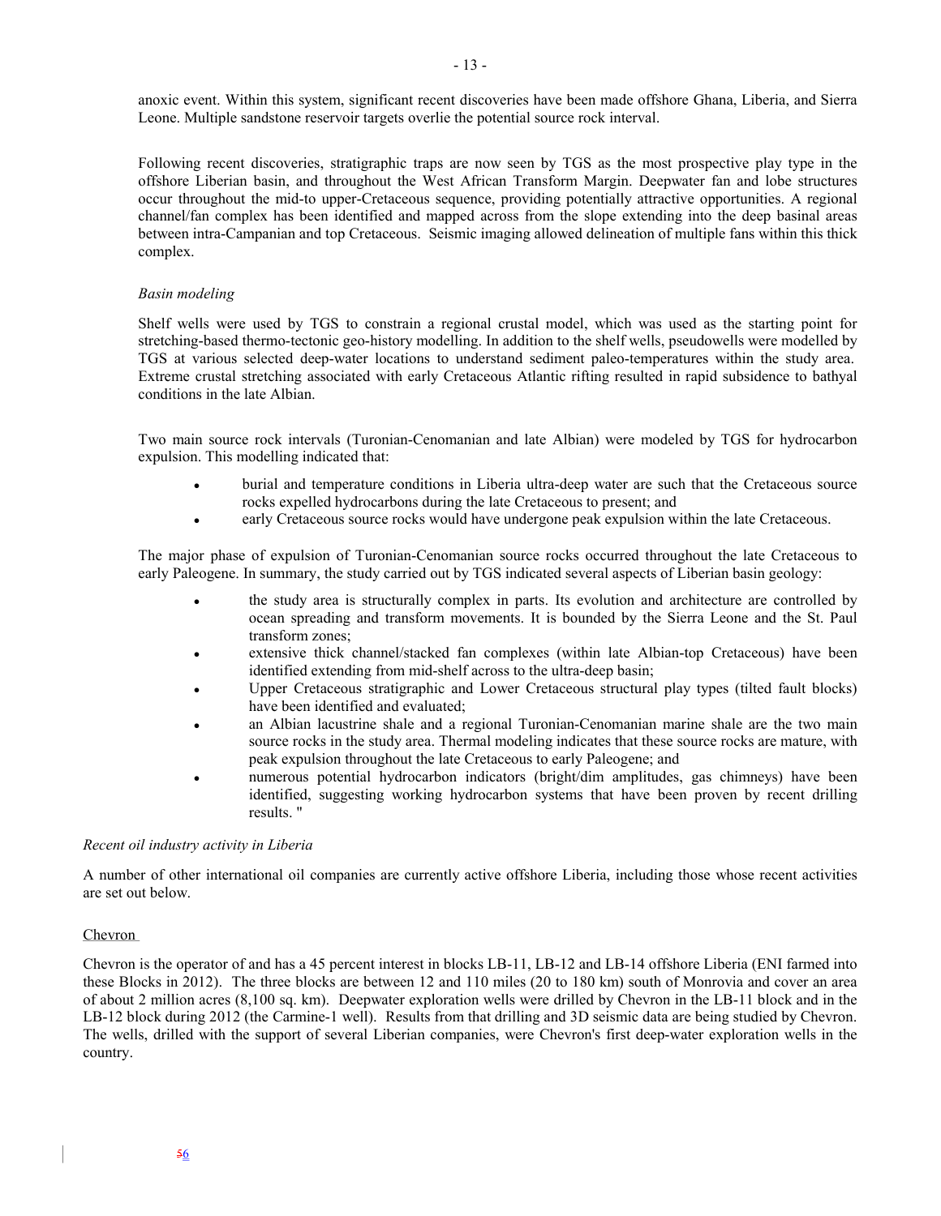anoxic event. Within this system, significant recent discoveries have been made offshore Ghana, Liberia, and Sierra Leone. Multiple sandstone reservoir targets overlie the potential source rock interval.

Following recent discoveries, stratigraphic traps are now seen by TGS as the most prospective play type in the offshore Liberian basin, and throughout the West African Transform Margin. Deepwater fan and lobe structures occur throughout the mid-to upper-Cretaceous sequence, providing potentially attractive opportunities. A regional channel/fan complex has been identified and mapped across from the slope extending into the deep basinal areas between intra-Campanian and top Cretaceous. Seismic imaging allowed delineation of multiple fans within this thick complex.

*Basin modeling*

Shelf wells were used by TGS to constrain a regional crustal model, which was used as the starting point for stretching-based thermo-tectonic geo-history modelling. In addition to the shelf wells, pseudowells were modelled by TGS at various selected deep-water locations to understand sediment paleo-temperatures within the study area. Extreme crustal stretching associated with early Cretaceous Atlantic rifting resulted in rapid subsidence to bathyal conditions in the late Albian.

Two main source rock intervals (Turonian-Cenomanian and late Albian) were modeled by TGS for hydrocarbon expulsion. This modelling indicated that:

- burial and temperature conditions in Liberia ultra-deep water are such that the Cretaceous source rocks expelled hydrocarbons during the late Cretaceous to present; and
- early Cretaceous source rocks would have undergone peak expulsion within the late Cretaceous.

The major phase of expulsion of Turonian-Cenomanian source rocks occurred throughout the late Cretaceous to early Paleogene. In summary, the study carried out by TGS indicated several aspects of Liberian basin geology:

- the study area is structurally complex in parts. Its evolution and architecture are controlled by ocean spreading and transform movements. It is bounded by the Sierra Leone and the St. Paul transform zones;
- extensive thick channel/stacked fan complexes (within late Albian-top Cretaceous) have been identified extending from mid-shelf across to the ultra-deep basin;
- Upper Cretaceous stratigraphic and Lower Cretaceous structural play types (tilted fault blocks) have been identified and evaluated;
- an Albian lacustrine shale and a regional Turonian-Cenomanian marine shale are the two main source rocks in the study area. Thermal modeling indicates that these source rocks are mature, with peak expulsion throughout the late Cretaceous to early Paleogene; and
- numerous potential hydrocarbon indicators (bright/dim amplitudes, gas chimneys) have been identified, suggesting working hydrocarbon systems that have been proven by recent drilling results. "

*Recent oil industry activity in Liberia*

A number of other international oil companies are currently active offshore Liberia, including those whose recent activities are set out below.

Chevron

Chevron is the operator of and has a 45 percent interest in blocks LB-11, LB-12 and LB-14 offshore Liberia (ENI farmed into these Blocks in 2012). The three blocks are between 12 and 110 miles (20 to 180 km) south of Monrovia and cover an area of about 2 million acres (8,100 sq. km). Deepwater exploration wells were drilled by Chevron in the LB-11 block and in the LB-12 block during 2012 (the Carmine-1 well). Results from that drilling and 3D seismic data are being studied by Chevron. The wells, drilled with the support of several Liberian companies, were Chevron's first deep-water exploration wells in the country.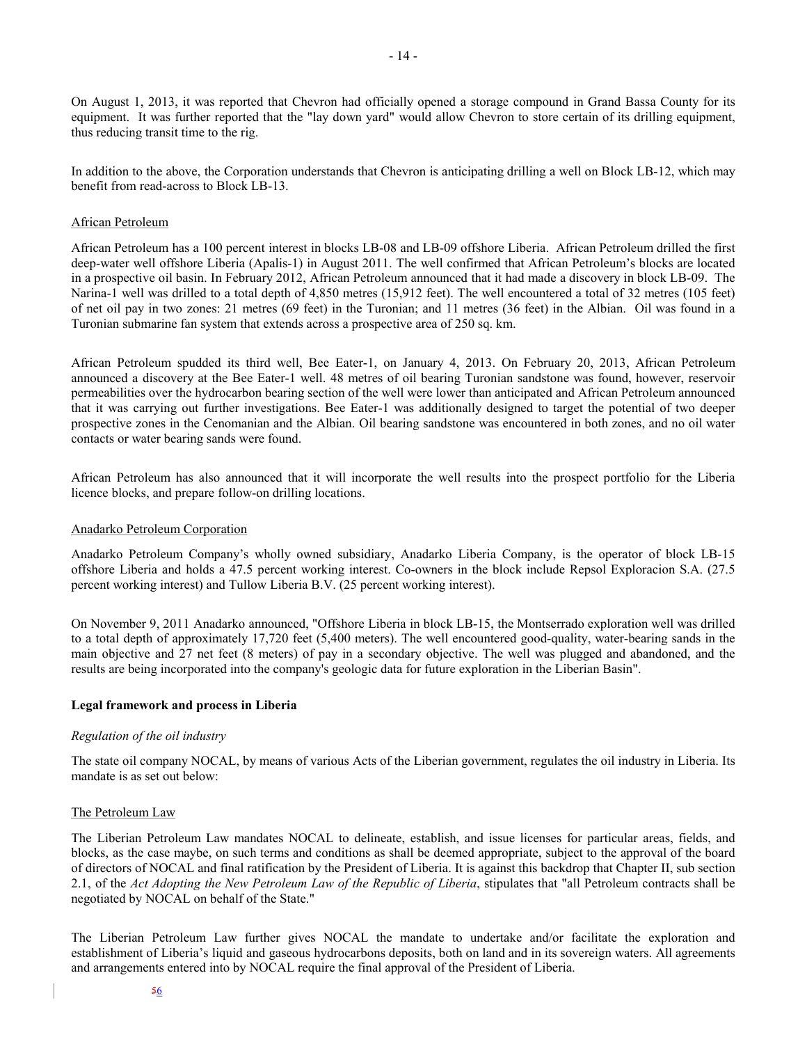On August 1, 2013, it was reported that Chevron had officially opened a storage compound in Grand Bassa County for its equipment. It was further reported that the "lay down yard" would allow Chevron to store certain of its drilling equipment, thus reducing transit time to the rig.

In addition to the above, the Corporation understands that Chevron is anticipating drilling a well on Block LB-12, which may benefit from read-across to Block LB-13.

African Petroleum

African Petroleum has a 100 percent interest in blocks LB-08 and LB-09 offshore Liberia. African Petroleum drilled the first deep-water well offshore Liberia (Apalis-1) in August 2011. The well confirmed that African Petroleum's blocks are located in a prospective oil basin. In February 2012, African Petroleum announced that it had made a discovery in block LB-09. The Narina-1 well was drilled to a total depth of 4,850 metres (15,912 feet). The well encountered a total of 32 metres (105 feet) of net oil pay in two zones: 21 metres (69 feet) in the Turonian; and 11 metres (36 feet) in the Albian. Oil was found in a Turonian submarine fan system that extends across a prospective area of 250 sq. km.

African Petroleum spudded its third well, Bee Eater-1, on January 4, 2013. On February 20, 2013, African Petroleum announced a discovery at the Bee Eater-1 well. 48 metres of oil bearing Turonian sandstone was found, however, reservoir permeabilities over the hydrocarbon bearing section of the well were lower than anticipated and African Petroleum announced that it was carrying out further investigations. Bee Eater-1 was additionally designed to target the potential of two deeper prospective zones in the Cenomanian and the Albian. Oil bearing sandstone was encountered in both zones, and no oil water contacts or water bearing sands were found.

African Petroleum has also announced that it will incorporate the well results into the prospect portfolio for the Liberia licence blocks, and prepare follow-on drilling locations.

Anadarko Petroleum Corporation

Anadarko Petroleum Company's wholly owned subsidiary, Anadarko Liberia Company, is the operator of block LB-15 offshore Liberia and holds a 47.5 percent working interest. Co-owners in the block include Repsol Exploracion S.A. (27.5 percent working interest) and Tullow Liberia B.V. (25 percent working interest).

On November 9, 2011 Anadarko announced, "Offshore Liberia in block LB-15, the Montserrado exploration well was drilled to a total depth of approximately 17,720 feet (5,400 meters). The well encountered good-quality, water-bearing sands in the main objective and 27 net feet (8 meters) of pay in a secondary objective. The well was plugged and abandoned, and the results are being incorporated into the company's geologic data for future exploration in the Liberian Basin".

## Legal framework and process in Liberia

*Regulation of the oil industry*

The state oil company NOCAL, by means of various Acts of the Liberian government, regulates the oil industry in Liberia. Its mandate is as set out below:

The Petroleum Law

The Liberian Petroleum Law mandates NOCAL to delineate, establish, and issue licenses for particular areas, fields, and blocks, as the case maybe, on such terms and conditions as shall be deemed appropriate, subject to the approval of the board of directors of NOCAL and final ratification by the President of Liberia. It is against this backdrop that Chapter II, sub section 2.1, of the *Act Adopting the New Petroleum Law of the Republic of Liberia*, stipulates that "all Petroleum contracts shall be negotiated by NOCAL on behalf of the State."

The Liberian Petroleum Law further gives NOCAL the mandate to undertake and/or facilitate the exploration and establishment of Liberia's liquid and gaseous hydrocarbons deposits, both on land and in its sovereign waters. All agreements and arrangements entered into by NOCAL require the final approval of the President of Liberia.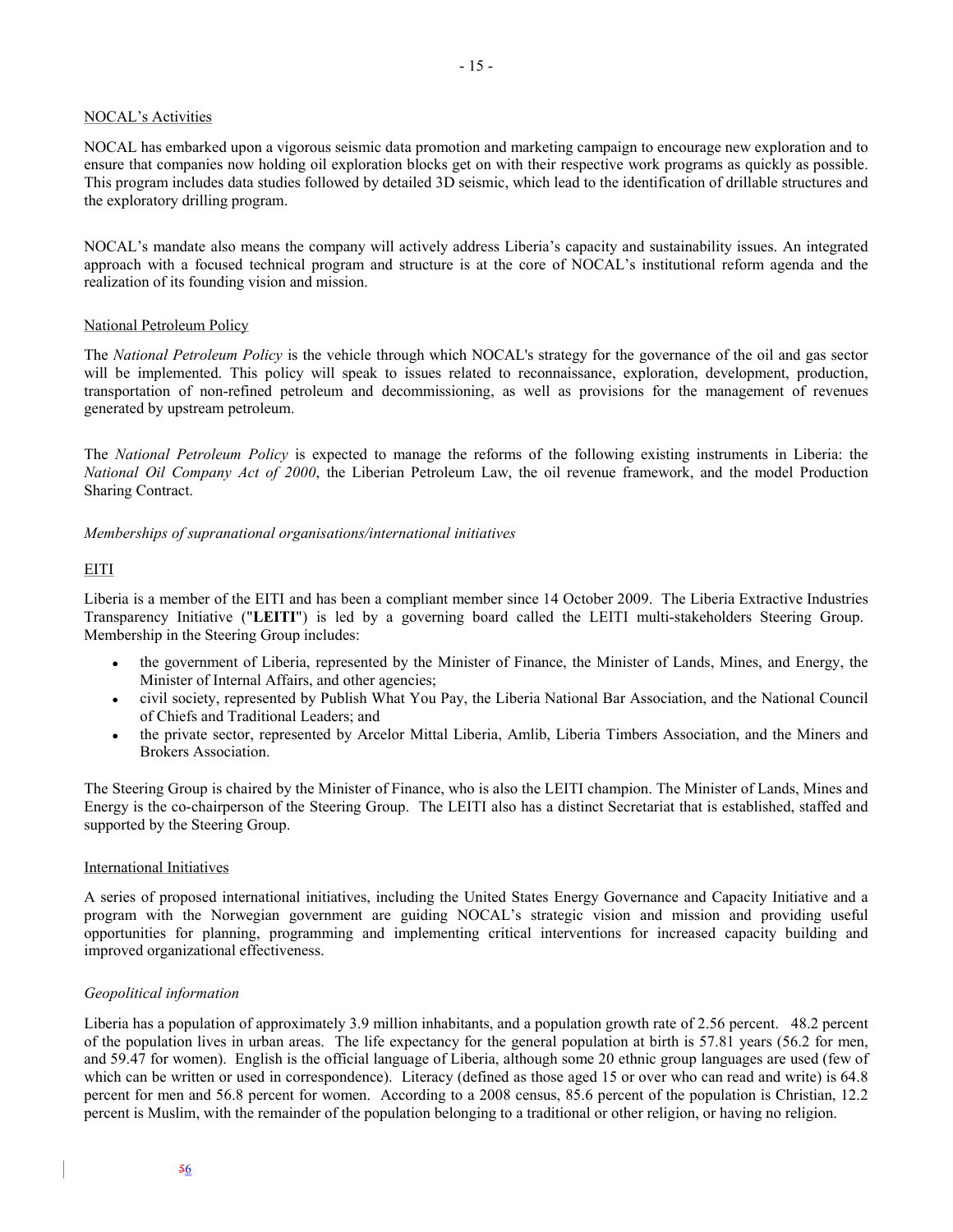NOCAL's Activities

NOCAL has embarked upon a vigorous seismic data promotion and marketing campaign to encourage new exploration and to ensure that companies now holding oil exploration blocks get on with their respective work programs as quickly as possible. This program includes data studies followed by detailed 3D seismic, which lead to the identification of drillable structures and the exploratory drilling program.

NOCAL's mandate also means the company will actively address Liberia's capacity and sustainability issues. An integrated approach with a focused technical program and structure is at the core of NOCAL's institutional reform agenda and the realization of its founding vision and mission.

National Petroleum Policy

The *National Petroleum Policy* is the vehicle through which NOCAL's strategy for the governance of the oil and gas sector will be implemented. This policy will speak to issues related to reconnaissance, exploration, development, production, transportation of non-refined petroleum and decommissioning, as well as provisions for the management of revenues generated by upstream petroleum.

The *National Petroleum Policy* is expected to manage the reforms of the following existing instruments in Liberia: the *National Oil Company Act of 2000*, the Liberian Petroleum Law, the oil revenue framework, and the model Production Sharing Contract.

*Memberships of supranational organisations/international initiatives*

EITI

Liberia is a member of the EITI and has been a compliant member since 14 October 2009. The Liberia Extractive Industries Transparency Initiative ("**LEITI**") is led by a governing board called the LEITI multi-stakeholders Steering Group. Membership in the Steering Group includes:

- the government of Liberia, represented by the Minister of Finance, the Minister of Lands, Mines, and Energy, the Minister of Internal Affairs, and other agencies;
- civil society, represented by Publish What You Pay, the Liberia National Bar Association, and the National Council of Chiefs and Traditional Leaders; and
- the private sector, represented by Arcelor Mittal Liberia, Amlib, Liberia Timbers Association, and the Miners and Brokers Association.

The Steering Group is chaired by the Minister of Finance, who is also the LEITI champion. The Minister of Lands, Mines and Energy is the co-chairperson of the Steering Group. The LEITI also has a distinct Secretariat that is established, staffed and supported by the Steering Group.

International Initiatives

A series of proposed international initiatives, including the United States Energy Governance and Capacity Initiative and a program with the Norwegian government are guiding NOCAL's strategic vision and mission and providing useful opportunities for planning, programming and implementing critical interventions for increased capacity building and improved organizational effectiveness.

*Geopolitical information*

Liberia has a population of approximately 3.9 million inhabitants, and a population growth rate of 2.56 percent. 48.2 percent of the population lives in urban areas. The life expectancy for the general population at birth is 57.81 years (56.2 for men, and 59.47 for women). English is the official language of Liberia, although some 20 ethnic group languages are used (few of which can be written or used in correspondence). Literacy (defined as those aged 15 or over who can read and write) is 64.8 percent for men and 56.8 percent for women. According to a 2008 census, 85.6 percent of the population is Christian, 12.2 percent is Muslim, with the remainder of the population belonging to a traditional or other religion, or having no religion.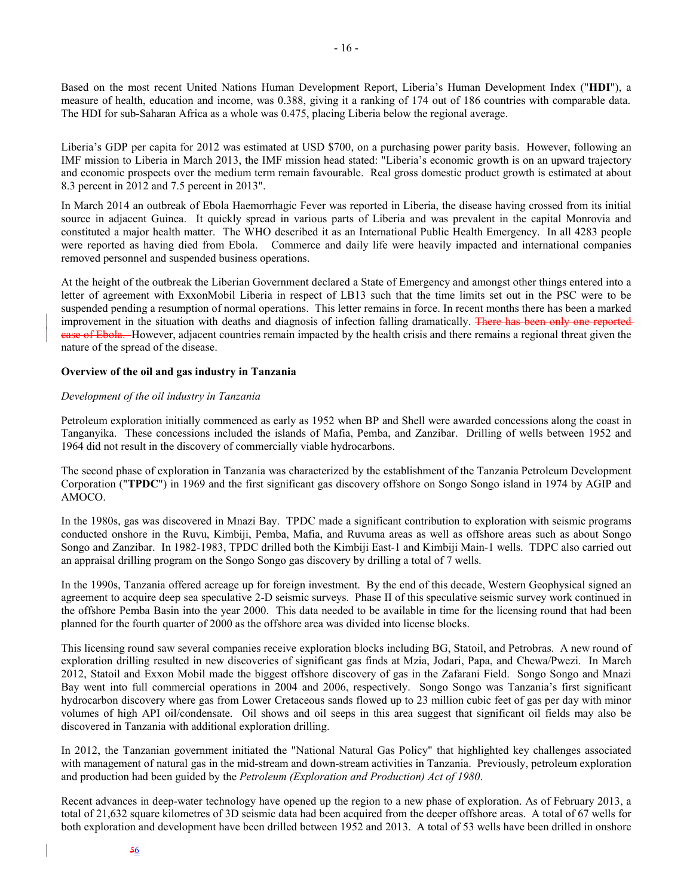Based on the most recent United Nations Human Development Report, Liberia's Human Development Index ("**HDI**"), a measure of health, education and income, was 0.388, giving it a ranking of 174 out of 186 countries with comparable data. The HDI for sub-Saharan Africa as a whole was 0.475, placing Liberia below the regional average.

Liberia's GDP per capita for 2012 was estimated at USD $700, on a purchasing power parity basis. However, following an IMF mission to Liberia in March 2013, the IMF mission head stated: "Liberia's economic growth is on an upward trajectory and economic prospects over the medium term remain favourable. Real gross domestic product growth is estimated at about 8.3 percent in 2012 and 7.5 percent in 2013".

In March 2014 an outbreak of Ebola Haemorrhagic Fever was reported in Liberia, the disease having crossed from its initial source in adjacent Guinea. It quickly spread in various parts of Liberia and was prevalent in the capital Monrovia and constituted a major health matter. The WHO described it as an International Public Health Emergency. In all 4283 people were reported as having died from Ebola. Commerce and daily life were heavily impacted and international companies removed personnel and suspended business operations.

At the height of the outbreak the Liberian Government declared a State of Emergency and amongst other things entered into a letter of agreement with ExxonMobil Liberia in respect of LB13 such that the time limits set out in the PSC were to be suspended pending a resumption of normal operations. This letter remains in force. In recent months there has been a marked improvement in the situation with deaths and diagnosis of infection falling dramatically. ~~There has been only one reported case of Ebola.~~ However, adjacent countries remain impacted by the health crisis and there remains a regional threat given the nature of the spread of the disease.

**Overview of the oil and gas industry in Tanzania**

*Development of the oil industry in Tanzania*

Petroleum exploration initially commenced as early as 1952 when BP and Shell were awarded concessions along the coast in Tanganyika. These concessions included the islands of Mafia, Pemba, and Zanzibar. Drilling of wells between 1952 and 1964 did not result in the discovery of commercially viable hydrocarbons.

The second phase of exploration in Tanzania was characterized by the establishment of the Tanzania Petroleum Development Corporation ("**TPDC**") in 1969 and the first significant gas discovery offshore on Songo Songo island in 1974 by AGIP and AMOCO.

In the 1980s, gas was discovered in Mnazi Bay. TPDC made a significant contribution to exploration with seismic programs conducted onshore in the Ruvu, Kimbiji, Pemba, Mafia, and Ruvuma areas as well as offshore areas such as about Songo Songo and Zanzibar. In 1982-1983, TPDC drilled both the Kimbiji East-1 and Kimbiji Main-1 wells. TDPC also carried out an appraisal drilling program on the Songo Songo gas discovery by drilling a total of 7 wells.

In the 1990s, Tanzania offered acreage up for foreign investment. By the end of this decade, Western Geophysical signed an agreement to acquire deep sea speculative 2-D seismic surveys. Phase II of this speculative seismic survey work continued in the offshore Pemba Basin into the year 2000. This data needed to be available in time for the licensing round that had been planned for the fourth quarter of 2000 as the offshore area was divided into license blocks.

This licensing round saw several companies receive exploration blocks including BG, Statoil, and Petrobras. A new round of exploration drilling resulted in new discoveries of significant gas finds at Mzia, Jodari, Papa, and Chewa/Pwezi. In March 2012, Statoil and Exxon Mobil made the biggest offshore discovery of gas in the Zafarani Field. Songo Songo and Mnazi Bay went into full commercial operations in 2004 and 2006, respectively. Songo Songo was Tanzania's first significant hydrocarbon discovery where gas from Lower Cretaceous sands flowed up to 23 million cubic feet of gas per day with minor volumes of high API oil/condensate. Oil shows and oil seeps in this area suggest that significant oil fields may also be discovered in Tanzania with additional exploration drilling.

In 2012, the Tanzanian government initiated the "National Natural Gas Policy" that highlighted key challenges associated with management of natural gas in the mid-stream and down-stream activities in Tanzania. Previously, petroleum exploration and production had been guided by the *Petroleum (Exploration and Production) Act of 1980*.

Recent advances in deep-water technology have opened up the region to a new phase of exploration. As of February 2013, a total of 21,632 square kilometres of 3D seismic data had been acquired from the deeper offshore areas. A total of 67 wells for both exploration and development have been drilled between 1952 and 2013. A total of 53 wells have been drilled in onshore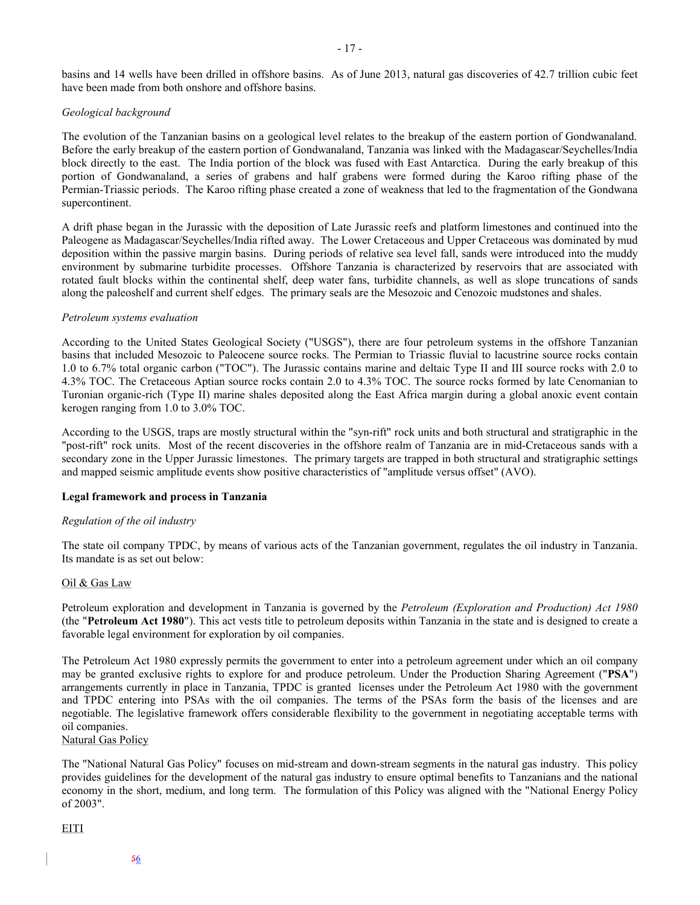basins and 14 wells have been drilled in offshore basins. As of June 2013, natural gas discoveries of 42.7 trillion cubic feet have been made from both onshore and offshore basins.

*Geological background*

The evolution of the Tanzanian basins on a geological level relates to the breakup of the eastern portion of Gondwanaland. Before the early breakup of the eastern portion of Gondwanaland, Tanzania was linked with the Madagascar/Seychelles/India block directly to the east. The India portion of the block was fused with East Antarctica. During the early breakup of this portion of Gondwanaland, a series of grabens and half grabens were formed during the Karoo rifting phase of the Permian-Triassic periods. The Karoo rifting phase created a zone of weakness that led to the fragmentation of the Gondwana supercontinent.

A drift phase began in the Jurassic with the deposition of Late Jurassic reefs and platform limestones and continued into the Paleogene as Madagascar/Seychelles/India rifted away. The Lower Cretaceous and Upper Cretaceous was dominated by mud deposition within the passive margin basins. During periods of relative sea level fall, sands were introduced into the muddy environment by submarine turbidite processes. Offshore Tanzania is characterized by reservoirs that are associated with rotated fault blocks within the continental shelf, deep water fans, turbidite channels, as well as slope truncations of sands along the paleoshelf and current shelf edges. The primary seals are the Mesozoic and Cenozoic mudstones and shales.

*Petroleum systems evaluation*

According to the United States Geological Society ("USGS"), there are four petroleum systems in the offshore Tanzanian basins that included Mesozoic to Paleocene source rocks. The Permian to Triassic fluvial to lacustrine source rocks contain 1.0 to 6.7% total organic carbon ("TOC"). The Jurassic contains marine and deltaic Type II and III source rocks with 2.0 to 4.3% TOC. The Cretaceous Aptian source rocks contain 2.0 to 4.3% TOC. The source rocks formed by late Cenomanian to Turonian organic-rich (Type II) marine shales deposited along the East Africa margin during a global anoxic event contain kerogen ranging from 1.0 to 3.0% TOC.

According to the USGS, traps are mostly structural within the "syn-rift" rock units and both structural and stratigraphic in the "post-rift" rock units. Most of the recent discoveries in the offshore realm of Tanzania are in mid-Cretaceous sands with a secondary zone in the Upper Jurassic limestones. The primary targets are trapped in both structural and stratigraphic settings and mapped seismic amplitude events show positive characteristics of "amplitude versus offset" (AVO).

**Legal framework and process in Tanzania**

*Regulation of the oil industry*

The state oil company TPDC, by means of various acts of the Tanzanian government, regulates the oil industry in Tanzania. Its mandate is as set out below:

Oil & Gas Law

Petroleum exploration and development in Tanzania is governed by the *Petroleum (Exploration and Production) Act 1980* (the "**Petroleum Act 1980**"). This act vests title to petroleum deposits within Tanzania in the state and is designed to create a favorable legal environment for exploration by oil companies.

The Petroleum Act 1980 expressly permits the government to enter into a petroleum agreement under which an oil company may be granted exclusive rights to explore for and produce petroleum. Under the Production Sharing Agreement ("**PSA**") arrangements currently in place in Tanzania, TPDC is granted licenses under the Petroleum Act 1980 with the government and TPDC entering into PSAs with the oil companies. The terms of the PSAs form the basis of the licenses and are negotiable. The legislative framework offers considerable flexibility to the government in negotiating acceptable terms with oil companies.

Natural Gas Policy

The "National Natural Gas Policy" focuses on mid-stream and down-stream segments in the natural gas industry. This policy provides guidelines for the development of the natural gas industry to ensure optimal benefits to Tanzanians and the national economy in the short, medium, and long term. The formulation of this Policy was aligned with the "National Energy Policy of 2003".

EITI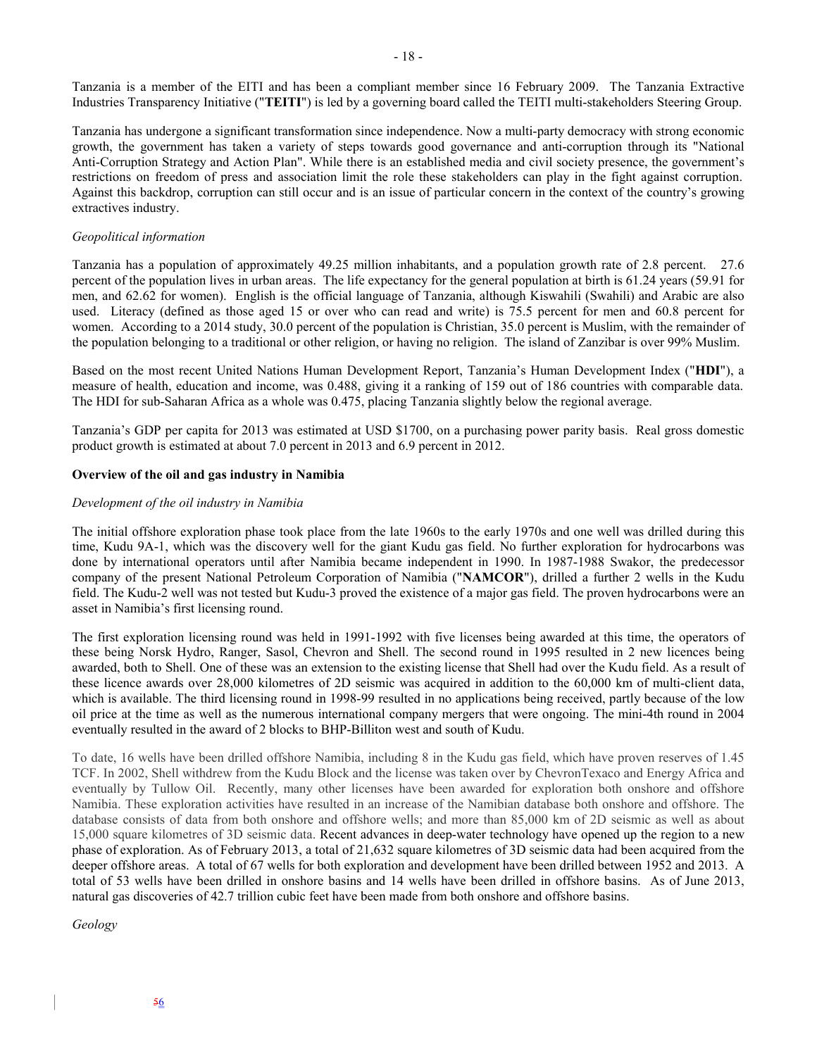Tanzania is a member of the EITI and has been a compliant member since 16 February 2009. The Tanzania Extractive Industries Transparency Initiative ("**TEITI**") is led by a governing board called the TEITI multi-stakeholders Steering Group.

Tanzania has undergone a significant transformation since independence. Now a multi-party democracy with strong economic growth, the government has taken a variety of steps towards good governance and anti-corruption through its "National Anti-Corruption Strategy and Action Plan". While there is an established media and civil society presence, the government's restrictions on freedom of press and association limit the role these stakeholders can play in the fight against corruption. Against this backdrop, corruption can still occur and is an issue of particular concern in the context of the country's growing extractives industry.

*Geopolitical information*

Tanzania has a population of approximately 49.25 million inhabitants, and a population growth rate of 2.8 percent. 27.6 percent of the population lives in urban areas. The life expectancy for the general population at birth is 61.24 years (59.91 for men, and 62.62 for women). English is the official language of Tanzania, although Kiswahili (Swahili) and Arabic are also used. Literacy (defined as those aged 15 or over who can read and write) is 75.5 percent for men and 60.8 percent for women. According to a 2014 study, 30.0 percent of the population is Christian, 35.0 percent is Muslim, with the remainder of the population belonging to a traditional or other religion, or having no religion. The island of Zanzibar is over 99% Muslim.

Based on the most recent United Nations Human Development Report, Tanzania's Human Development Index ("**HDI**"), a measure of health, education and income, was 0.488, giving it a ranking of 159 out of 186 countries with comparable data. The HDI for sub-Saharan Africa as a whole was 0.475, placing Tanzania slightly below the regional average.

Tanzania's GDP per capita for 2013 was estimated at USD $1700, on a purchasing power parity basis. Real gross domestic product growth is estimated at about 7.0 percent in 2013 and 6.9 percent in 2012.

**Overview of the oil and gas industry in Namibia**

*Development of the oil industry in Namibia*

The initial offshore exploration phase took place from the late 1960s to the early 1970s and one well was drilled during this time, Kudu 9A-1, which was the discovery well for the giant Kudu gas field. No further exploration for hydrocarbons was done by international operators until after Namibia became independent in 1990. In 1987-1988 Swakor, the predecessor company of the present National Petroleum Corporation of Namibia ("**NAMCOR**"), drilled a further 2 wells in the Kudu field. The Kudu-2 well was not tested but Kudu-3 proved the existence of a major gas field. The proven hydrocarbons were an asset in Namibia's first licensing round.

The first exploration licensing round was held in 1991-1992 with five licenses being awarded at this time, the operators of these being Norsk Hydro, Ranger, Sasol, Chevron and Shell. The second round in 1995 resulted in 2 new licences being awarded, both to Shell. One of these was an extension to the existing license that Shell had over the Kudu field. As a result of these licence awards over 28,000 kilometres of 2D seismic was acquired in addition to the 60,000 km of multi-client data, which is available. The third licensing round in 1998-99 resulted in no applications being received, partly because of the low oil price at the time as well as the numerous international company mergers that were ongoing. The mini-4th round in 2004 eventually resulted in the award of 2 blocks to BHP-Billiton west and south of Kudu.

To date, 16 wells have been drilled offshore Namibia, including 8 in the Kudu gas field, which have proven reserves of 1.45 TCF. In 2002, Shell withdrew from the Kudu Block and the license was taken over by ChevronTexaco and Energy Africa and eventually by Tullow Oil. Recently, many other licenses have been awarded for exploration both onshore and offshore Namibia. These exploration activities have resulted in an increase of the Namibian database both onshore and offshore. The database consists of data from both onshore and offshore wells; and more than 85,000 km of 2D seismic as well as about 15,000 square kilometres of 3D seismic data. Recent advances in deep-water technology have opened up the region to a new phase of exploration. As of February 2013, a total of 21,632 square kilometres of 3D seismic data had been acquired from the deeper offshore areas. A total of 67 wells for both exploration and development have been drilled between 1952 and 2013. A total of 53 wells have been drilled in onshore basins and 14 wells have been drilled in offshore basins. As of June 2013, natural gas discoveries of 42.7 trillion cubic feet have been made from both onshore and offshore basins.

*Geology*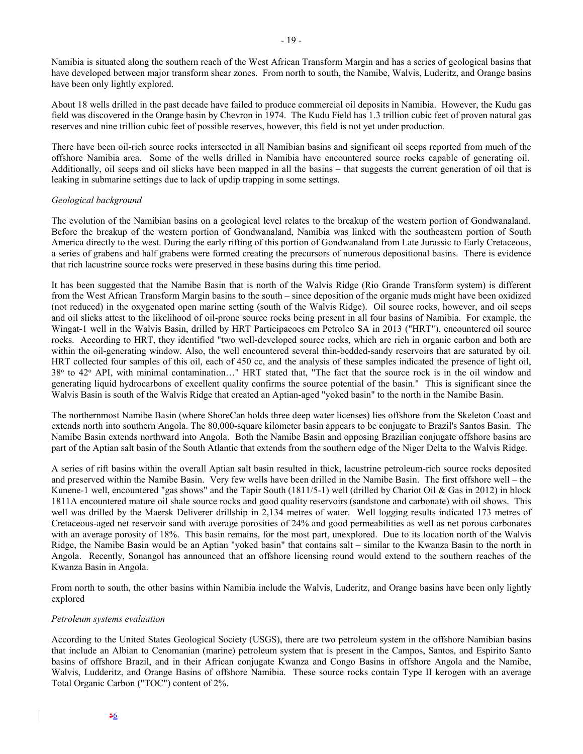Namibia is situated along the southern reach of the West African Transform Margin and has a series of geological basins that have developed between major transform shear zones. From north to south, the Namibe, Walvis, Luderitz, and Orange basins have been only lightly explored.

About 18 wells drilled in the past decade have failed to produce commercial oil deposits in Namibia. However, the Kudu gas field was discovered in the Orange basin by Chevron in 1974. The Kudu Field has 1.3 trillion cubic feet of proven natural gas reserves and nine trillion cubic feet of possible reserves, however, this field is not yet under production.

There have been oil-rich source rocks intersected in all Namibian basins and significant oil seeps reported from much of the offshore Namibia area. Some of the wells drilled in Namibia have encountered source rocks capable of generating oil. Additionally, oil seeps and oil slicks have been mapped in all the basins – that suggests the current generation of oil that is leaking in submarine settings due to lack of updip trapping in some settings.

*Geological background*

The evolution of the Namibian basins on a geological level relates to the breakup of the western portion of Gondwanaland. Before the breakup of the western portion of Gondwanaland, Namibia was linked with the southeastern portion of South America directly to the west. During the early rifting of this portion of Gondwanaland from Late Jurassic to Early Cretaceous, a series of grabens and half grabens were formed creating the precursors of numerous depositional basins. There is evidence that rich lacustrine source rocks were preserved in these basins during this time period.

It has been suggested that the Namibe Basin that is north of the Walvis Ridge (Rio Grande Transform system) is different from the West African Transform Margin basins to the south – since deposition of the organic muds might have been oxidized (not reduced) in the oxygenated open marine setting (south of the Walvis Ridge). Oil source rocks, however, and oil seeps and oil slicks attest to the likelihood of oil-prone source rocks being present in all four basins of Namibia. For example, the Wingat-1 well in the Walvis Basin, drilled by HRT Participacoes em Petroleo SA in 2013 ("HRT"), encountered oil source rocks. According to HRT, they identified "two well-developed source rocks, which are rich in organic carbon and both are within the oil-generating window. Also, the well encountered several thin-bedded-sandy reservoirs that are saturated by oil. HRT collected four samples of this oil, each of 450 cc, and the analysis of these samples indicated the presence of light oil, $38^{o}$ to $42^{o}$ API, with minimal contamination…" HRT stated that, "The fact that the source rock is in the oil window and generating liquid hydrocarbons of excellent quality confirms the source potential of the basin." This is significant since the Walvis Basin is south of the Walvis Ridge that created an Aptian-aged "yoked basin" to the north in the Namibe Basin.

The northernmost Namibe Basin (where ShoreCan holds three deep water licenses) lies offshore from the Skeleton Coast and extends north into southern Angola. The 80,000-square kilometer basin appears to be conjugate to Brazil's Santos Basin. The Namibe Basin extends northward into Angola. Both the Namibe Basin and opposing Brazilian conjugate offshore basins are part of the Aptian salt basin of the South Atlantic that extends from the southern edge of the Niger Delta to the Walvis Ridge.

A series of rift basins within the overall Aptian salt basin resulted in thick, lacustrine petroleum-rich source rocks deposited and preserved within the Namibe Basin. Very few wells have been drilled in the Namibe Basin. The first offshore well – the Kunene-1 well, encountered "gas shows" and the Tapir South (1811/5-1) well (drilled by Chariot Oil & Gas in 2012) in block 1811A encountered mature oil shale source rocks and good quality reservoirs (sandstone and carbonate) with oil shows. This well was drilled by the Maersk Deliverer drillship in 2,134 metres of water. Well logging results indicated 173 metres of Cretaceous-aged net reservoir sand with average porosities of 24% and good permeabilities as well as net porous carbonates with an average porosity of 18%. This basin remains, for the most part, unexplored. Due to its location north of the Walvis Ridge, the Namibe Basin would be an Aptian "yoked basin" that contains salt – similar to the Kwanza Basin to the north in Angola. Recently, Sonangol has announced that an offshore licensing round would extend to the southern reaches of the Kwanza Basin in Angola.

From north to south, the other basins within Namibia include the Walvis, Luderitz, and Orange basins have been only lightly explored

*Petroleum systems evaluation*

According to the United States Geological Society (USGS), there are two petroleum system in the offshore Namibian basins that include an Albian to Cenomanian (marine) petroleum system that is present in the Campos, Santos, and Espirito Santo basins of offshore Brazil, and in their African conjugate Kwanza and Congo Basins in offshore Angola and the Namibe, Walvis, Ludderitz, and Orange Basins of offshore Namibia. These source rocks contain Type II kerogen with an average Total Organic Carbon ("TOC") content of 2%.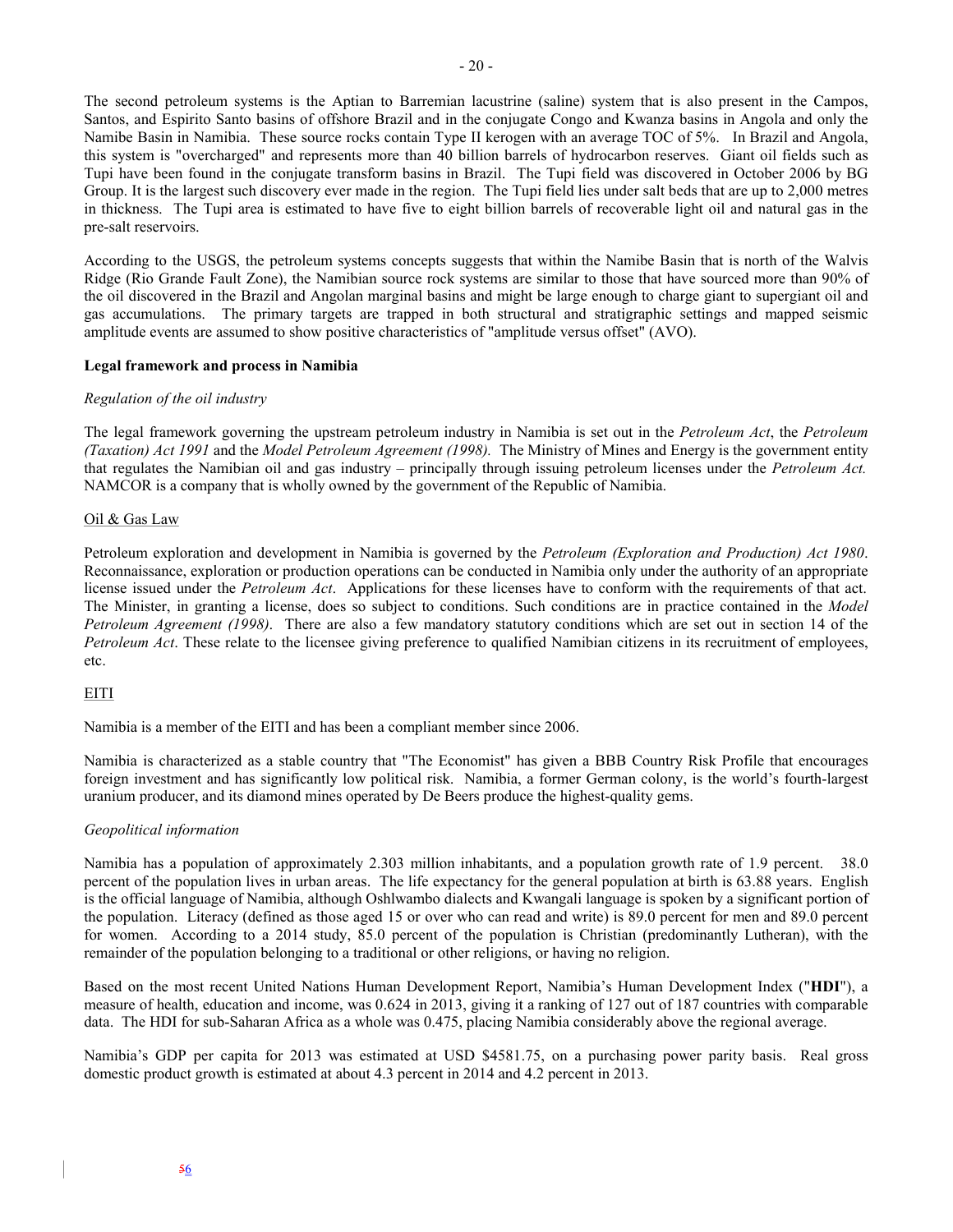The second petroleum systems is the Aptian to Barremian lacustrine (saline) system that is also present in the Campos, Santos, and Espirito Santo basins of offshore Brazil and in the conjugate Congo and Kwanza basins in Angola and only the Namibe Basin in Namibia. These source rocks contain Type II kerogen with an average TOC of 5%. In Brazil and Angola, this system is "overcharged" and represents more than 40 billion barrels of hydrocarbon reserves. Giant oil fields such as Tupi have been found in the conjugate transform basins in Brazil. The Tupi field was discovered in October 2006 by BG Group. It is the largest such discovery ever made in the region. The Tupi field lies under salt beds that are up to 2,000 metres in thickness. The Tupi area is estimated to have five to eight billion barrels of recoverable light oil and natural gas in the pre-salt reservoirs.

According to the USGS, the petroleum systems concepts suggests that within the Namibe Basin that is north of the Walvis Ridge (Rio Grande Fault Zone), the Namibian source rock systems are similar to those that have sourced more than 90% of the oil discovered in the Brazil and Angolan marginal basins and might be large enough to charge giant to supergiant oil and gas accumulations. The primary targets are trapped in both structural and stratigraphic settings and mapped seismic amplitude events are assumed to show positive characteristics of "amplitude versus offset" (AVO).

**Legal framework and process in Namibia**

*Regulation of the oil industry*

The legal framework governing the upstream petroleum industry in Namibia is set out in the *Petroleum Act*, the *Petroleum (Taxation) Act 1991* and the *Model Petroleum Agreement (1998).* The Ministry of Mines and Energy is the government entity that regulates the Namibian oil and gas industry – principally through issuing petroleum licenses under the *Petroleum Act.* NAMCOR is a company that is wholly owned by the government of the Republic of Namibia.

Oil & Gas Law

Petroleum exploration and development in Namibia is governed by the *Petroleum (Exploration and Production) Act 1980*. Reconnaissance, exploration or production operations can be conducted in Namibia only under the authority of an appropriate license issued under the *Petroleum Act*. Applications for these licenses have to conform with the requirements of that act. The Minister, in granting a license, does so subject to conditions. Such conditions are in practice contained in the *Model Petroleum Agreement (1998)*. There are also a few mandatory statutory conditions which are set out in section 14 of the *Petroleum Act*. These relate to the licensee giving preference to qualified Namibian citizens in its recruitment of employees, etc.

EITI

Namibia is a member of the EITI and has been a compliant member since 2006.

Namibia is characterized as a stable country that "The Economist" has given a BBB Country Risk Profile that encourages foreign investment and has significantly low political risk. Namibia, a former German colony, is the world's fourth-largest uranium producer, and its diamond mines operated by De Beers produce the highest-quality gems.

*Geopolitical information*

Namibia has a population of approximately 2.303 million inhabitants, and a population growth rate of 1.9 percent. 38.0 percent of the population lives in urban areas. The life expectancy for the general population at birth is 63.88 years. English is the official language of Namibia, although Oshlwambo dialects and Kwangali language is spoken by a significant portion of the population. Literacy (defined as those aged 15 or over who can read and write) is 89.0 percent for men and 89.0 percent for women. According to a 2014 study, 85.0 percent of the population is Christian (predominantly Lutheran), with the remainder of the population belonging to a traditional or other religions, or having no religion.

Based on the most recent United Nations Human Development Report, Namibia's Human Development Index ("**HDI**"), a measure of health, education and income, was 0.624 in 2013, giving it a ranking of 127 out of 187 countries with comparable data. The HDI for sub-Saharan Africa as a whole was 0.475, placing Namibia considerably above the regional average.

Namibia's GDP per capita for 2013 was estimated at USD $4581.75, on a purchasing power parity basis. Real gross domestic product growth is estimated at about 4.3 percent in 2014 and 4.2 percent in 2013.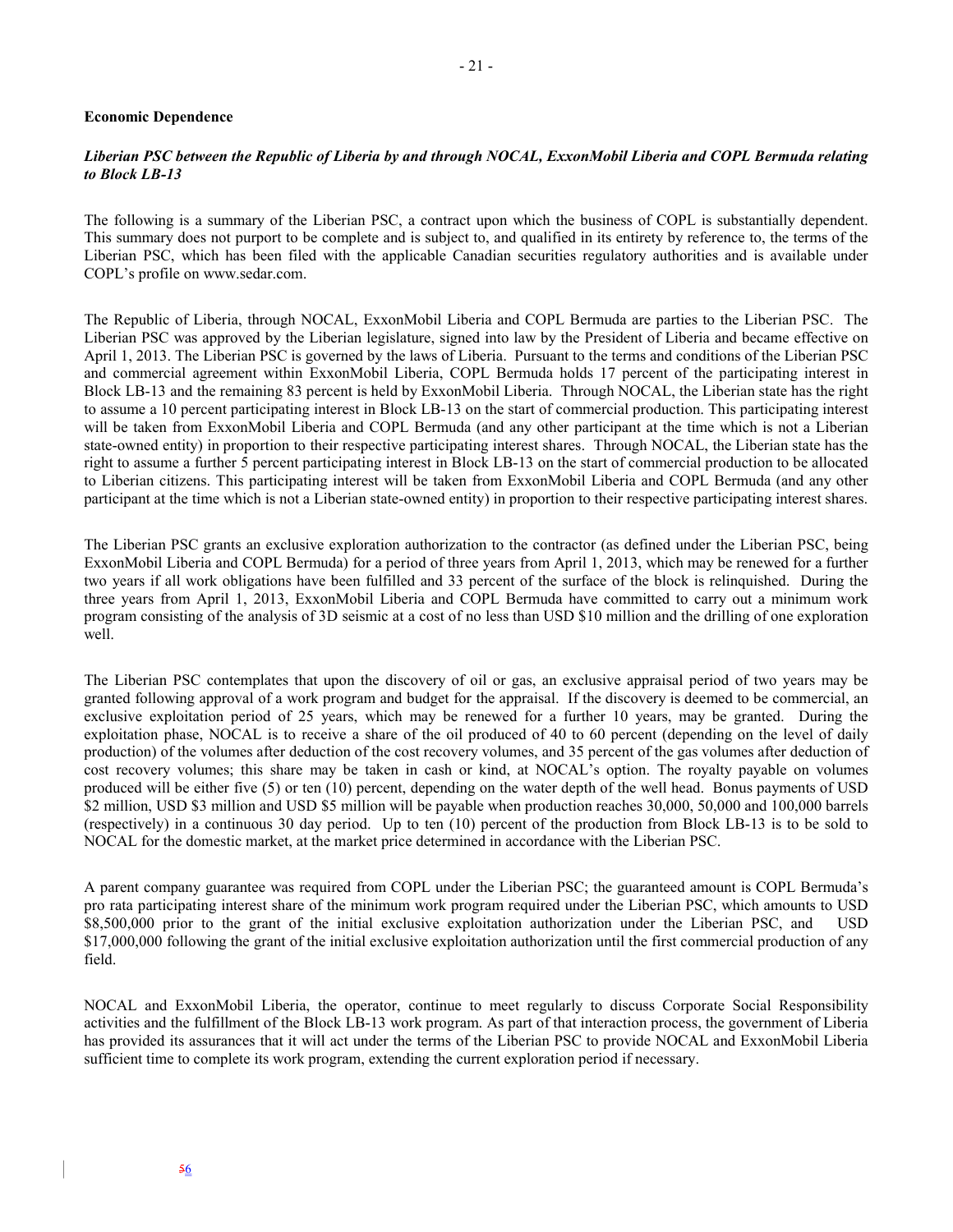**Economic Dependence**

***Liberian PSC between the Republic of Liberia by and through NOCAL, ExxonMobil Liberia and COPL Bermuda relating to Block LB-13***

The following is a summary of the Liberian PSC, a contract upon which the business of COPL is substantially dependent. This summary does not purport to be complete and is subject to, and qualified in its entirety by reference to, the terms of the Liberian PSC, which has been filed with the applicable Canadian securities regulatory authorities and is available under COPL's profile on www.sedar.com.

The Republic of Liberia, through NOCAL, ExxonMobil Liberia and COPL Bermuda are parties to the Liberian PSC. The Liberian PSC was approved by the Liberian legislature, signed into law by the President of Liberia and became effective on April 1, 2013. The Liberian PSC is governed by the laws of Liberia. Pursuant to the terms and conditions of the Liberian PSC and commercial agreement within ExxonMobil Liberia, COPL Bermuda holds 17 percent of the participating interest in Block LB-13 and the remaining 83 percent is held by ExxonMobil Liberia. Through NOCAL, the Liberian state has the right to assume a 10 percent participating interest in Block LB-13 on the start of commercial production. This participating interest will be taken from ExxonMobil Liberia and COPL Bermuda (and any other participant at the time which is not a Liberian state-owned entity) in proportion to their respective participating interest shares. Through NOCAL, the Liberian state has the right to assume a further 5 percent participating interest in Block LB-13 on the start of commercial production to be allocated to Liberian citizens. This participating interest will be taken from ExxonMobil Liberia and COPL Bermuda (and any other participant at the time which is not a Liberian state-owned entity) in proportion to their respective participating interest shares.

The Liberian PSC grants an exclusive exploration authorization to the contractor (as defined under the Liberian PSC, being ExxonMobil Liberia and COPL Bermuda) for a period of three years from April 1, 2013, which may be renewed for a further two years if all work obligations have been fulfilled and 33 percent of the surface of the block is relinquished. During the three years from April 1, 2013, ExxonMobil Liberia and COPL Bermuda have committed to carry out a minimum work program consisting of the analysis of 3D seismic at a cost of no less than USD $10 million and the drilling of one exploration well.

The Liberian PSC contemplates that upon the discovery of oil or gas, an exclusive appraisal period of two years may be granted following approval of a work program and budget for the appraisal. If the discovery is deemed to be commercial, an exclusive exploitation period of 25 years, which may be renewed for a further 10 years, may be granted. During the exploitation phase, NOCAL is to receive a share of the oil produced of 40 to 60 percent (depending on the level of daily production) of the volumes after deduction of the cost recovery volumes, and 35 percent of the gas volumes after deduction of cost recovery volumes; this share may be taken in cash or kind, at NOCAL's option. The royalty payable on volumes produced will be either five (5) or ten (10) percent, depending on the water depth of the well head. Bonus payments of USD $2 million, USD $3 million and USD $5 million will be payable when production reaches 30,000, 50,000 and 100,000 barrels (respectively) in a continuous 30 day period. Up to ten (10) percent of the production from Block LB-13 is to be sold to NOCAL for the domestic market, at the market price determined in accordance with the Liberian PSC.

A parent company guarantee was required from COPL under the Liberian PSC; the guaranteed amount is COPL Bermuda's pro rata participating interest share of the minimum work program required under the Liberian PSC, which amounts to USD $8,500,000 prior to the grant of the initial exclusive exploitation authorization under the Liberian PSC, and USD $17,000,000 following the grant of the initial exclusive exploitation authorization until the first commercial production of any field.

NOCAL and ExxonMobil Liberia, the operator, continue to meet regularly to discuss Corporate Social Responsibility activities and the fulfillment of the Block LB-13 work program. As part of that interaction process, the government of Liberia has provided its assurances that it will act under the terms of the Liberian PSC to provide NOCAL and ExxonMobil Liberia sufficient time to complete its work program, extending the current exploration period if necessary.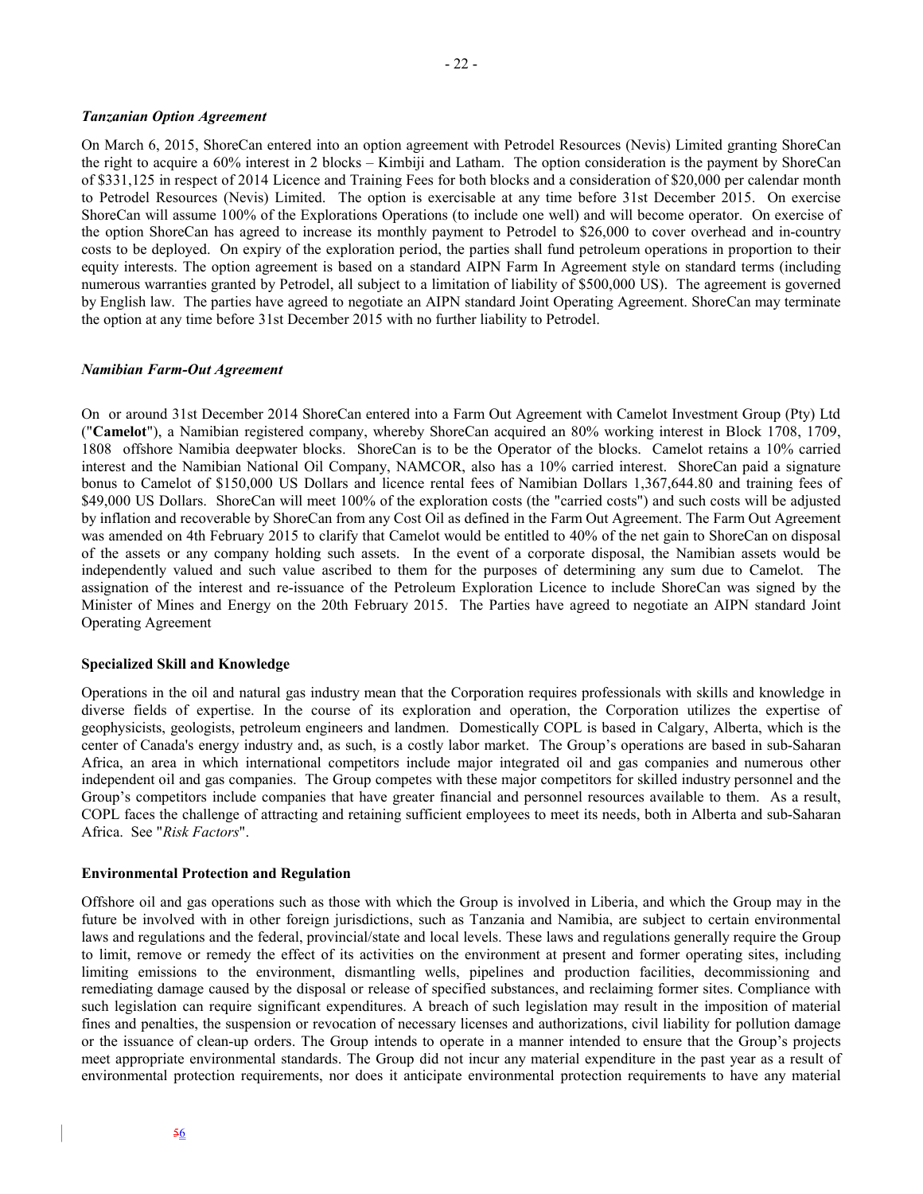### *Tanzanian Option Agreement*

On March 6, 2015, ShoreCan entered into an option agreement with Petrodel Resources (Nevis) Limited granting ShoreCan the right to acquire a 60% interest in 2 blocks – Kimbiji and Latham. The option consideration is the payment by ShoreCan of $331,125 in respect of 2014 Licence and Training Fees for both blocks and a consideration of $20,000 per calendar month to Petrodel Resources (Nevis) Limited. The option is exercisable at any time before 31st December 2015. On exercise ShoreCan will assume 100% of the Explorations Operations (to include one well) and will become operator. On exercise of the option ShoreCan has agreed to increase its monthly payment to Petrodel to $26,000 to cover overhead and in-country costs to be deployed. On expiry of the exploration period, the parties shall fund petroleum operations in proportion to their equity interests. The option agreement is based on a standard AIPN Farm In Agreement style on standard terms (including numerous warranties granted by Petrodel, all subject to a limitation of liability of $500,000 US). The agreement is governed by English law. The parties have agreed to negotiate an AIPN standard Joint Operating Agreement. ShoreCan may terminate the option at any time before 31st December 2015 with no further liability to Petrodel.

### *Namibian Farm-Out Agreement*

On or around 31st December 2014 ShoreCan entered into a Farm Out Agreement with Camelot Investment Group (Pty) Ltd ("**Camelot**"), a Namibian registered company, whereby ShoreCan acquired an 80% working interest in Block 1708, 1709, 1808 offshore Namibia deepwater blocks. ShoreCan is to be the Operator of the blocks. Camelot retains a 10% carried interest and the Namibian National Oil Company, NAMCOR, also has a 10% carried interest. ShoreCan paid a signature bonus to Camelot of $150,000 US Dollars and licence rental fees of Namibian Dollars 1,367,644.80 and training fees of $49,000 US Dollars. ShoreCan will meet 100% of the exploration costs (the "carried costs") and such costs will be adjusted by inflation and recoverable by ShoreCan from any Cost Oil as defined in the Farm Out Agreement. The Farm Out Agreement was amended on 4th February 2015 to clarify that Camelot would be entitled to 40% of the net gain to ShoreCan on disposal of the assets or any company holding such assets. In the event of a corporate disposal, the Namibian assets would be independently valued and such value ascribed to them for the purposes of determining any sum due to Camelot. The assignation of the interest and re-issuance of the Petroleum Exploration Licence to include ShoreCan was signed by the Minister of Mines and Energy on the 20th February 2015. The Parties have agreed to negotiate an AIPN standard Joint Operating Agreement

### Specialized Skill and Knowledge

Operations in the oil and natural gas industry mean that the Corporation requires professionals with skills and knowledge in diverse fields of expertise. In the course of its exploration and operation, the Corporation utilizes the expertise of geophysicists, geologists, petroleum engineers and landmen. Domestically COPL is based in Calgary, Alberta, which is the center of Canada's energy industry and, as such, is a costly labor market. The Group's operations are based in sub-Saharan Africa, an area in which international competitors include major integrated oil and gas companies and numerous other independent oil and gas companies. The Group competes with these major competitors for skilled industry personnel and the Group's competitors include companies that have greater financial and personnel resources available to them. As a result, COPL faces the challenge of attracting and retaining sufficient employees to meet its needs, both in Alberta and sub-Saharan Africa. See "*Risk Factors*".

### Environmental Protection and Regulation

Offshore oil and gas operations such as those with which the Group is involved in Liberia, and which the Group may in the future be involved with in other foreign jurisdictions, such as Tanzania and Namibia, are subject to certain environmental laws and regulations and the federal, provincial/state and local levels. These laws and regulations generally require the Group to limit, remove or remedy the effect of its activities on the environment at present and former operating sites, including limiting emissions to the environment, dismantling wells, pipelines and production facilities, decommissioning and remediating damage caused by the disposal or release of specified substances, and reclaiming former sites. Compliance with such legislation can require significant expenditures. A breach of such legislation may result in the imposition of material fines and penalties, the suspension or revocation of necessary licenses and authorizations, civil liability for pollution damage or the issuance of clean-up orders. The Group intends to operate in a manner intended to ensure that the Group's projects meet appropriate environmental standards. The Group did not incur any material expenditure in the past year as a result of environmental protection requirements, nor does it anticipate environmental protection requirements to have any material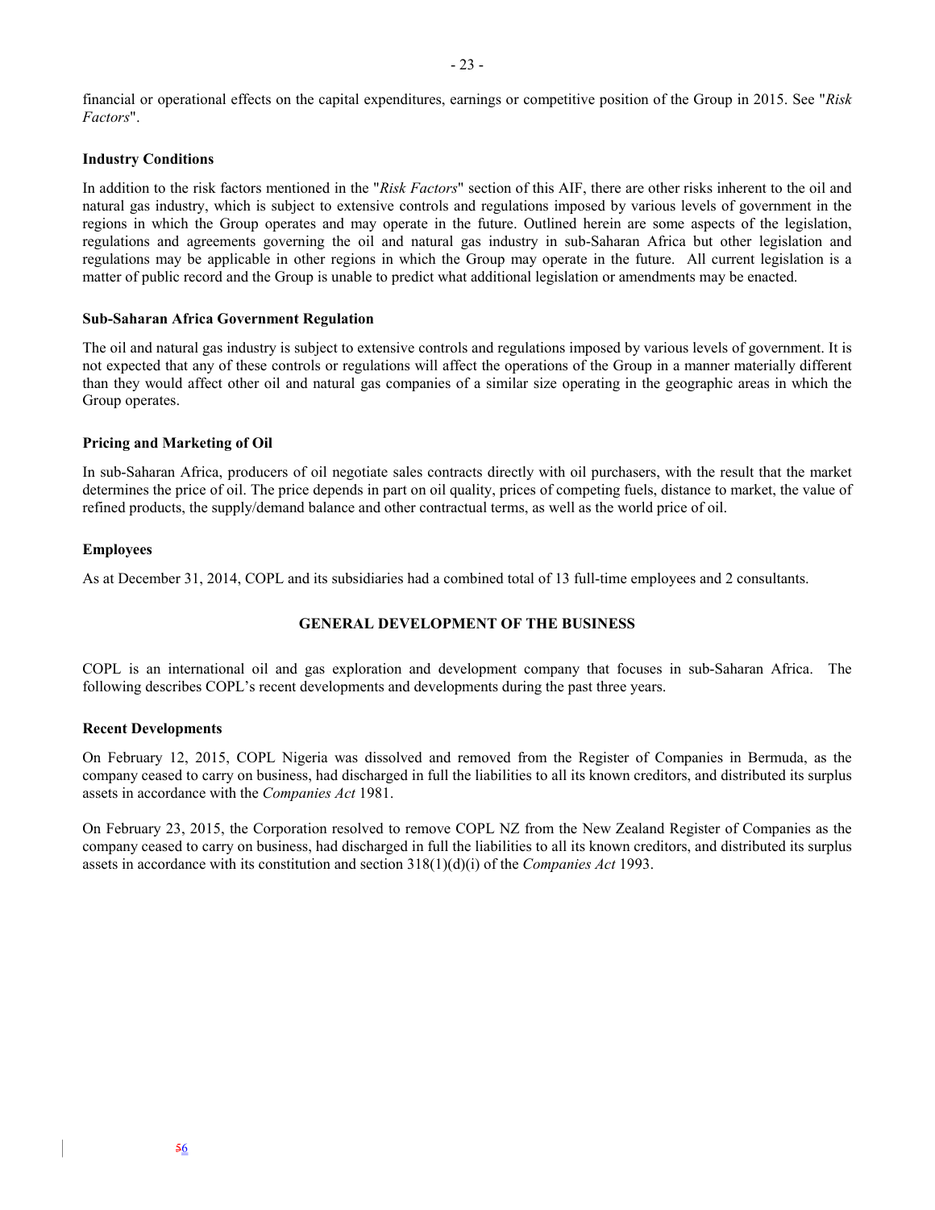financial or operational effects on the capital expenditures, earnings or competitive position of the Group in 2015. See "*Risk Factors*".

**Industry Conditions**

In addition to the risk factors mentioned in the "*Risk Factors*" section of this AIF, there are other risks inherent to the oil and natural gas industry, which is subject to extensive controls and regulations imposed by various levels of government in the regions in which the Group operates and may operate in the future. Outlined herein are some aspects of the legislation, regulations and agreements governing the oil and natural gas industry in sub-Saharan Africa but other legislation and regulations may be applicable in other regions in which the Group may operate in the future. All current legislation is a matter of public record and the Group is unable to predict what additional legislation or amendments may be enacted.

**Sub-Saharan Africa Government Regulation**

The oil and natural gas industry is subject to extensive controls and regulations imposed by various levels of government. It is not expected that any of these controls or regulations will affect the operations of the Group in a manner materially different than they would affect other oil and natural gas companies of a similar size operating in the geographic areas in which the Group operates.

**Pricing and Marketing of Oil**

In sub-Saharan Africa, producers of oil negotiate sales contracts directly with oil purchasers, with the result that the market determines the price of oil. The price depends in part on oil quality, prices of competing fuels, distance to market, the value of refined products, the supply/demand balance and other contractual terms, as well as the world price of oil.

**Employees**

As at December 31, 2014, COPL and its subsidiaries had a combined total of 13 full-time employees and 2 consultants.

## GENERAL DEVELOPMENT OF THE BUSINESS

COPL is an international oil and gas exploration and development company that focuses in sub-Saharan Africa. The following describes COPL's recent developments and developments during the past three years.

**Recent Developments**

On February 12, 2015, COPL Nigeria was dissolved and removed from the Register of Companies in Bermuda, as the company ceased to carry on business, had discharged in full the liabilities to all its known creditors, and distributed its surplus assets in accordance with the *Companies Act* 1981.

On February 23, 2015, the Corporation resolved to remove COPL NZ from the New Zealand Register of Companies as the company ceased to carry on business, had discharged in full the liabilities to all its known creditors, and distributed its surplus assets in accordance with its constitution and section 318(1)(d)(i) of the *Companies Act* 1993.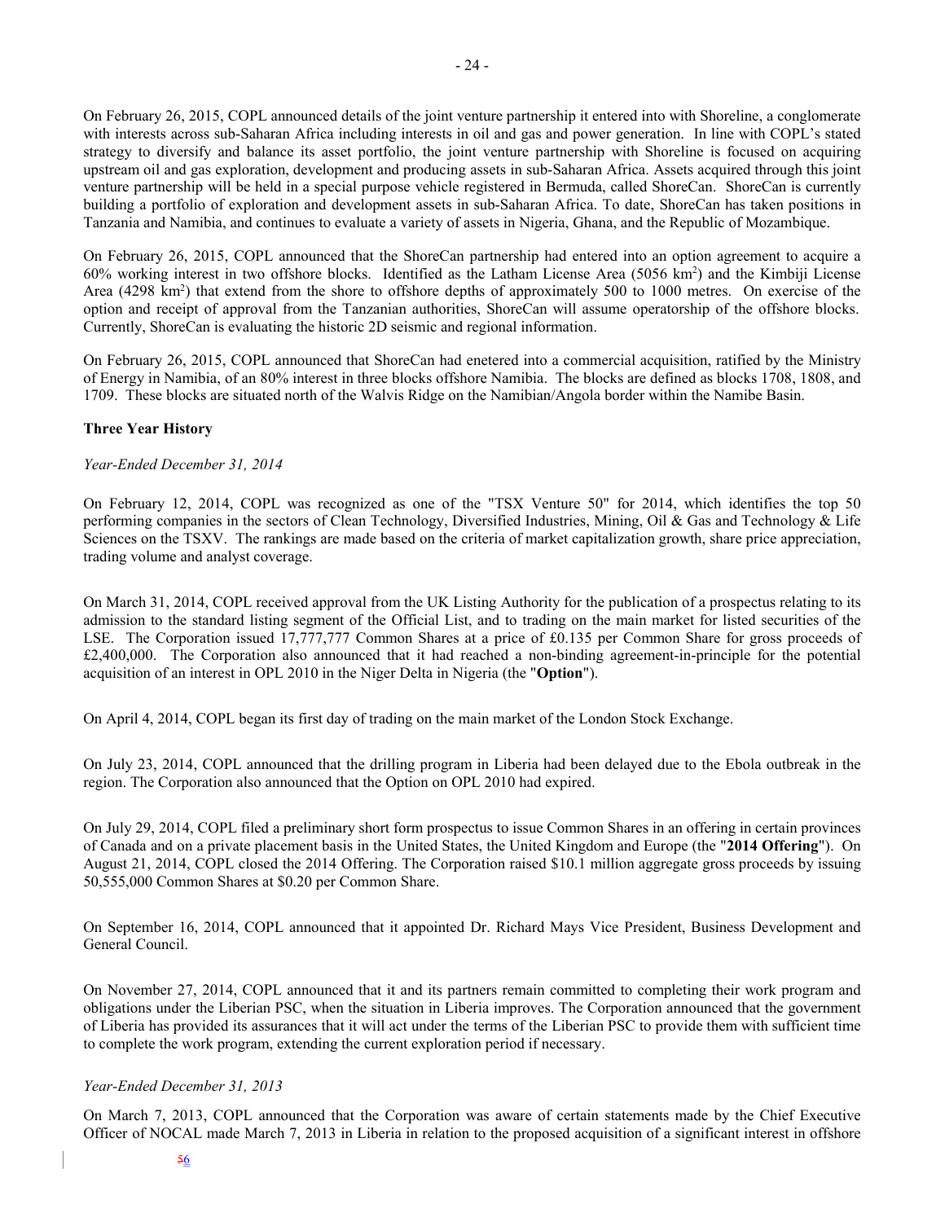On February 26, 2015, COPL announced details of the joint venture partnership it entered into with Shoreline, a conglomerate with interests across sub-Saharan Africa including interests in oil and gas and power generation. In line with COPL's stated strategy to diversify and balance its asset portfolio, the joint venture partnership with Shoreline is focused on acquiring upstream oil and gas exploration, development and producing assets in sub-Saharan Africa. Assets acquired through this joint venture partnership will be held in a special purpose vehicle registered in Bermuda, called ShoreCan. ShoreCan is currently building a portfolio of exploration and development assets in sub-Saharan Africa. To date, ShoreCan has taken positions in Tanzania and Namibia, and continues to evaluate a variety of assets in Nigeria, Ghana, and the Republic of Mozambique.

On February 26, 2015, COPL announced that the ShoreCan partnership had entered into an option agreement to acquire a 60% working interest in two offshore blocks. Identified as the Latham License Area (5056 $km^2$) and the Kimbiji License Area (4298 $km^2$) that extend from the shore to offshore depths of approximately 500 to 1000 metres. On exercise of the option and receipt of approval from the Tanzanian authorities, ShoreCan will assume operatorship of the offshore blocks. Currently, ShoreCan is evaluating the historic 2D seismic and regional information.

On February 26, 2015, COPL announced that ShoreCan had enetered into a commercial acquisition, ratified by the Ministry of Energy in Namibia, of an 80% interest in three blocks offshore Namibia. The blocks are defined as blocks 1708, 1808, and 1709. These blocks are situated north of the Walvis Ridge on the Namibian/Angola border within the Namibe Basin.

**Three Year History**

*Year-Ended December 31, 2014*

On February 12, 2014, COPL was recognized as one of the "TSX Venture 50" for 2014, which identifies the top 50 performing companies in the sectors of Clean Technology, Diversified Industries, Mining, Oil & Gas and Technology & Life Sciences on the TSXV. The rankings are made based on the criteria of market capitalization growth, share price appreciation, trading volume and analyst coverage.

On March 31, 2014, COPL received approval from the UK Listing Authority for the publication of a prospectus relating to its admission to the standard listing segment of the Official List, and to trading on the main market for listed securities of the LSE. The Corporation issued 17,777,777 Common Shares at a price of £0.135 per Common Share for gross proceeds of £2,400,000. The Corporation also announced that it had reached a non-binding agreement-in-principle for the potential acquisition of an interest in OPL 2010 in the Niger Delta in Nigeria (the "**Option**").

On April 4, 2014, COPL began its first day of trading on the main market of the London Stock Exchange.

On July 23, 2014, COPL announced that the drilling program in Liberia had been delayed due to the Ebola outbreak in the region. The Corporation also announced that the Option on OPL 2010 had expired.

On July 29, 2014, COPL filed a preliminary short form prospectus to issue Common Shares in an offering in certain provinces of Canada and on a private placement basis in the United States, the United Kingdom and Europe (the "**2014 Offering**"). On August 21, 2014, COPL closed the 2014 Offering. The Corporation raised $10.1 million aggregate gross proceeds by issuing 50,555,000 Common Shares at $0.20 per Common Share.

On September 16, 2014, COPL announced that it appointed Dr. Richard Mays Vice President, Business Development and General Council.

On November 27, 2014, COPL announced that it and its partners remain committed to completing their work program and obligations under the Liberian PSC, when the situation in Liberia improves. The Corporation announced that the government of Liberia has provided its assurances that it will act under the terms of the Liberian PSC to provide them with sufficient time to complete the work program, extending the current exploration period if necessary.

*Year-Ended December 31, 2013*

On March 7, 2013, COPL announced that the Corporation was aware of certain statements made by the Chief Executive Officer of NOCAL made March 7, 2013 in Liberia in relation to the proposed acquisition of a significant interest in offshore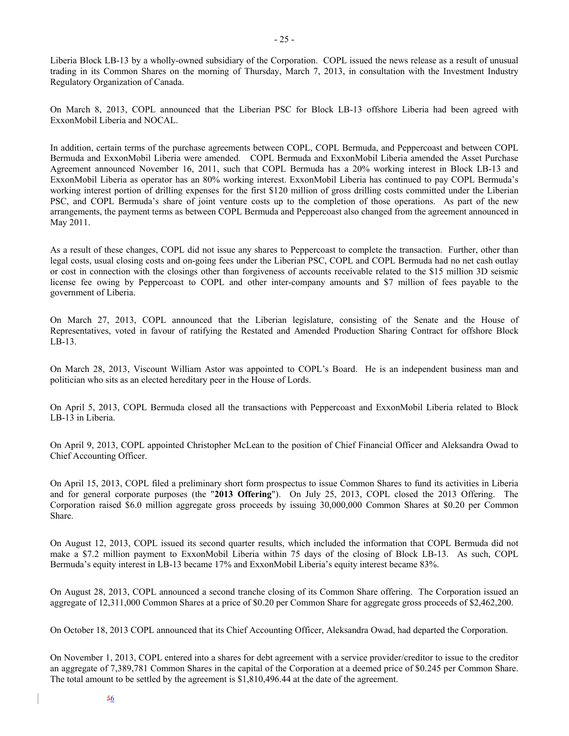Liberia Block LB-13 by a wholly-owned subsidiary of the Corporation. COPL issued the news release as a result of unusual trading in its Common Shares on the morning of Thursday, March 7, 2013, in consultation with the Investment Industry Regulatory Organization of Canada.

On March 8, 2013, COPL announced that the Liberian PSC for Block LB-13 offshore Liberia had been agreed with ExxonMobil Liberia and NOCAL.

In addition, certain terms of the purchase agreements between COPL, COPL Bermuda, and Peppercoast and between COPL Bermuda and ExxonMobil Liberia were amended. COPL Bermuda and ExxonMobil Liberia amended the Asset Purchase Agreement announced November 16, 2011, such that COPL Bermuda has a 20% working interest in Block LB-13 and ExxonMobil Liberia as operator has an 80% working interest. ExxonMobil Liberia has continued to pay COPL Bermuda's working interest portion of drilling expenses for the first $120 million of gross drilling costs committed under the Liberian PSC, and COPL Bermuda's share of joint venture costs up to the completion of those operations. As part of the new arrangements, the payment terms as between COPL Bermuda and Peppercoast also changed from the agreement announced in May 2011.

As a result of these changes, COPL did not issue any shares to Peppercoast to complete the transaction. Further, other than legal costs, usual closing costs and on-going fees under the Liberian PSC, COPL and COPL Bermuda had no net cash outlay or cost in connection with the closings other than forgiveness of accounts receivable related to the $15 million 3D seismic license fee owing by Peppercoast to COPL and other inter-company amounts and $7 million of fees payable to the government of Liberia.

On March 27, 2013, COPL announced that the Liberian legislature, consisting of the Senate and the House of Representatives, voted in favour of ratifying the Restated and Amended Production Sharing Contract for offshore Block LB-13.

On March 28, 2013, Viscount William Astor was appointed to COPL's Board. He is an independent business man and politician who sits as an elected hereditary peer in the House of Lords.

On April 5, 2013, COPL Bermuda closed all the transactions with Peppercoast and ExxonMobil Liberia related to Block LB-13 in Liberia.

On April 9, 2013, COPL appointed Christopher McLean to the position of Chief Financial Officer and Aleksandra Owad to Chief Accounting Officer.

On April 15, 2013, COPL filed a preliminary short form prospectus to issue Common Shares to fund its activities in Liberia and for general corporate purposes (the "**2013 Offering**"). On July 25, 2013, COPL closed the 2013 Offering. The Corporation raised $6.0 million aggregate gross proceeds by issuing 30,000,000 Common Shares at $0.20 per Common Share.

On August 12, 2013, COPL issued its second quarter results, which included the information that COPL Bermuda did not make a $7.2 million payment to ExxonMobil Liberia within 75 days of the closing of Block LB-13. As such, COPL Bermuda's equity interest in LB-13 became 17% and ExxonMobil Liberia's equity interest became 83%.

On August 28, 2013, COPL announced a second tranche closing of its Common Share offering. The Corporation issued an aggregate of 12,311,000 Common Shares at a price of $0.20 per Common Share for aggregate gross proceeds of $2,462,200.

On October 18, 2013 COPL announced that its Chief Accounting Officer, Aleksandra Owad, had departed the Corporation.

On November 1, 2013, COPL entered into a shares for debt agreement with a service provider/creditor to issue to the creditor an aggregate of 7,389,781 Common Shares in the capital of the Corporation at a deemed price of $0.245 per Common Share. The total amount to be settled by the agreement is $1,810,496.44 at the date of the agreement.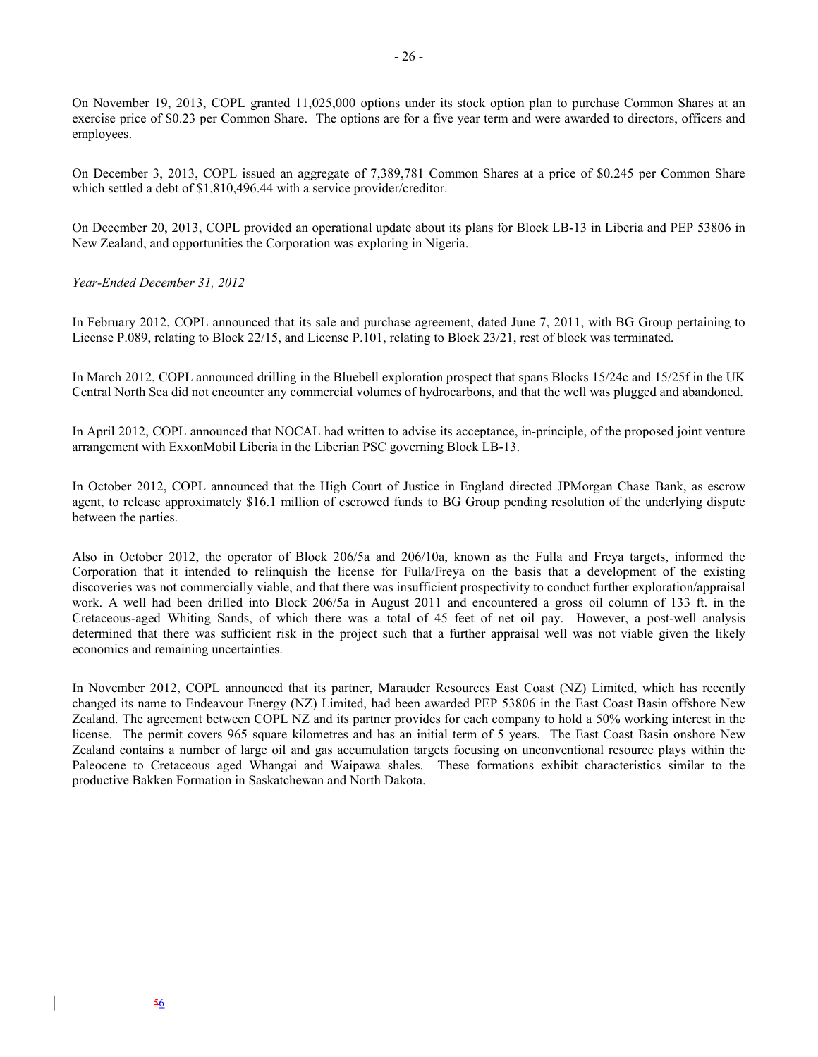On November 19, 2013, COPL granted 11,025,000 options under its stock option plan to purchase Common Shares at an exercise price of $0.23 per Common Share. The options are for a five year term and were awarded to directors, officers and employees.

On December 3, 2013, COPL issued an aggregate of 7,389,781 Common Shares at a price of $0.245 per Common Share which settled a debt of $1,810,496.44 with a service provider/creditor.

On December 20, 2013, COPL provided an operational update about its plans for Block LB-13 in Liberia and PEP 53806 in New Zealand, and opportunities the Corporation was exploring in Nigeria.

*Year-Ended December 31, 2012*

In February 2012, COPL announced that its sale and purchase agreement, dated June 7, 2011, with BG Group pertaining to License P.089, relating to Block 22/15, and License P.101, relating to Block 23/21, rest of block was terminated.

In March 2012, COPL announced drilling in the Bluebell exploration prospect that spans Blocks 15/24c and 15/25f in the UK Central North Sea did not encounter any commercial volumes of hydrocarbons, and that the well was plugged and abandoned.

In April 2012, COPL announced that NOCAL had written to advise its acceptance, in-principle, of the proposed joint venture arrangement with ExxonMobil Liberia in the Liberian PSC governing Block LB-13.

In October 2012, COPL announced that the High Court of Justice in England directed JPMorgan Chase Bank, as escrow agent, to release approximately $16.1 million of escrowed funds to BG Group pending resolution of the underlying dispute between the parties.

Also in October 2012, the operator of Block 206/5a and 206/10a, known as the Fulla and Freya targets, informed the Corporation that it intended to relinquish the license for Fulla/Freya on the basis that a development of the existing discoveries was not commercially viable, and that there was insufficient prospectivity to conduct further exploration/appraisal work. A well had been drilled into Block 206/5a in August 2011 and encountered a gross oil column of 133 ft. in the Cretaceous-aged Whiting Sands, of which there was a total of 45 feet of net oil pay. However, a post-well analysis determined that there was sufficient risk in the project such that a further appraisal well was not viable given the likely economics and remaining uncertainties.

In November 2012, COPL announced that its partner, Marauder Resources East Coast (NZ) Limited, which has recently changed its name to Endeavour Energy (NZ) Limited, had been awarded PEP 53806 in the East Coast Basin offshore New Zealand. The agreement between COPL NZ and its partner provides for each company to hold a 50% working interest in the license. The permit covers 965 square kilometres and has an initial term of 5 years. The East Coast Basin onshore New Zealand contains a number of large oil and gas accumulation targets focusing on unconventional resource plays within the Paleocene to Cretaceous aged Whangai and Waipawa shales. These formations exhibit characteristics similar to the productive Bakken Formation in Saskatchewan and North Dakota.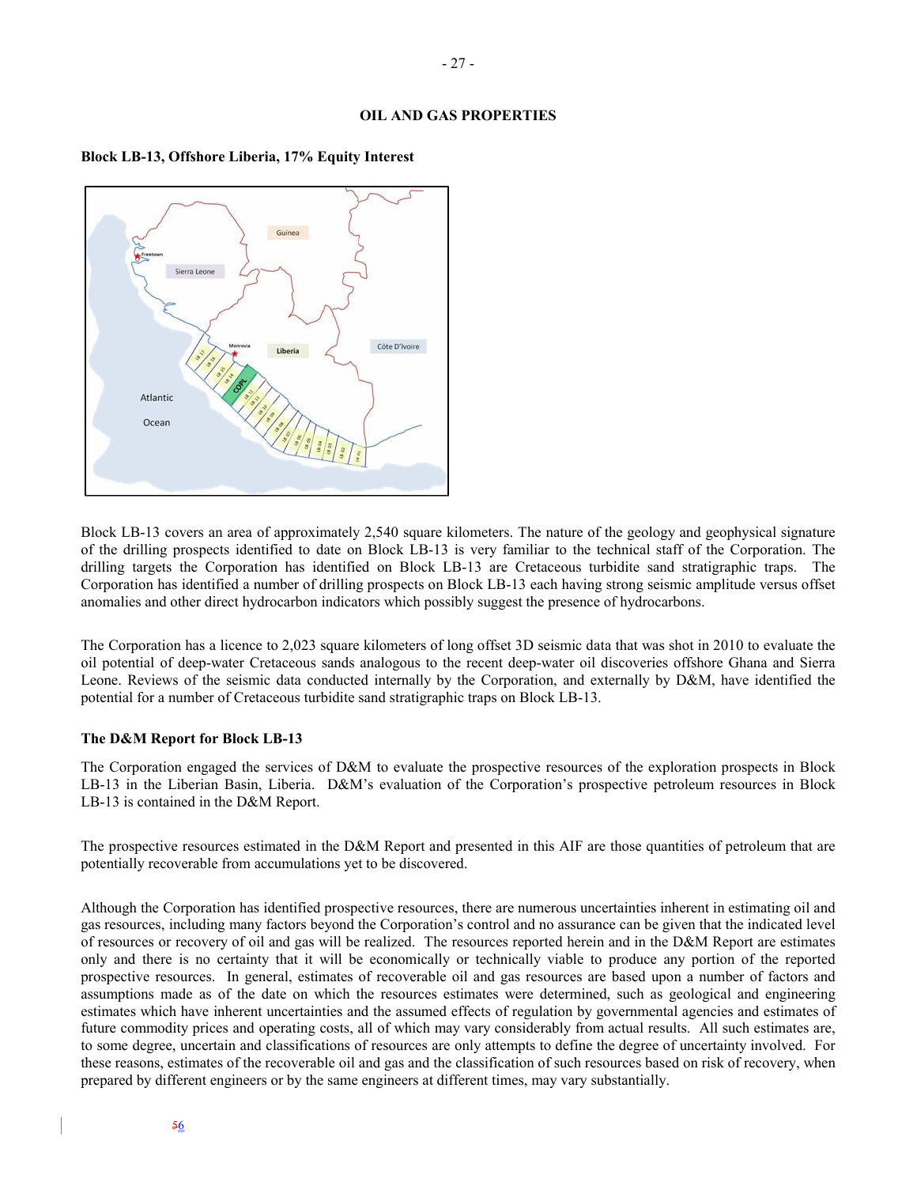## OIL AND GAS PROPERTIES

### Block LB-13, Offshore Liberia, 17% Equity Interest

Block LB-13 covers an area of approximately 2,540 square kilometers. The nature of the geology and geophysical signature of the drilling prospects identified to date on Block LB-13 is very familiar to the technical staff of the Corporation. The drilling targets the Corporation has identified on Block LB-13 are Cretaceous turbidite sand stratigraphic traps. The Corporation has identified a number of drilling prospects on Block LB-13 each having strong seismic amplitude versus offset anomalies and other direct hydrocarbon indicators which possibly suggest the presence of hydrocarbons.

The Corporation has a licence to 2,023 square kilometers of long offset 3D seismic data that was shot in 2010 to evaluate the oil potential of deep-water Cretaceous sands analogous to the recent deep-water oil discoveries offshore Ghana and Sierra Leone. Reviews of the seismic data conducted internally by the Corporation, and externally by D&M, have identified the potential for a number of Cretaceous turbidite sand stratigraphic traps on Block LB-13.

### The D&M Report for Block LB-13

The Corporation engaged the services of D&M to evaluate the prospective resources of the exploration prospects in Block LB-13 in the Liberian Basin, Liberia. D&M's evaluation of the Corporation's prospective petroleum resources in Block LB-13 is contained in the D&M Report.

The prospective resources estimated in the D&M Report and presented in this AIF are those quantities of petroleum that are potentially recoverable from accumulations yet to be discovered.

Although the Corporation has identified prospective resources, there are numerous uncertainties inherent in estimating oil and gas resources, including many factors beyond the Corporation's control and no assurance can be given that the indicated level of resources or recovery of oil and gas will be realized. The resources reported herein and in the D&M Report are estimates only and there is no certainty that it will be economically or technically viable to produce any portion of the reported prospective resources. In general, estimates of recoverable oil and gas resources are based upon a number of factors and assumptions made as of the date on which the resources estimates were determined, such as geological and engineering estimates which have inherent uncertainties and the assumed effects of regulation by governmental agencies and estimates of future commodity prices and operating costs, all of which may vary considerably from actual results. All such estimates are, to some degree, uncertain and classifications of resources are only attempts to define the degree of uncertainty involved. For these reasons, estimates of the recoverable oil and gas and the classification of such resources based on risk of recovery, when prepared by different engineers or by the same engineers at different times, may vary substantially.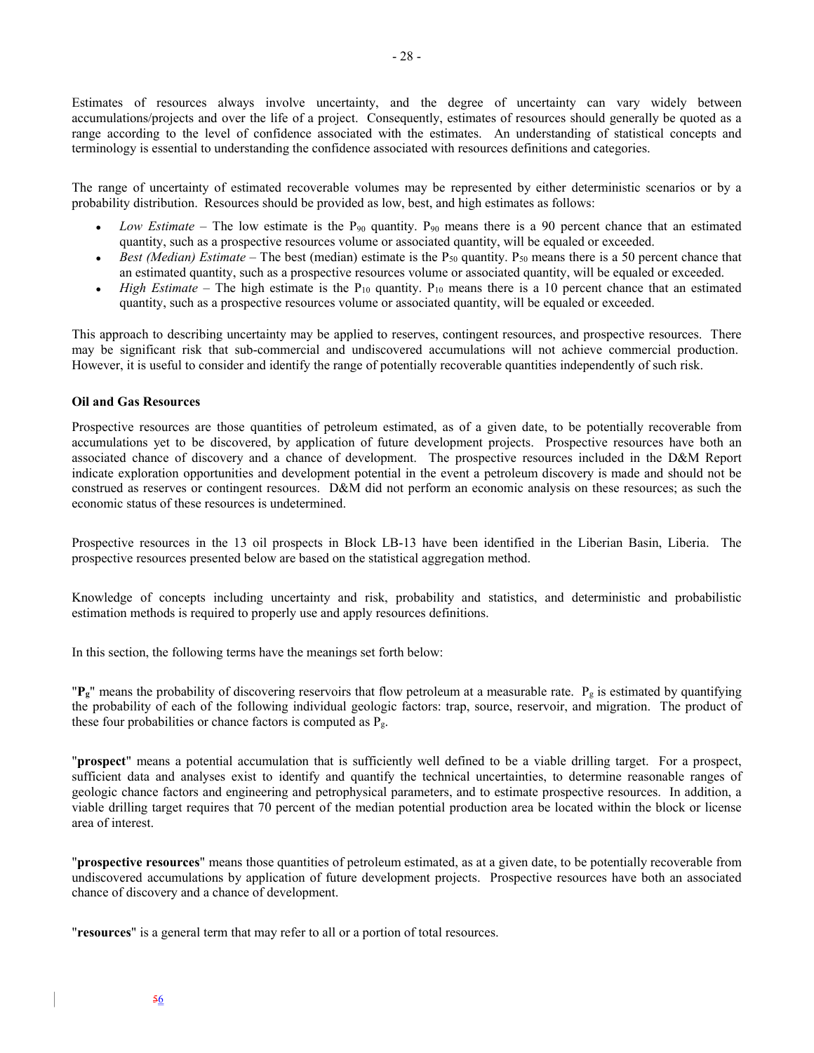Estimates of resources always involve uncertainty, and the degree of uncertainty can vary widely between accumulations/projects and over the life of a project. Consequently, estimates of resources should generally be quoted as a range according to the level of confidence associated with the estimates. An understanding of statistical concepts and terminology is essential to understanding the confidence associated with resources definitions and categories.

The range of uncertainty of estimated recoverable volumes may be represented by either deterministic scenarios or by a probability distribution. Resources should be provided as low, best, and high estimates as follows:

- *Low Estimate* – The low estimate is the $P_{90}$ quantity. $P_{90}$ means there is a 90 percent chance that an estimated quantity, such as a prospective resources volume or associated quantity, will be equaled or exceeded.
- *Best (Median) Estimate* – The best (median) estimate is the $P_{50}$ quantity. $P_{50}$ means there is a 50 percent chance that an estimated quantity, such as a prospective resources volume or associated quantity, will be equaled or exceeded.
- *High Estimate* – The high estimate is the $P_{10}$ quantity. $P_{10}$ means there is a 10 percent chance that an estimated quantity, such as a prospective resources volume or associated quantity, will be equaled or exceeded.

This approach to describing uncertainty may be applied to reserves, contingent resources, and prospective resources. There may be significant risk that sub-commercial and undiscovered accumulations will not achieve commercial production. However, it is useful to consider and identify the range of potentially recoverable quantities independently of such risk.

**Oil and Gas Resources**

Prospective resources are those quantities of petroleum estimated, as of a given date, to be potentially recoverable from accumulations yet to be discovered, by application of future development projects. Prospective resources have both an associated chance of discovery and a chance of development. The prospective resources included in the D&M Report indicate exploration opportunities and development potential in the event a petroleum discovery is made and should not be construed as reserves or contingent resources. D&M did not perform an economic analysis on these resources; as such the economic status of these resources is undetermined.

Prospective resources in the 13 oil prospects in Block LB-13 have been identified in the Liberian Basin, Liberia. The prospective resources presented below are based on the statistical aggregation method.

Knowledge of concepts including uncertainty and risk, probability and statistics, and deterministic and probabilistic estimation methods is required to properly use and apply resources definitions.

In this section, the following terms have the meanings set forth below:

"**$P_g$**" means the probability of discovering reservoirs that flow petroleum at a measurable rate. $P_g$ is estimated by quantifying the probability of each of the following individual geologic factors: trap, source, reservoir, and migration. The product of these four probabilities or chance factors is computed as $P_g$.

"**prospect**" means a potential accumulation that is sufficiently well defined to be a viable drilling target. For a prospect, sufficient data and analyses exist to identify and quantify the technical uncertainties, to determine reasonable ranges of geologic chance factors and engineering and petrophysical parameters, and to estimate prospective resources. In addition, a viable drilling target requires that 70 percent of the median potential production area be located within the block or license area of interest.

"**prospective resources**" means those quantities of petroleum estimated, as at a given date, to be potentially recoverable from undiscovered accumulations by application of future development projects. Prospective resources have both an associated chance of discovery and a chance of development.

"**resources**" is a general term that may refer to all or a portion of total resources.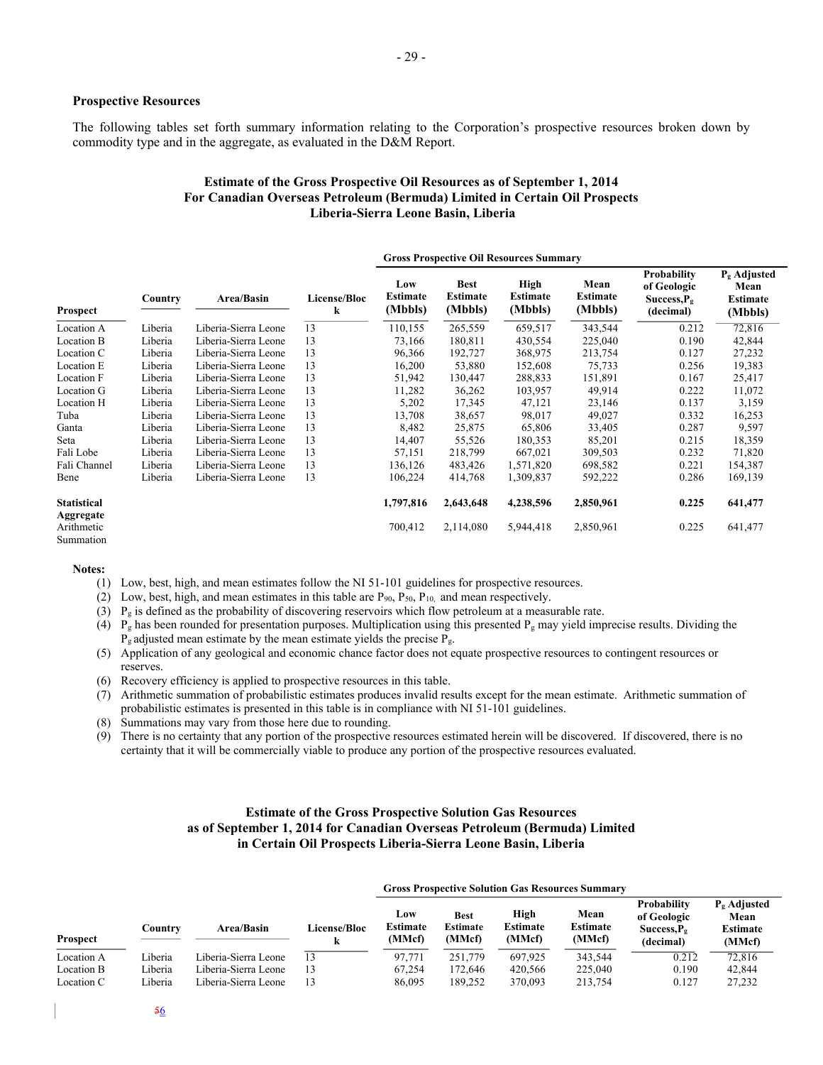**Prospective Resources**

The following tables set forth summary information relating to the Corporation's prospective resources broken down by commodity type and in the aggregate, as evaluated in the D&M Report.

**Estimate of the Gross Prospective Oil Resources as of September 1, 2014**
**For Canadian Overseas Petroleum (Bermuda) Limited in Certain Oil Prospects**
**Liberia-Sierra Leone Basin, Liberia**

| | | | | Gross Prospective Oil Resources Summary | | | | | |
|---|---|---|---|---|---|---|---|---|---|
| Prospect | Country | Area/Basin | License/Block | Low Estimate (Mbbls) | Best Estimate (Mbbls) | High Estimate (Mbbls) | Mean Estimate (Mbbls) | Probability of Geologic Success, $P_g$ (decimal) | $P_g$ Adjusted Mean Estimate (Mbbls) |
| Location A | Liberia | Liberia-Sierra Leone | 13 | 110,155 | 265,559 | 659,517 | 343,544 | 0.212 | 72,816 |
| Location B | Liberia | Liberia-Sierra Leone | 13 | 73,166 | 180,811 | 430,554 | 225,040 | 0.190 | 42,844 |
| Location C | Liberia | Liberia-Sierra Leone | 13 | 96,366 | 192,727 | 368,975 | 213,754 | 0.127 | 27,232 |
| Location E | Liberia | Liberia-Sierra Leone | 13 | 16,200 | 53,880 | 152,608 | 75,733 | 0.256 | 19,383 |
| Location F | Liberia | Liberia-Sierra Leone | 13 | 51,942 | 130,447 | 288,833 | 151,891 | 0.167 | 25,417 |
| Location G | Liberia | Liberia-Sierra Leone | 13 | 11,282 | 36,262 | 103,957 | 49,914 | 0.222 | 11,072 |
| Location H | Liberia | Liberia-Sierra Leone | 13 | 5,202 | 17,345 | 47,121 | 23,146 | 0.137 | 3,159 |
| Tuba | Liberia | Liberia-Sierra Leone | 13 | 13,708 | 38,657 | 98,017 | 49,027 | 0.332 | 16,253 |
| Ganta | Liberia | Liberia-Sierra Leone | 13 | 8,482 | 25,875 | 65,806 | 33,405 | 0.287 | 9,597 |
| Seta | Liberia | Liberia-Sierra Leone | 13 | 14,407 | 55,526 | 180,353 | 85,201 | 0.215 | 18,359 |
| Fali Lobe | Liberia | Liberia-Sierra Leone | 13 | 57,151 | 218,799 | 667,021 | 309,503 | 0.232 | 71,820 |
| Fali Channel | Liberia | Liberia-Sierra Leone | 13 | 136,126 | 483,426 | 1,571,820 | 698,582 | 0.221 | 154,387 |
| Bene | Liberia | Liberia-Sierra Leone | 13 | 106,224 | 414,768 | 1,309,837 | 592,222 | 0.286 | 169,139 |
| **Statistical Aggregate** | | | | **1,797,816** | **2,643,648** | **4,238,596** | **2,850,961** | **0.225** | **641,477** |
| Arithmetic Summation | | | | 700,412 | 2,114,080 | 5,944,418 | 2,850,961 | 0.225 | 641,477 |

**Notes:**

(1) Low, best, high, and mean estimates follow the NI 51-101 guidelines for prospective resources.
(2) Low, best, high, and mean estimates in this table are $P_{90}$, $P_{50}$, $P_{10}$, and mean respectively.
(3) $P_g$ is defined as the probability of discovering reservoirs which flow petroleum at a measurable rate.
(4) $P_g$ has been rounded for presentation purposes. Multiplication using this presented $P_g$ may yield imprecise results. Dividing the $P_g$ adjusted mean estimate by the mean estimate yields the precise $P_g$.
(5) Application of any geological and economic chance factor does not equate prospective resources to contingent resources or reserves.
(6) Recovery efficiency is applied to prospective resources in this table.
(7) Arithmetic summation of probabilistic estimates produces invalid results except for the mean estimate. Arithmetic summation of probabilistic estimates is presented in this table is in compliance with NI 51-101 guidelines.
(8) Summations may vary from those here due to rounding.
(9) There is no certainty that any portion of the prospective resources estimated herein will be discovered. If discovered, there is no certainty that it will be commercially viable to produce any portion of the prospective resources evaluated.

**Estimate of the Gross Prospective Solution Gas Resources**
**as of September 1, 2014 for Canadian Overseas Petroleum (Bermuda) Limited**
**in Certain Oil Prospects Liberia-Sierra Leone Basin, Liberia**

| | | | | Gross Prospective Solution Gas Resources Summary | | | | | |
|---|---|---|---|---|---|---|---|---|---|
| Prospect | Country | Area/Basin | License/Block | Low Estimate (MMcf) | Best Estimate (MMcf) | High Estimate (MMcf) | Mean Estimate (MMcf) | Probability of Geologic Success, $P_g$ (decimal) | $P_g$ Adjusted Mean Estimate (MMcf) |
| Location A | Liberia | Liberia-Sierra Leone | 13 | 97,771 | 251,779 | 697,925 | 343,544 | 0.212 | 72,816 |
| Location B | Liberia | Liberia-Sierra Leone | 13 | 67,254 | 172,646 | 420,566 | 225,040 | 0.190 | 42,844 |
| Location C | Liberia | Liberia-Sierra Leone | 13 | 86,095 | 189,252 | 370,093 | 213,754 | 0.127 | 27,232 |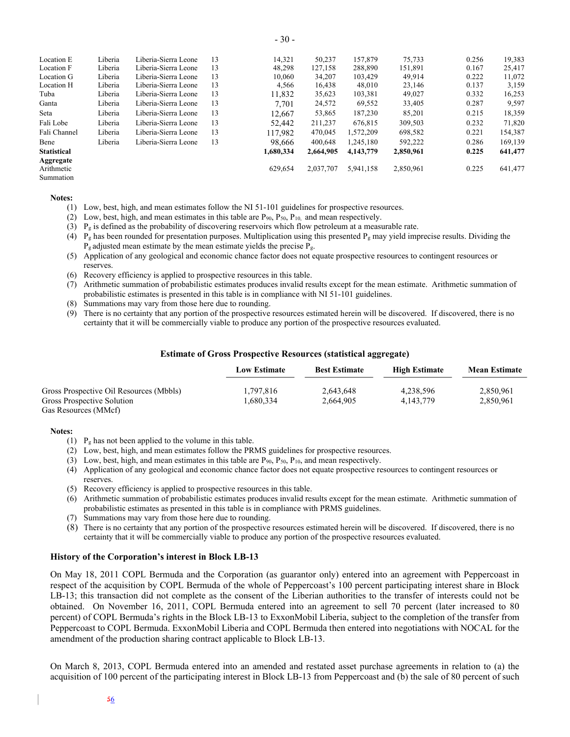| | | | | | | | | | |
|---|---|---|---|---|---|---|---|---|---|
| Location E | Liberia | Liberia-Sierra Leone | 13 | 14,321 | 50,237 | 157,879 | 75,733 | 0.256 | 19,383 |
| Location F | Liberia | Liberia-Sierra Leone | 13 | 48,298 | 127,158 | 288,890 | 151,891 | 0.167 | 25,417 |
| Location G | Liberia | Liberia-Sierra Leone | 13 | 10,060 | 34,207 | 103,429 | 49,914 | 0.222 | 11,072 |
| Location H | Liberia | Liberia-Sierra Leone | 13 | 4,566 | 16,438 | 48,010 | 23,146 | 0.137 | 3,159 |
| Tuba | Liberia | Liberia-Sierra Leone | 13 | 11,832 | 35,623 | 103,381 | 49,027 | 0.332 | 16,253 |
| Ganta | Liberia | Liberia-Sierra Leone | 13 | 7,701 | 24,572 | 69,552 | 33,405 | 0.287 | 9,597 |
| Seta | Liberia | Liberia-Sierra Leone | 13 | 12,667 | 53,865 | 187,230 | 85,201 | 0.215 | 18,359 |
| Fali Lobe | Liberia | Liberia-Sierra Leone | 13 | 52,442 | 211,237 | 676,815 | 309,503 | 0.232 | 71,820 |
| Fali Channel | Liberia | Liberia-Sierra Leone | 13 | 117,982 | 470,045 | 1,572,209 | 698,582 | 0.221 | 154,387 |
| Bene | Liberia | Liberia-Sierra Leone | 13 | 98,666 | 400,648 | 1,245,180 | 592,222 | 0.286 | 169,139 |
| **Statistical Aggregate** | | | | **1,680,334** | **2,664,905** | **4,143,779** | **2,850,961** | **0.225** | **641,477** |
| Arithmetic Summation | | | | 629,654 | 2,037,707 | 5,941,158 | 2,850,961 | 0.225 | 641,477 |

**Notes:**

(1) Low, best, high, and mean estimates follow the NI 51-101 guidelines for prospective resources.

(2) Low, best, high, and mean estimates in this table are $P_{90}$, $P_{50}$, $P_{10}$, and mean respectively.

(3) $P_g$ is defined as the probability of discovering reservoirs which flow petroleum at a measurable rate.

(4) $P_g$ has been rounded for presentation purposes. Multiplication using this presented $P_g$ may yield imprecise results. Dividing the $P_g$ adjusted mean estimate by the mean estimate yields the precise $P_g$.

(5) Application of any geological and economic chance factor does not equate prospective resources to contingent resources or reserves.

(6) Recovery efficiency is applied to prospective resources in this table.

(7) Arithmetic summation of probabilistic estimates produces invalid results except for the mean estimate. Arithmetic summation of probabilistic estimates is presented in this table is in compliance with NI 51-101 guidelines.

(8) Summations may vary from those here due to rounding.

(9) There is no certainty that any portion of the prospective resources estimated herein will be discovered. If discovered, there is no certainty that it will be commercially viable to produce any portion of the prospective resources evaluated.

**Estimate of Gross Prospective Resources (statistical aggregate)**

| | Low Estimate | Best Estimate | High Estimate | Mean Estimate |
|---|---|---|---|---|
| Gross Prospective Oil Resources (Mbbls) | 1,797,816 | 2,643,648 | 4,238,596 | 2,850,961 |
| Gross Prospective Solution Gas Resources (MMcf) | 1,680,334 | 2,664,905 | 4,143,779 | 2,850,961 |

**Notes:**

(1) $P_g$ has not been applied to the volume in this table.

(2) Low, best, high, and mean estimates follow the PRMS guidelines for prospective resources.

(3) Low, best, high, and mean estimates in this table are $P_{90}$, $P_{50}$, $P_{10}$, and mean respectively.

(4) Application of any geological and economic chance factor does not equate prospective resources to contingent resources or reserves.

(5) Recovery efficiency is applied to prospective resources in this table.

(6) Arithmetic summation of probabilistic estimates produces invalid results except for the mean estimate. Arithmetic summation of probabilistic estimates as presented in this table is in compliance with PRMS guidelines.

(7) Summations may vary from those here due to rounding.

(8) There is no certainty that any portion of the prospective resources estimated herein will be discovered. If discovered, there is no certainty that it will be commercially viable to produce any portion of the prospective resources evaluated.

### History of the Corporation's interest in Block LB-13

On May 18, 2011 COPL Bermuda and the Corporation (as guarantor only) entered into an agreement with Peppercoast in respect of the acquisition by COPL Bermuda of the whole of Peppercoast's 100 percent participating interest share in Block LB-13; this transaction did not complete as the consent of the Liberian authorities to the transfer of interests could not be obtained. On November 16, 2011, COPL Bermuda entered into an agreement to sell 70 percent (later increased to 80 percent) of COPL Bermuda's rights in the Block LB-13 to ExxonMobil Liberia, subject to the completion of the transfer from Peppercoast to COPL Bermuda. ExxonMobil Liberia and COPL Bermuda then entered into negotiations with NOCAL for the amendment of the production sharing contract applicable to Block LB-13.

On March 8, 2013, COPL Bermuda entered into an amended and restated asset purchase agreements in relation to (a) the acquisition of 100 percent of the participating interest in Block LB-13 from Peppercoast and (b) the sale of 80 percent of such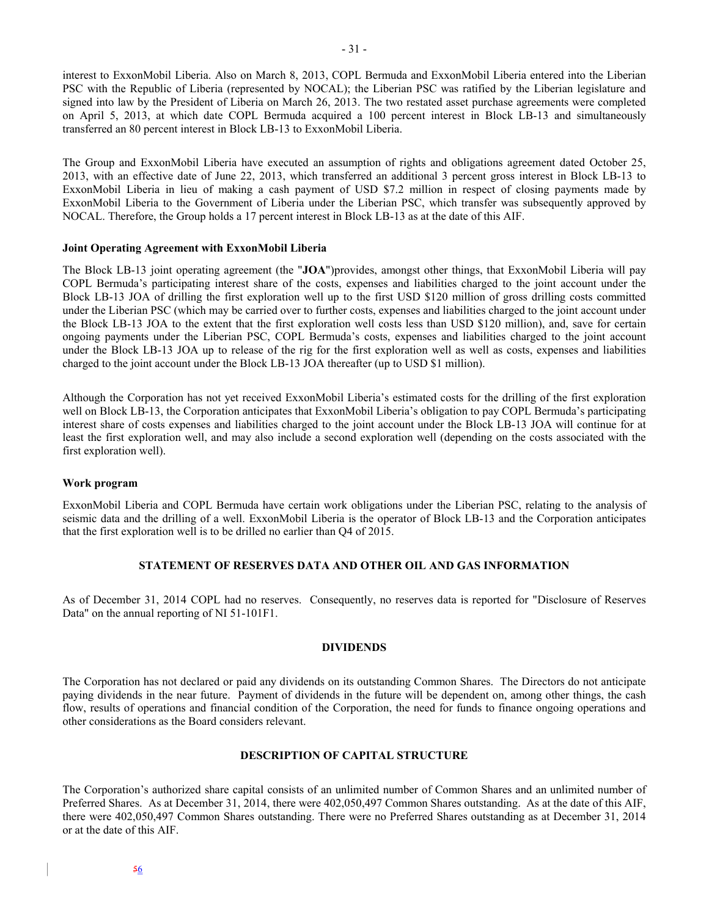interest to ExxonMobil Liberia. Also on March 8, 2013, COPL Bermuda and ExxonMobil Liberia entered into the Liberian PSC with the Republic of Liberia (represented by NOCAL); the Liberian PSC was ratified by the Liberian legislature and signed into law by the President of Liberia on March 26, 2013. The two restated asset purchase agreements were completed on April 5, 2013, at which date COPL Bermuda acquired a 100 percent interest in Block LB-13 and simultaneously transferred an 80 percent interest in Block LB-13 to ExxonMobil Liberia.

The Group and ExxonMobil Liberia have executed an assumption of rights and obligations agreement dated October 25, 2013, with an effective date of June 22, 2013, which transferred an additional 3 percent gross interest in Block LB-13 to ExxonMobil Liberia in lieu of making a cash payment of USD $7.2 million in respect of closing payments made by ExxonMobil Liberia to the Government of Liberia under the Liberian PSC, which transfer was subsequently approved by NOCAL. Therefore, the Group holds a 17 percent interest in Block LB-13 as at the date of this AIF.

**Joint Operating Agreement with ExxonMobil Liberia**

The Block LB-13 joint operating agreement (the "**JOA**")provides, amongst other things, that ExxonMobil Liberia will pay COPL Bermuda's participating interest share of the costs, expenses and liabilities charged to the joint account under the Block LB-13 JOA of drilling the first exploration well up to the first USD $120 million of gross drilling costs committed under the Liberian PSC (which may be carried over to further costs, expenses and liabilities charged to the joint account under the Block LB-13 JOA to the extent that the first exploration well costs less than USD $120 million), and, save for certain ongoing payments under the Liberian PSC, COPL Bermuda's costs, expenses and liabilities charged to the joint account under the Block LB-13 JOA up to release of the rig for the first exploration well as well as costs, expenses and liabilities charged to the joint account under the Block LB-13 JOA thereafter (up to USD $1 million).

Although the Corporation has not yet received ExxonMobil Liberia's estimated costs for the drilling of the first exploration well on Block LB-13, the Corporation anticipates that ExxonMobil Liberia's obligation to pay COPL Bermuda's participating interest share of costs expenses and liabilities charged to the joint account under the Block LB-13 JOA will continue for at least the first exploration well, and may also include a second exploration well (depending on the costs associated with the first exploration well).

**Work program**

ExxonMobil Liberia and COPL Bermuda have certain work obligations under the Liberian PSC, relating to the analysis of seismic data and the drilling of a well. ExxonMobil Liberia is the operator of Block LB-13 and the Corporation anticipates that the first exploration well is to be drilled no earlier than Q4 of 2015.

## STATEMENT OF RESERVES DATA AND OTHER OIL AND GAS INFORMATION

As of December 31, 2014 COPL had no reserves. Consequently, no reserves data is reported for "Disclosure of Reserves Data" on the annual reporting of NI 51-101F1.

## DIVIDENDS

The Corporation has not declared or paid any dividends on its outstanding Common Shares. The Directors do not anticipate paying dividends in the near future. Payment of dividends in the future will be dependent on, among other things, the cash flow, results of operations and financial condition of the Corporation, the need for funds to finance ongoing operations and other considerations as the Board considers relevant.

## DESCRIPTION OF CAPITAL STRUCTURE

The Corporation's authorized share capital consists of an unlimited number of Common Shares and an unlimited number of Preferred Shares. As at December 31, 2014, there were 402,050,497 Common Shares outstanding. As at the date of this AIF, there were 402,050,497 Common Shares outstanding. There were no Preferred Shares outstanding as at December 31, 2014 or at the date of this AIF.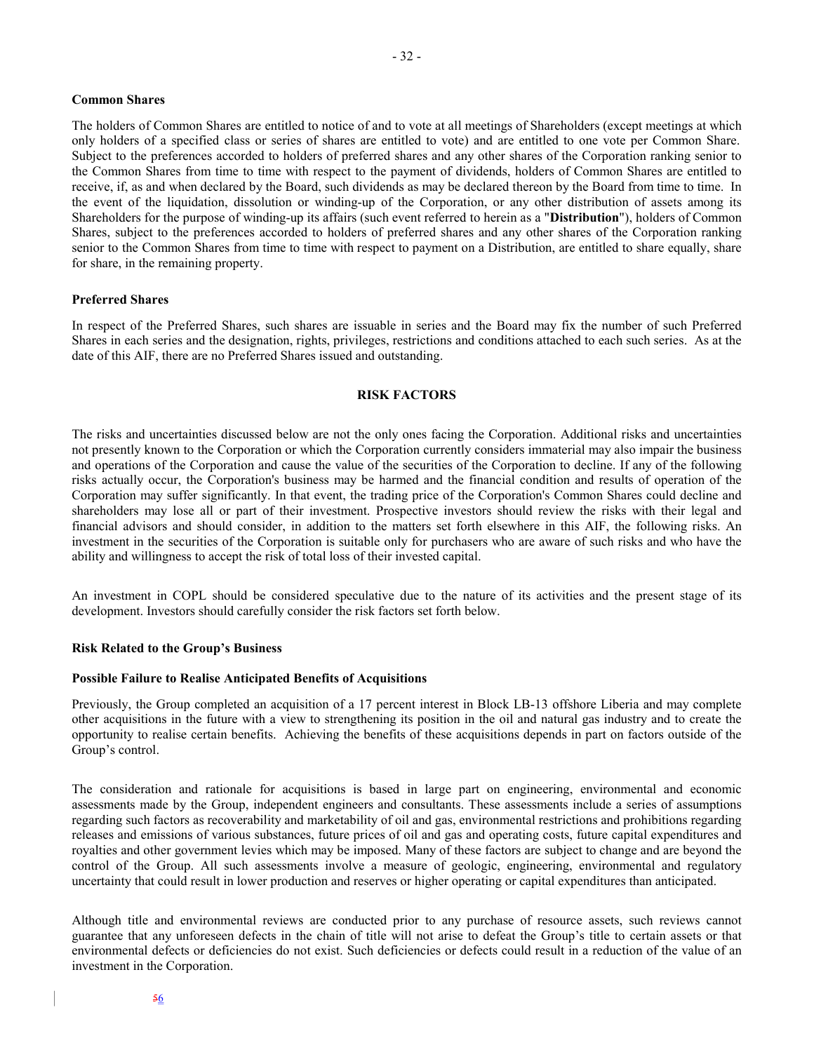**Common Shares**

The holders of Common Shares are entitled to notice of and to vote at all meetings of Shareholders (except meetings at which only holders of a specified class or series of shares are entitled to vote) and are entitled to one vote per Common Share. Subject to the preferences accorded to holders of preferred shares and any other shares of the Corporation ranking senior to the Common Shares from time to time with respect to the payment of dividends, holders of Common Shares are entitled to receive, if, as and when declared by the Board, such dividends as may be declared thereon by the Board from time to time. In the event of the liquidation, dissolution or winding-up of the Corporation, or any other distribution of assets among its Shareholders for the purpose of winding-up its affairs (such event referred to herein as a "**Distribution**"), holders of Common Shares, subject to the preferences accorded to holders of preferred shares and any other shares of the Corporation ranking senior to the Common Shares from time to time with respect to payment on a Distribution, are entitled to share equally, share for share, in the remaining property.

**Preferred Shares**

In respect of the Preferred Shares, such shares are issuable in series and the Board may fix the number of such Preferred Shares in each series and the designation, rights, privileges, restrictions and conditions attached to each such series. As at the date of this AIF, there are no Preferred Shares issued and outstanding.

## RISK FACTORS

The risks and uncertainties discussed below are not the only ones facing the Corporation. Additional risks and uncertainties not presently known to the Corporation or which the Corporation currently considers immaterial may also impair the business and operations of the Corporation and cause the value of the securities of the Corporation to decline. If any of the following risks actually occur, the Corporation's business may be harmed and the financial condition and results of operation of the Corporation may suffer significantly. In that event, the trading price of the Corporation's Common Shares could decline and shareholders may lose all or part of their investment. Prospective investors should review the risks with their legal and financial advisors and should consider, in addition to the matters set forth elsewhere in this AIF, the following risks. An investment in the securities of the Corporation is suitable only for purchasers who are aware of such risks and who have the ability and willingness to accept the risk of total loss of their invested capital.

An investment in COPL should be considered speculative due to the nature of its activities and the present stage of its development. Investors should carefully consider the risk factors set forth below.

### Risk Related to the Group's Business

**Possible Failure to Realise Anticipated Benefits of Acquisitions**

Previously, the Group completed an acquisition of a 17 percent interest in Block LB-13 offshore Liberia and may complete other acquisitions in the future with a view to strengthening its position in the oil and natural gas industry and to create the opportunity to realise certain benefits. Achieving the benefits of these acquisitions depends in part on factors outside of the Group's control.

The consideration and rationale for acquisitions is based in large part on engineering, environmental and economic assessments made by the Group, independent engineers and consultants. These assessments include a series of assumptions regarding such factors as recoverability and marketability of oil and gas, environmental restrictions and prohibitions regarding releases and emissions of various substances, future prices of oil and gas and operating costs, future capital expenditures and royalties and other government levies which may be imposed. Many of these factors are subject to change and are beyond the control of the Group. All such assessments involve a measure of geologic, engineering, environmental and regulatory uncertainty that could result in lower production and reserves or higher operating or capital expenditures than anticipated.

Although title and environmental reviews are conducted prior to any purchase of resource assets, such reviews cannot guarantee that any unforeseen defects in the chain of title will not arise to defeat the Group's title to certain assets or that environmental defects or deficiencies do not exist. Such deficiencies or defects could result in a reduction of the value of an investment in the Corporation.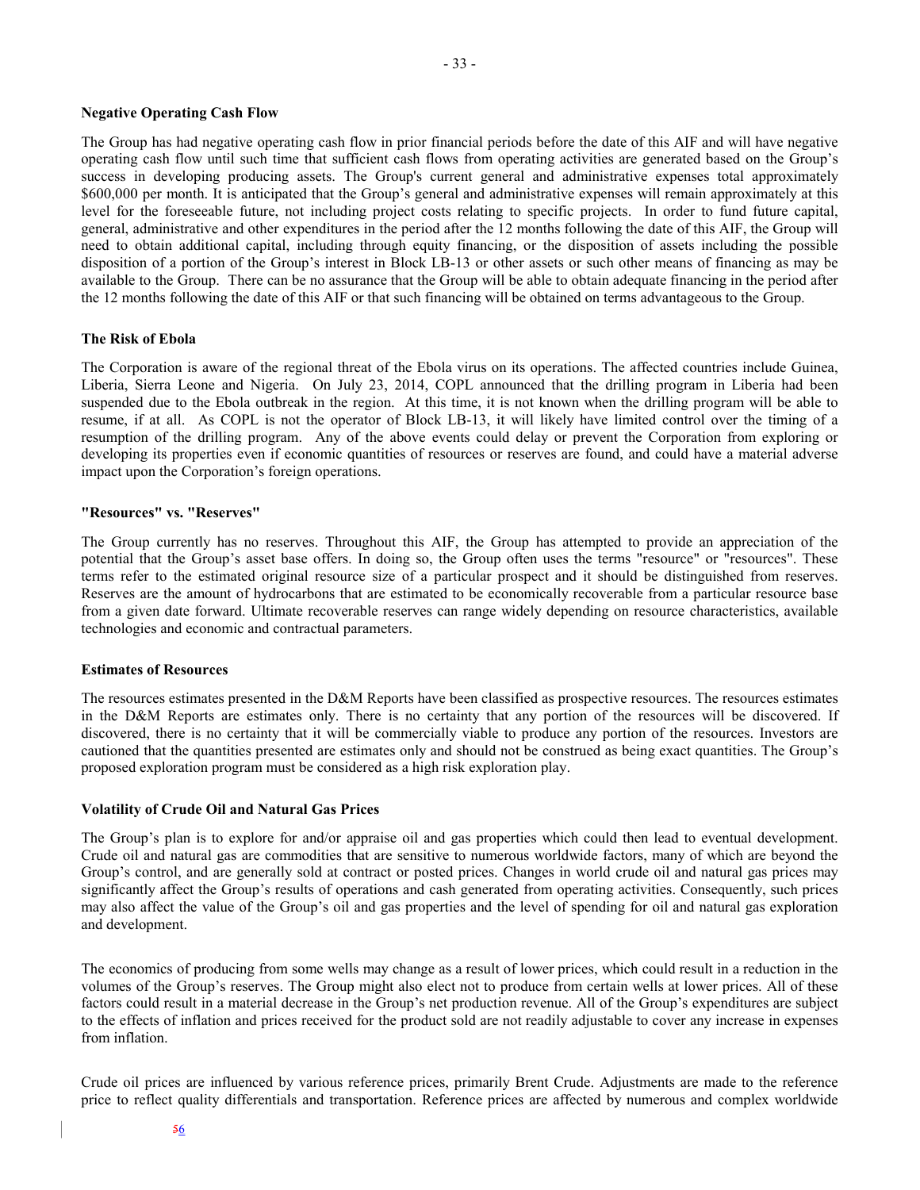## Negative Operating Cash Flow

The Group has had negative operating cash flow in prior financial periods before the date of this AIF and will have negative operating cash flow until such time that sufficient cash flows from operating activities are generated based on the Group's success in developing producing assets. The Group's current general and administrative expenses total approximately $600,000 per month. It is anticipated that the Group's general and administrative expenses will remain approximately at this level for the foreseeable future, not including project costs relating to specific projects. In order to fund future capital, general, administrative and other expenditures in the period after the 12 months following the date of this AIF, the Group will need to obtain additional capital, including through equity financing, or the disposition of assets including the possible disposition of a portion of the Group's interest in Block LB-13 or other assets or such other means of financing as may be available to the Group. There can be no assurance that the Group will be able to obtain adequate financing in the period after the 12 months following the date of this AIF or that such financing will be obtained on terms advantageous to the Group.

## The Risk of Ebola

The Corporation is aware of the regional threat of the Ebola virus on its operations. The affected countries include Guinea, Liberia, Sierra Leone and Nigeria. On July 23, 2014, COPL announced that the drilling program in Liberia had been suspended due to the Ebola outbreak in the region. At this time, it is not known when the drilling program will be able to resume, if at all. As COPL is not the operator of Block LB-13, it will likely have limited control over the timing of a resumption of the drilling program. Any of the above events could delay or prevent the Corporation from exploring or developing its properties even if economic quantities of resources or reserves are found, and could have a material adverse impact upon the Corporation's foreign operations.

## "Resources" vs. "Reserves"

The Group currently has no reserves. Throughout this AIF, the Group has attempted to provide an appreciation of the potential that the Group's asset base offers. In doing so, the Group often uses the terms "resource" or "resources". These terms refer to the estimated original resource size of a particular prospect and it should be distinguished from reserves. Reserves are the amount of hydrocarbons that are estimated to be economically recoverable from a particular resource base from a given date forward. Ultimate recoverable reserves can range widely depending on resource characteristics, available technologies and economic and contractual parameters.

## Estimates of Resources

The resources estimates presented in the D&M Reports have been classified as prospective resources. The resources estimates in the D&M Reports are estimates only. There is no certainty that any portion of the resources will be discovered. If discovered, there is no certainty that it will be commercially viable to produce any portion of the resources. Investors are cautioned that the quantities presented are estimates only and should not be construed as being exact quantities. The Group's proposed exploration program must be considered as a high risk exploration play.

## Volatility of Crude Oil and Natural Gas Prices

The Group's plan is to explore for and/or appraise oil and gas properties which could then lead to eventual development. Crude oil and natural gas are commodities that are sensitive to numerous worldwide factors, many of which are beyond the Group's control, and are generally sold at contract or posted prices. Changes in world crude oil and natural gas prices may significantly affect the Group's results of operations and cash generated from operating activities. Consequently, such prices may also affect the value of the Group's oil and gas properties and the level of spending for oil and natural gas exploration and development.

The economics of producing from some wells may change as a result of lower prices, which could result in a reduction in the volumes of the Group's reserves. The Group might also elect not to produce from certain wells at lower prices. All of these factors could result in a material decrease in the Group's net production revenue. All of the Group's expenditures are subject to the effects of inflation and prices received for the product sold are not readily adjustable to cover any increase in expenses from inflation.

Crude oil prices are influenced by various reference prices, primarily Brent Crude. Adjustments are made to the reference price to reflect quality differentials and transportation. Reference prices are affected by numerous and complex worldwide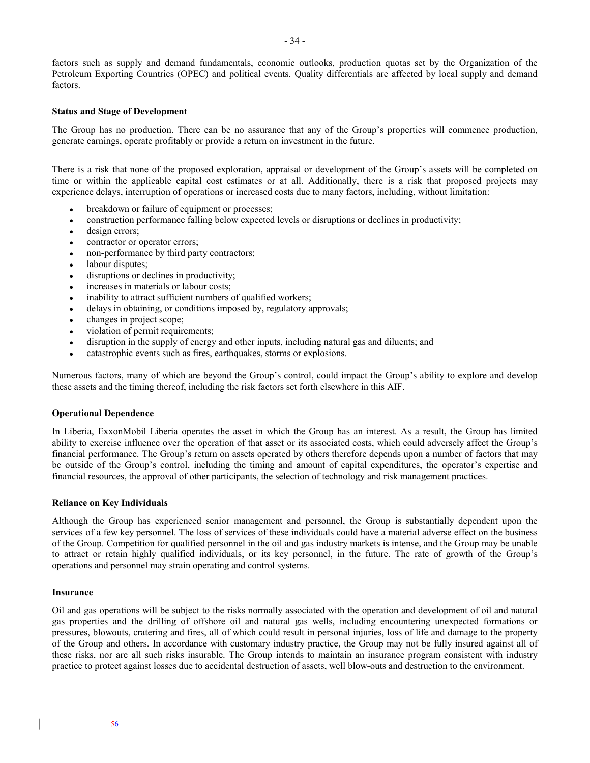factors such as supply and demand fundamentals, economic outlooks, production quotas set by the Organization of the Petroleum Exporting Countries (OPEC) and political events. Quality differentials are affected by local supply and demand factors.

**Status and Stage of Development**

The Group has no production. There can be no assurance that any of the Group's properties will commence production, generate earnings, operate profitably or provide a return on investment in the future.

There is a risk that none of the proposed exploration, appraisal or development of the Group's assets will be completed on time or within the applicable capital cost estimates or at all. Additionally, there is a risk that proposed projects may experience delays, interruption of operations or increased costs due to many factors, including, without limitation:

- breakdown or failure of equipment or processes;
- construction performance falling below expected levels or disruptions or declines in productivity;
- design errors;
- contractor or operator errors;
- non-performance by third party contractors;
- labour disputes;
- disruptions or declines in productivity;
- increases in materials or labour costs;
- inability to attract sufficient numbers of qualified workers;
- delays in obtaining, or conditions imposed by, regulatory approvals;
- changes in project scope;
- violation of permit requirements;
- disruption in the supply of energy and other inputs, including natural gas and diluents; and
- catastrophic events such as fires, earthquakes, storms or explosions.

Numerous factors, many of which are beyond the Group's control, could impact the Group's ability to explore and develop these assets and the timing thereof, including the risk factors set forth elsewhere in this AIF.

**Operational Dependence**

In Liberia, ExxonMobil Liberia operates the asset in which the Group has an interest. As a result, the Group has limited ability to exercise influence over the operation of that asset or its associated costs, which could adversely affect the Group's financial performance. The Group's return on assets operated by others therefore depends upon a number of factors that may be outside of the Group's control, including the timing and amount of capital expenditures, the operator's expertise and financial resources, the approval of other participants, the selection of technology and risk management practices.

**Reliance on Key Individuals**

Although the Group has experienced senior management and personnel, the Group is substantially dependent upon the services of a few key personnel. The loss of services of these individuals could have a material adverse effect on the business of the Group. Competition for qualified personnel in the oil and gas industry markets is intense, and the Group may be unable to attract or retain highly qualified individuals, or its key personnel, in the future. The rate of growth of the Group's operations and personnel may strain operating and control systems.

**Insurance**

Oil and gas operations will be subject to the risks normally associated with the operation and development of oil and natural gas properties and the drilling of offshore oil and natural gas wells, including encountering unexpected formations or pressures, blowouts, cratering and fires, all of which could result in personal injuries, loss of life and damage to the property of the Group and others. In accordance with customary industry practice, the Group may not be fully insured against all of these risks, nor are all such risks insurable. The Group intends to maintain an insurance program consistent with industry practice to protect against losses due to accidental destruction of assets, well blow-outs and destruction to the environment.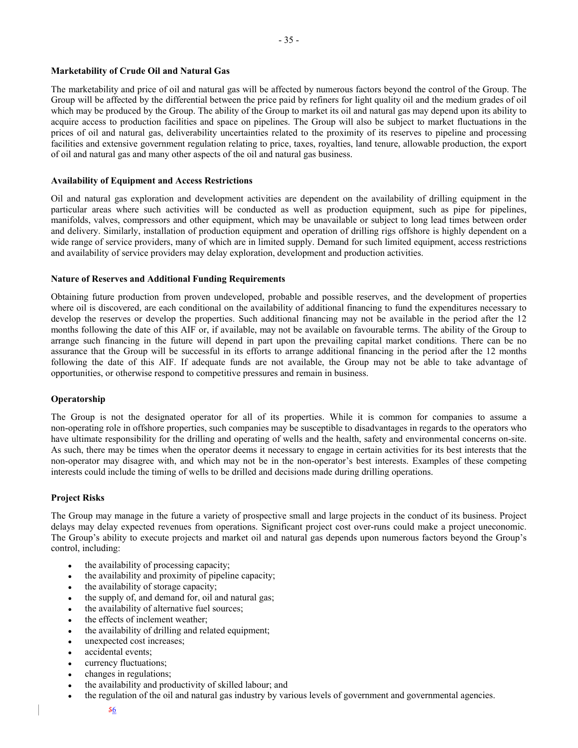## Marketability of Crude Oil and Natural Gas

The marketability and price of oil and natural gas will be affected by numerous factors beyond the control of the Group. The Group will be affected by the differential between the price paid by refiners for light quality oil and the medium grades of oil which may be produced by the Group. The ability of the Group to market its oil and natural gas may depend upon its ability to acquire access to production facilities and space on pipelines. The Group will also be subject to market fluctuations in the prices of oil and natural gas, deliverability uncertainties related to the proximity of its reserves to pipeline and processing facilities and extensive government regulation relating to price, taxes, royalties, land tenure, allowable production, the export of oil and natural gas and many other aspects of the oil and natural gas business.

## Availability of Equipment and Access Restrictions

Oil and natural gas exploration and development activities are dependent on the availability of drilling equipment in the particular areas where such activities will be conducted as well as production equipment, such as pipe for pipelines, manifolds, valves, compressors and other equipment, which may be unavailable or subject to long lead times between order and delivery. Similarly, installation of production equipment and operation of drilling rigs offshore is highly dependent on a wide range of service providers, many of which are in limited supply. Demand for such limited equipment, access restrictions and availability of service providers may delay exploration, development and production activities.

## Nature of Reserves and Additional Funding Requirements

Obtaining future production from proven undeveloped, probable and possible reserves, and the development of properties where oil is discovered, are each conditional on the availability of additional financing to fund the expenditures necessary to develop the reserves or develop the properties. Such additional financing may not be available in the period after the 12 months following the date of this AIF or, if available, may not be available on favourable terms. The ability of the Group to arrange such financing in the future will depend in part upon the prevailing capital market conditions. There can be no assurance that the Group will be successful in its efforts to arrange additional financing in the period after the 12 months following the date of this AIF. If adequate funds are not available, the Group may not be able to take advantage of opportunities, or otherwise respond to competitive pressures and remain in business.

## Operatorship

The Group is not the designated operator for all of its properties. While it is common for companies to assume a non-operating role in offshore properties, such companies may be susceptible to disadvantages in regards to the operators who have ultimate responsibility for the drilling and operating of wells and the health, safety and environmental concerns on-site. As such, there may be times when the operator deems it necessary to engage in certain activities for its best interests that the non-operator may disagree with, and which may not be in the non-operator's best interests. Examples of these competing interests could include the timing of wells to be drilled and decisions made during drilling operations.

## Project Risks

The Group may manage in the future a variety of prospective small and large projects in the conduct of its business. Project delays may delay expected revenues from operations. Significant project cost over-runs could make a project uneconomic. The Group's ability to execute projects and market oil and natural gas depends upon numerous factors beyond the Group's control, including:

- the availability of processing capacity;
- the availability and proximity of pipeline capacity;
- the availability of storage capacity;
- the supply of, and demand for, oil and natural gas;
- the availability of alternative fuel sources;
- the effects of inclement weather;
- the availability of drilling and related equipment;
- unexpected cost increases;
- accidental events;
- currency fluctuations;
- changes in regulations;
- the availability and productivity of skilled labour; and
- the regulation of the oil and natural gas industry by various levels of government and governmental agencies.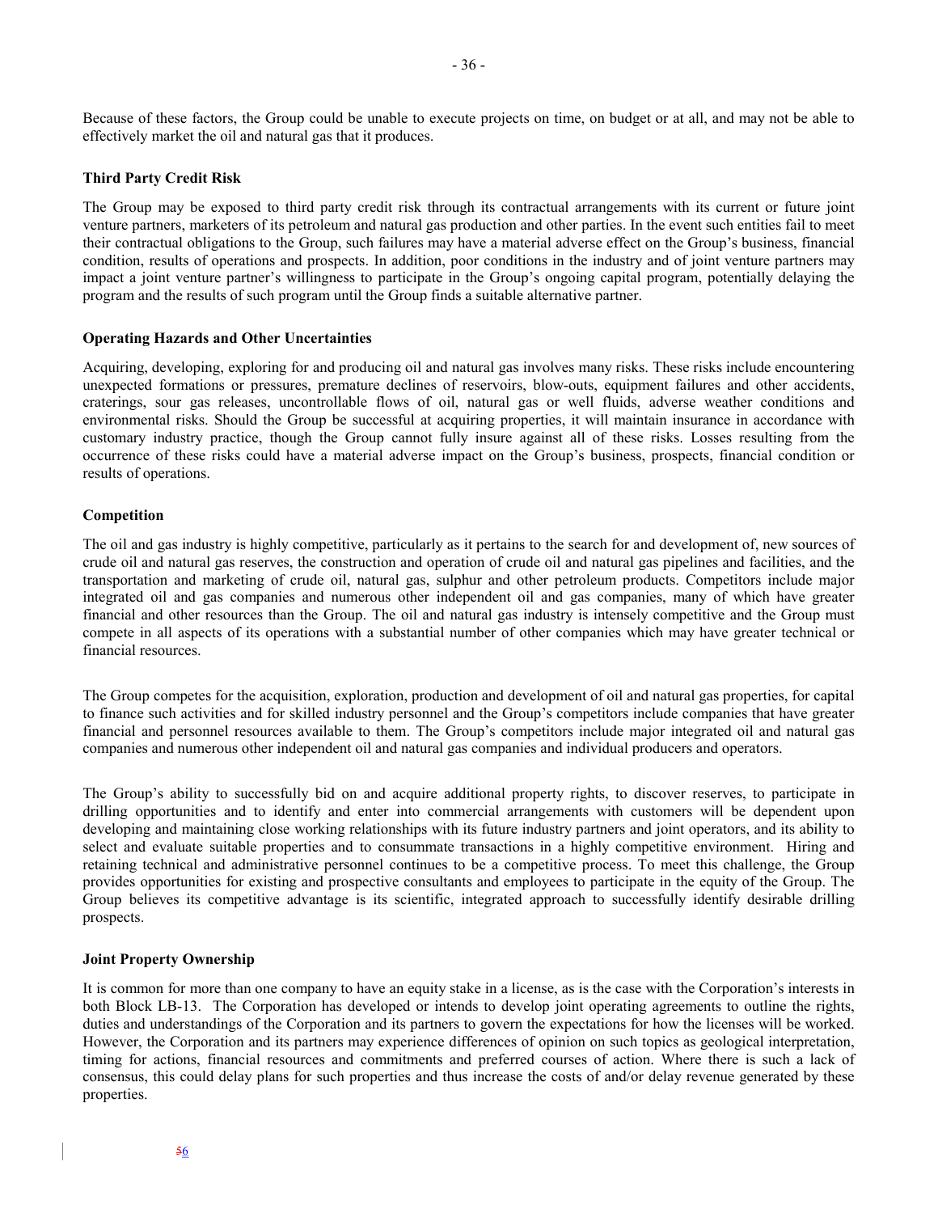Because of these factors, the Group could be unable to execute projects on time, on budget or at all, and may not be able to effectively market the oil and natural gas that it produces.

**Third Party Credit Risk**

The Group may be exposed to third party credit risk through its contractual arrangements with its current or future joint venture partners, marketers of its petroleum and natural gas production and other parties. In the event such entities fail to meet their contractual obligations to the Group, such failures may have a material adverse effect on the Group's business, financial condition, results of operations and prospects. In addition, poor conditions in the industry and of joint venture partners may impact a joint venture partner's willingness to participate in the Group's ongoing capital program, potentially delaying the program and the results of such program until the Group finds a suitable alternative partner.

**Operating Hazards and Other Uncertainties**

Acquiring, developing, exploring for and producing oil and natural gas involves many risks. These risks include encountering unexpected formations or pressures, premature declines of reservoirs, blow-outs, equipment failures and other accidents, craterings, sour gas releases, uncontrollable flows of oil, natural gas or well fluids, adverse weather conditions and environmental risks. Should the Group be successful at acquiring properties, it will maintain insurance in accordance with customary industry practice, though the Group cannot fully insure against all of these risks. Losses resulting from the occurrence of these risks could have a material adverse impact on the Group's business, prospects, financial condition or results of operations.

**Competition**

The oil and gas industry is highly competitive, particularly as it pertains to the search for and development of, new sources of crude oil and natural gas reserves, the construction and operation of crude oil and natural gas pipelines and facilities, and the transportation and marketing of crude oil, natural gas, sulphur and other petroleum products. Competitors include major integrated oil and gas companies and numerous other independent oil and gas companies, many of which have greater financial and other resources than the Group. The oil and natural gas industry is intensely competitive and the Group must compete in all aspects of its operations with a substantial number of other companies which may have greater technical or financial resources.

The Group competes for the acquisition, exploration, production and development of oil and natural gas properties, for capital to finance such activities and for skilled industry personnel and the Group's competitors include companies that have greater financial and personnel resources available to them. The Group's competitors include major integrated oil and natural gas companies and numerous other independent oil and natural gas companies and individual producers and operators.

The Group's ability to successfully bid on and acquire additional property rights, to discover reserves, to participate in drilling opportunities and to identify and enter into commercial arrangements with customers will be dependent upon developing and maintaining close working relationships with its future industry partners and joint operators, and its ability to select and evaluate suitable properties and to consummate transactions in a highly competitive environment. Hiring and retaining technical and administrative personnel continues to be a competitive process. To meet this challenge, the Group provides opportunities for existing and prospective consultants and employees to participate in the equity of the Group. The Group believes its competitive advantage is its scientific, integrated approach to successfully identify desirable drilling prospects.

**Joint Property Ownership**

It is common for more than one company to have an equity stake in a license, as is the case with the Corporation's interests in both Block LB-13. The Corporation has developed or intends to develop joint operating agreements to outline the rights, duties and understandings of the Corporation and its partners to govern the expectations for how the licenses will be worked. However, the Corporation and its partners may experience differences of opinion on such topics as geological interpretation, timing for actions, financial resources and commitments and preferred courses of action. Where there is such a lack of consensus, this could delay plans for such properties and thus increase the costs of and/or delay revenue generated by these properties.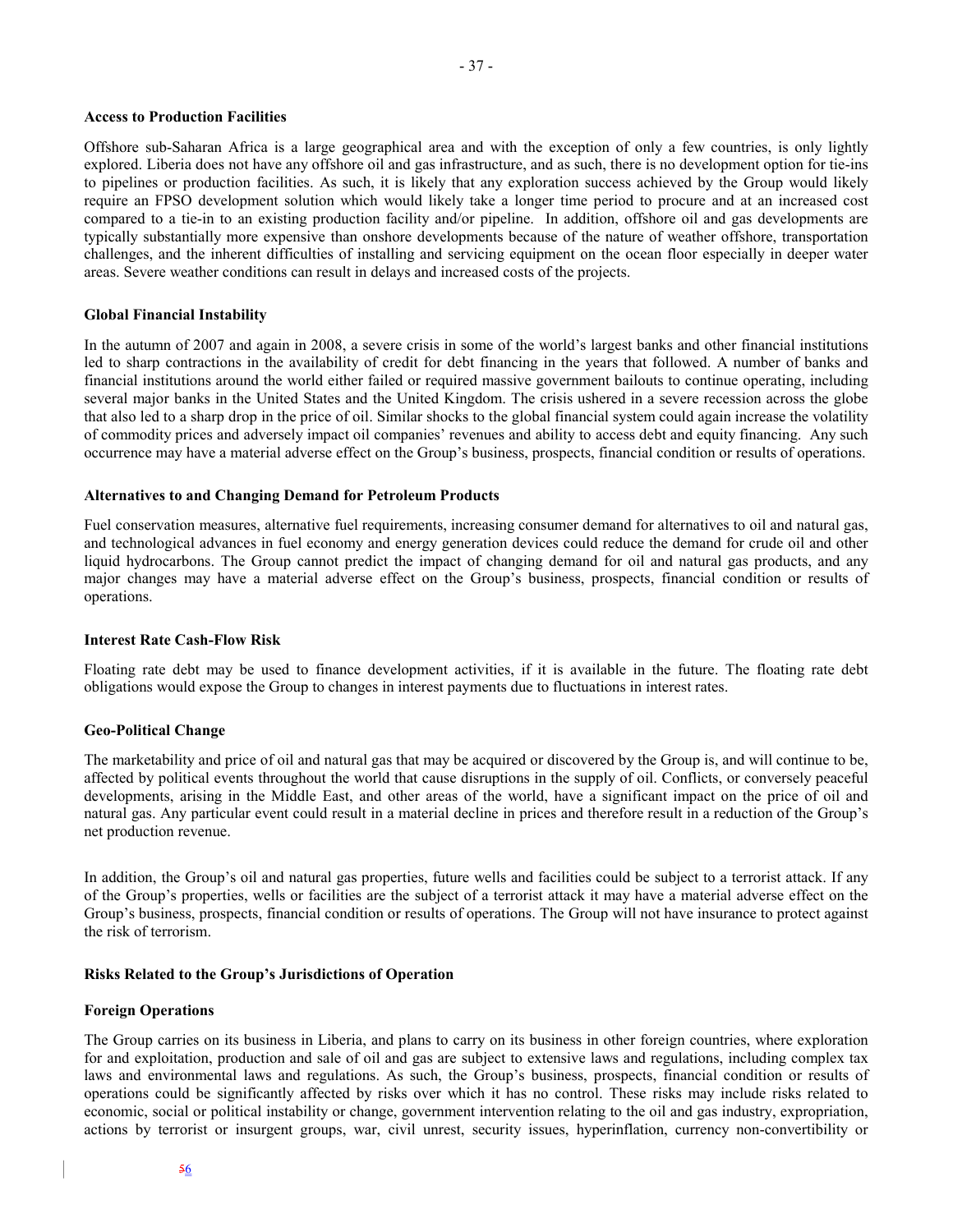**Access to Production Facilities**

Offshore sub-Saharan Africa is a large geographical area and with the exception of only a few countries, is only lightly explored. Liberia does not have any offshore oil and gas infrastructure, and as such, there is no development option for tie-ins to pipelines or production facilities. As such, it is likely that any exploration success achieved by the Group would likely require an FPSO development solution which would likely take a longer time period to procure and at an increased cost compared to a tie-in to an existing production facility and/or pipeline. In addition, offshore oil and gas developments are typically substantially more expensive than onshore developments because of the nature of weather offshore, transportation challenges, and the inherent difficulties of installing and servicing equipment on the ocean floor especially in deeper water areas. Severe weather conditions can result in delays and increased costs of the projects.

**Global Financial Instability**

In the autumn of 2007 and again in 2008, a severe crisis in some of the world's largest banks and other financial institutions led to sharp contractions in the availability of credit for debt financing in the years that followed. A number of banks and financial institutions around the world either failed or required massive government bailouts to continue operating, including several major banks in the United States and the United Kingdom. The crisis ushered in a severe recession across the globe that also led to a sharp drop in the price of oil. Similar shocks to the global financial system could again increase the volatility of commodity prices and adversely impact oil companies' revenues and ability to access debt and equity financing. Any such occurrence may have a material adverse effect on the Group's business, prospects, financial condition or results of operations.

**Alternatives to and Changing Demand for Petroleum Products**

Fuel conservation measures, alternative fuel requirements, increasing consumer demand for alternatives to oil and natural gas, and technological advances in fuel economy and energy generation devices could reduce the demand for crude oil and other liquid hydrocarbons. The Group cannot predict the impact of changing demand for oil and natural gas products, and any major changes may have a material adverse effect on the Group's business, prospects, financial condition or results of operations.

**Interest Rate Cash-Flow Risk**

Floating rate debt may be used to finance development activities, if it is available in the future. The floating rate debt obligations would expose the Group to changes in interest payments due to fluctuations in interest rates.

**Geo-Political Change**

The marketability and price of oil and natural gas that may be acquired or discovered by the Group is, and will continue to be, affected by political events throughout the world that cause disruptions in the supply of oil. Conflicts, or conversely peaceful developments, arising in the Middle East, and other areas of the world, have a significant impact on the price of oil and natural gas. Any particular event could result in a material decline in prices and therefore result in a reduction of the Group's net production revenue.

In addition, the Group's oil and natural gas properties, future wells and facilities could be subject to a terrorist attack. If any of the Group's properties, wells or facilities are the subject of a terrorist attack it may have a material adverse effect on the Group's business, prospects, financial condition or results of operations. The Group will not have insurance to protect against the risk of terrorism.

**Risks Related to the Group's Jurisdictions of Operation**

**Foreign Operations**

The Group carries on its business in Liberia, and plans to carry on its business in other foreign countries, where exploration for and exploitation, production and sale of oil and gas are subject to extensive laws and regulations, including complex tax laws and environmental laws and regulations. As such, the Group's business, prospects, financial condition or results of operations could be significantly affected by risks over which it has no control. These risks may include risks related to economic, social or political instability or change, government intervention relating to the oil and gas industry, expropriation, actions by terrorist or insurgent groups, war, civil unrest, security issues, hyperinflation, currency non-convertibility or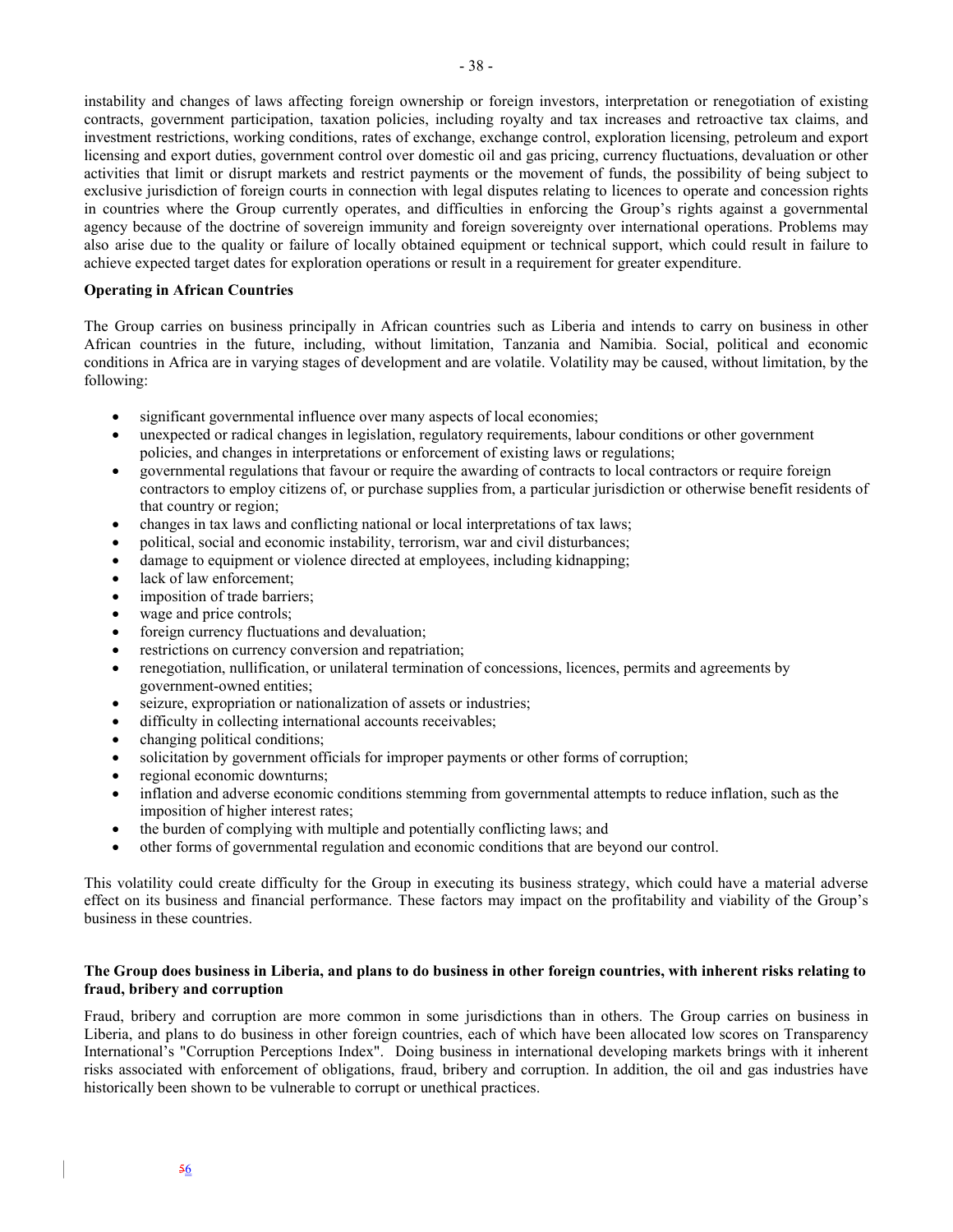instability and changes of laws affecting foreign ownership or foreign investors, interpretation or renegotiation of existing contracts, government participation, taxation policies, including royalty and tax increases and retroactive tax claims, and investment restrictions, working conditions, rates of exchange, exchange control, exploration licensing, petroleum and export licensing and export duties, government control over domestic oil and gas pricing, currency fluctuations, devaluation or other activities that limit or disrupt markets and restrict payments or the movement of funds, the possibility of being subject to exclusive jurisdiction of foreign courts in connection with legal disputes relating to licences to operate and concession rights in countries where the Group currently operates, and difficulties in enforcing the Group's rights against a governmental agency because of the doctrine of sovereign immunity and foreign sovereignty over international operations. Problems may also arise due to the quality or failure of locally obtained equipment or technical support, which could result in failure to achieve expected target dates for exploration operations or result in a requirement for greater expenditure.

**Operating in African Countries**

The Group carries on business principally in African countries such as Liberia and intends to carry on business in other African countries in the future, including, without limitation, Tanzania and Namibia. Social, political and economic conditions in Africa are in varying stages of development and are volatile. Volatility may be caused, without limitation, by the following:

- significant governmental influence over many aspects of local economies;
- unexpected or radical changes in legislation, regulatory requirements, labour conditions or other government policies, and changes in interpretations or enforcement of existing laws or regulations;
- governmental regulations that favour or require the awarding of contracts to local contractors or require foreign contractors to employ citizens of, or purchase supplies from, a particular jurisdiction or otherwise benefit residents of that country or region;
- changes in tax laws and conflicting national or local interpretations of tax laws;
- political, social and economic instability, terrorism, war and civil disturbances;
- damage to equipment or violence directed at employees, including kidnapping;
- lack of law enforcement;
- imposition of trade barriers;
- wage and price controls;
- foreign currency fluctuations and devaluation;
- restrictions on currency conversion and repatriation;
- renegotiation, nullification, or unilateral termination of concessions, licences, permits and agreements by government-owned entities;
- seizure, expropriation or nationalization of assets or industries;
- difficulty in collecting international accounts receivables;
- changing political conditions;
- solicitation by government officials for improper payments or other forms of corruption;
- regional economic downturns;
- inflation and adverse economic conditions stemming from governmental attempts to reduce inflation, such as the imposition of higher interest rates;
- the burden of complying with multiple and potentially conflicting laws; and
- other forms of governmental regulation and economic conditions that are beyond our control.

This volatility could create difficulty for the Group in executing its business strategy, which could have a material adverse effect on its business and financial performance. These factors may impact on the profitability and viability of the Group's business in these countries.

**The Group does business in Liberia, and plans to do business in other foreign countries, with inherent risks relating to fraud, bribery and corruption**

Fraud, bribery and corruption are more common in some jurisdictions than in others. The Group carries on business in Liberia, and plans to do business in other foreign countries, each of which have been allocated low scores on Transparency International's "Corruption Perceptions Index". Doing business in international developing markets brings with it inherent risks associated with enforcement of obligations, fraud, bribery and corruption. In addition, the oil and gas industries have historically been shown to be vulnerable to corrupt or unethical practices.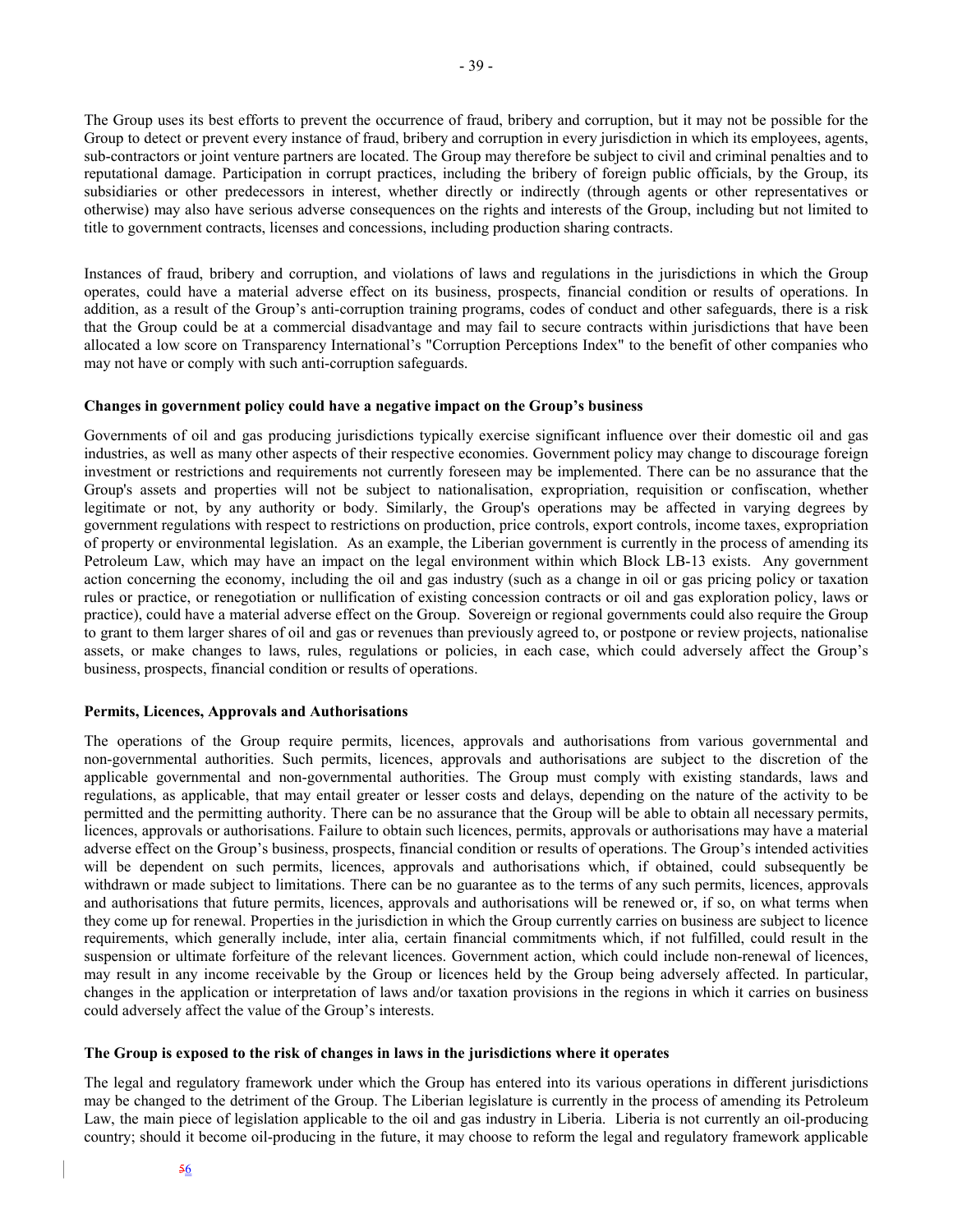The Group uses its best efforts to prevent the occurrence of fraud, bribery and corruption, but it may not be possible for the Group to detect or prevent every instance of fraud, bribery and corruption in every jurisdiction in which its employees, agents, sub-contractors or joint venture partners are located. The Group may therefore be subject to civil and criminal penalties and to reputational damage. Participation in corrupt practices, including the bribery of foreign public officials, by the Group, its subsidiaries or other predecessors in interest, whether directly or indirectly (through agents or other representatives or otherwise) may also have serious adverse consequences on the rights and interests of the Group, including but not limited to title to government contracts, licenses and concessions, including production sharing contracts.

Instances of fraud, bribery and corruption, and violations of laws and regulations in the jurisdictions in which the Group operates, could have a material adverse effect on its business, prospects, financial condition or results of operations. In addition, as a result of the Group's anti-corruption training programs, codes of conduct and other safeguards, there is a risk that the Group could be at a commercial disadvantage and may fail to secure contracts within jurisdictions that have been allocated a low score on Transparency International's "Corruption Perceptions Index" to the benefit of other companies who may not have or comply with such anti-corruption safeguards.

**Changes in government policy could have a negative impact on the Group's business**

Governments of oil and gas producing jurisdictions typically exercise significant influence over their domestic oil and gas industries, as well as many other aspects of their respective economies. Government policy may change to discourage foreign investment or restrictions and requirements not currently foreseen may be implemented. There can be no assurance that the Group's assets and properties will not be subject to nationalisation, expropriation, requisition or confiscation, whether legitimate or not, by any authority or body. Similarly, the Group's operations may be affected in varying degrees by government regulations with respect to restrictions on production, price controls, export controls, income taxes, expropriation of property or environmental legislation. As an example, the Liberian government is currently in the process of amending its Petroleum Law, which may have an impact on the legal environment within which Block LB-13 exists. Any government action concerning the economy, including the oil and gas industry (such as a change in oil or gas pricing policy or taxation rules or practice, or renegotiation or nullification of existing concession contracts or oil and gas exploration policy, laws or practice), could have a material adverse effect on the Group. Sovereign or regional governments could also require the Group to grant to them larger shares of oil and gas or revenues than previously agreed to, or postpone or review projects, nationalise assets, or make changes to laws, rules, regulations or policies, in each case, which could adversely affect the Group's business, prospects, financial condition or results of operations.

**Permits, Licences, Approvals and Authorisations**

The operations of the Group require permits, licences, approvals and authorisations from various governmental and non-governmental authorities. Such permits, licences, approvals and authorisations are subject to the discretion of the applicable governmental and non-governmental authorities. The Group must comply with existing standards, laws and regulations, as applicable, that may entail greater or lesser costs and delays, depending on the nature of the activity to be permitted and the permitting authority. There can be no assurance that the Group will be able to obtain all necessary permits, licences, approvals or authorisations. Failure to obtain such licences, permits, approvals or authorisations may have a material adverse effect on the Group's business, prospects, financial condition or results of operations. The Group's intended activities will be dependent on such permits, licences, approvals and authorisations which, if obtained, could subsequently be withdrawn or made subject to limitations. There can be no guarantee as to the terms of any such permits, licences, approvals and authorisations that future permits, licences, approvals and authorisations will be renewed or, if so, on what terms when they come up for renewal. Properties in the jurisdiction in which the Group currently carries on business are subject to licence requirements, which generally include, inter alia, certain financial commitments which, if not fulfilled, could result in the suspension or ultimate forfeiture of the relevant licences. Government action, which could include non-renewal of licences, may result in any income receivable by the Group or licences held by the Group being adversely affected. In particular, changes in the application or interpretation of laws and/or taxation provisions in the regions in which it carries on business could adversely affect the value of the Group's interests.

**The Group is exposed to the risk of changes in laws in the jurisdictions where it operates**

The legal and regulatory framework under which the Group has entered into its various operations in different jurisdictions may be changed to the detriment of the Group. The Liberian legislature is currently in the process of amending its Petroleum Law, the main piece of legislation applicable to the oil and gas industry in Liberia. Liberia is not currently an oil-producing country; should it become oil-producing in the future, it may choose to reform the legal and regulatory framework applicable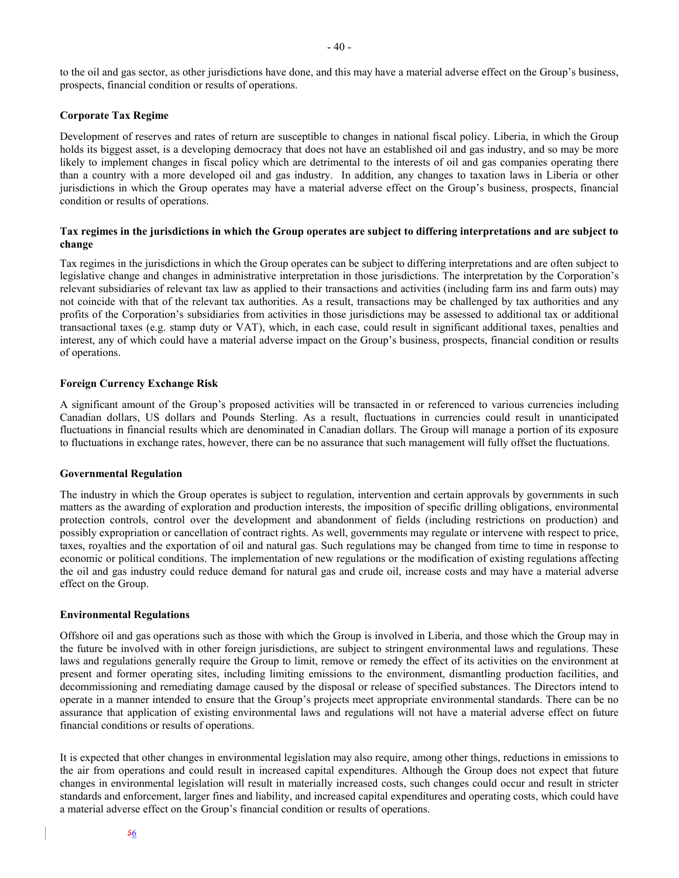to the oil and gas sector, as other jurisdictions have done, and this may have a material adverse effect on the Group's business, prospects, financial condition or results of operations.

**Corporate Tax Regime**

Development of reserves and rates of return are susceptible to changes in national fiscal policy. Liberia, in which the Group holds its biggest asset, is a developing democracy that does not have an established oil and gas industry, and so may be more likely to implement changes in fiscal policy which are detrimental to the interests of oil and gas companies operating there than a country with a more developed oil and gas industry. In addition, any changes to taxation laws in Liberia or other jurisdictions in which the Group operates may have a material adverse effect on the Group's business, prospects, financial condition or results of operations.

**Tax regimes in the jurisdictions in which the Group operates are subject to differing interpretations and are subject to change**

Tax regimes in the jurisdictions in which the Group operates can be subject to differing interpretations and are often subject to legislative change and changes in administrative interpretation in those jurisdictions. The interpretation by the Corporation's relevant subsidiaries of relevant tax law as applied to their transactions and activities (including farm ins and farm outs) may not coincide with that of the relevant tax authorities. As a result, transactions may be challenged by tax authorities and any profits of the Corporation's subsidiaries from activities in those jurisdictions may be assessed to additional tax or additional transactional taxes (e.g. stamp duty or VAT), which, in each case, could result in significant additional taxes, penalties and interest, any of which could have a material adverse impact on the Group's business, prospects, financial condition or results of operations.

**Foreign Currency Exchange Risk**

A significant amount of the Group's proposed activities will be transacted in or referenced to various currencies including Canadian dollars, US dollars and Pounds Sterling. As a result, fluctuations in currencies could result in unanticipated fluctuations in financial results which are denominated in Canadian dollars. The Group will manage a portion of its exposure to fluctuations in exchange rates, however, there can be no assurance that such management will fully offset the fluctuations.

**Governmental Regulation**

The industry in which the Group operates is subject to regulation, intervention and certain approvals by governments in such matters as the awarding of exploration and production interests, the imposition of specific drilling obligations, environmental protection controls, control over the development and abandonment of fields (including restrictions on production) and possibly expropriation or cancellation of contract rights. As well, governments may regulate or intervene with respect to price, taxes, royalties and the exportation of oil and natural gas. Such regulations may be changed from time to time in response to economic or political conditions. The implementation of new regulations or the modification of existing regulations affecting the oil and gas industry could reduce demand for natural gas and crude oil, increase costs and may have a material adverse effect on the Group.

**Environmental Regulations**

Offshore oil and gas operations such as those with which the Group is involved in Liberia, and those which the Group may in the future be involved with in other foreign jurisdictions, are subject to stringent environmental laws and regulations. These laws and regulations generally require the Group to limit, remove or remedy the effect of its activities on the environment at present and former operating sites, including limiting emissions to the environment, dismantling production facilities, and decommissioning and remediating damage caused by the disposal or release of specified substances. The Directors intend to operate in a manner intended to ensure that the Group's projects meet appropriate environmental standards. There can be no assurance that application of existing environmental laws and regulations will not have a material adverse effect on future financial conditions or results of operations.

It is expected that other changes in environmental legislation may also require, among other things, reductions in emissions to the air from operations and could result in increased capital expenditures. Although the Group does not expect that future changes in environmental legislation will result in materially increased costs, such changes could occur and result in stricter standards and enforcement, larger fines and liability, and increased capital expenditures and operating costs, which could have a material adverse effect on the Group's financial condition or results of operations.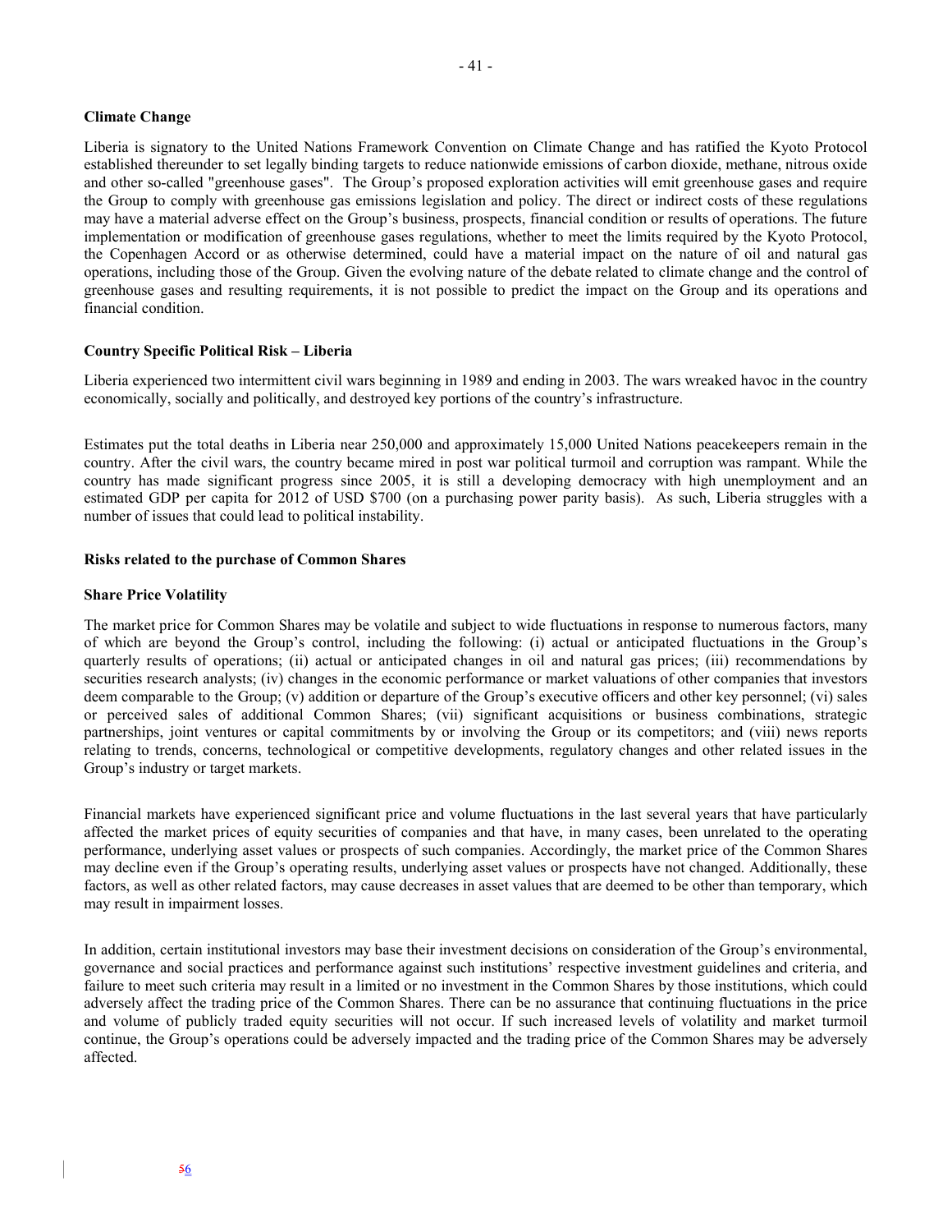**Climate Change**

Liberia is signatory to the United Nations Framework Convention on Climate Change and has ratified the Kyoto Protocol established thereunder to set legally binding targets to reduce nationwide emissions of carbon dioxide, methane, nitrous oxide and other so-called "greenhouse gases". The Group's proposed exploration activities will emit greenhouse gases and require the Group to comply with greenhouse gas emissions legislation and policy. The direct or indirect costs of these regulations may have a material adverse effect on the Group's business, prospects, financial condition or results of operations. The future implementation or modification of greenhouse gases regulations, whether to meet the limits required by the Kyoto Protocol, the Copenhagen Accord or as otherwise determined, could have a material impact on the nature of oil and natural gas operations, including those of the Group. Given the evolving nature of the debate related to climate change and the control of greenhouse gases and resulting requirements, it is not possible to predict the impact on the Group and its operations and financial condition.

**Country Specific Political Risk – Liberia**

Liberia experienced two intermittent civil wars beginning in 1989 and ending in 2003. The wars wreaked havoc in the country economically, socially and politically, and destroyed key portions of the country's infrastructure.

Estimates put the total deaths in Liberia near 250,000 and approximately 15,000 United Nations peacekeepers remain in the country. After the civil wars, the country became mired in post war political turmoil and corruption was rampant. While the country has made significant progress since 2005, it is still a developing democracy with high unemployment and an estimated GDP per capita for 2012 of USD $700 (on a purchasing power parity basis). As such, Liberia struggles with a number of issues that could lead to political instability.

**Risks related to the purchase of Common Shares**

**Share Price Volatility**

The market price for Common Shares may be volatile and subject to wide fluctuations in response to numerous factors, many of which are beyond the Group's control, including the following: (i) actual or anticipated fluctuations in the Group's quarterly results of operations; (ii) actual or anticipated changes in oil and natural gas prices; (iii) recommendations by securities research analysts; (iv) changes in the economic performance or market valuations of other companies that investors deem comparable to the Group; (v) addition or departure of the Group's executive officers and other key personnel; (vi) sales or perceived sales of additional Common Shares; (vii) significant acquisitions or business combinations, strategic partnerships, joint ventures or capital commitments by or involving the Group or its competitors; and (viii) news reports relating to trends, concerns, technological or competitive developments, regulatory changes and other related issues in the Group's industry or target markets.

Financial markets have experienced significant price and volume fluctuations in the last several years that have particularly affected the market prices of equity securities of companies and that have, in many cases, been unrelated to the operating performance, underlying asset values or prospects of such companies. Accordingly, the market price of the Common Shares may decline even if the Group's operating results, underlying asset values or prospects have not changed. Additionally, these factors, as well as other related factors, may cause decreases in asset values that are deemed to be other than temporary, which may result in impairment losses.

In addition, certain institutional investors may base their investment decisions on consideration of the Group's environmental, governance and social practices and performance against such institutions' respective investment guidelines and criteria, and failure to meet such criteria may result in a limited or no investment in the Common Shares by those institutions, which could adversely affect the trading price of the Common Shares. There can be no assurance that continuing fluctuations in the price and volume of publicly traded equity securities will not occur. If such increased levels of volatility and market turmoil continue, the Group's operations could be adversely impacted and the trading price of the Common Shares may be adversely affected.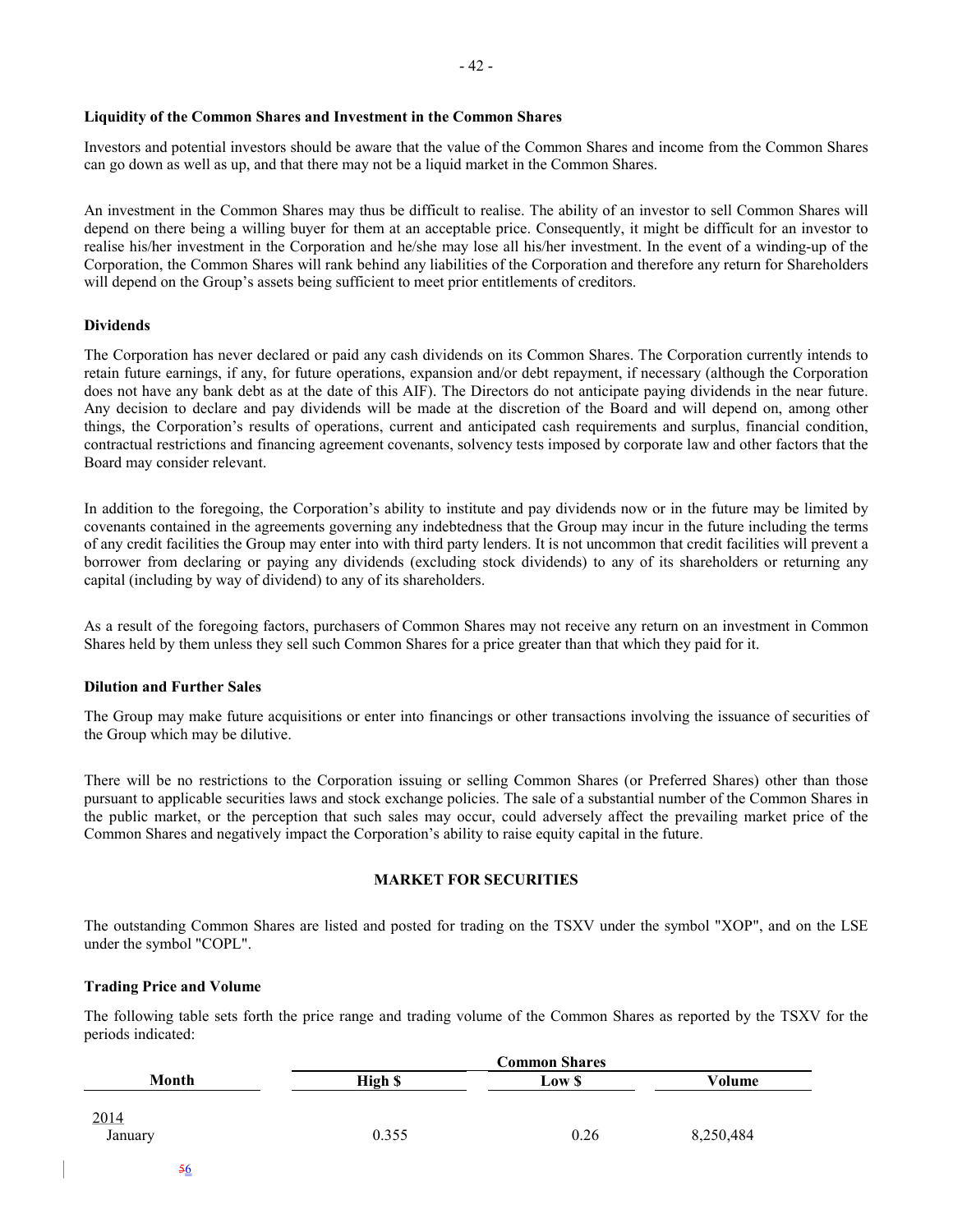### Liquidity of the Common Shares and Investment in the Common Shares

Investors and potential investors should be aware that the value of the Common Shares and income from the Common Shares can go down as well as up, and that there may not be a liquid market in the Common Shares.

An investment in the Common Shares may thus be difficult to realise. The ability of an investor to sell Common Shares will depend on there being a willing buyer for them at an acceptable price. Consequently, it might be difficult for an investor to realise his/her investment in the Corporation and he/she may lose all his/her investment. In the event of a winding-up of the Corporation, the Common Shares will rank behind any liabilities of the Corporation and therefore any return for Shareholders will depend on the Group's assets being sufficient to meet prior entitlements of creditors.

### Dividends

The Corporation has never declared or paid any cash dividends on its Common Shares. The Corporation currently intends to retain future earnings, if any, for future operations, expansion and/or debt repayment, if necessary (although the Corporation does not have any bank debt as at the date of this AIF). The Directors do not anticipate paying dividends in the near future. Any decision to declare and pay dividends will be made at the discretion of the Board and will depend on, among other things, the Corporation's results of operations, current and anticipated cash requirements and surplus, financial condition, contractual restrictions and financing agreement covenants, solvency tests imposed by corporate law and other factors that the Board may consider relevant.

In addition to the foregoing, the Corporation's ability to institute and pay dividends now or in the future may be limited by covenants contained in the agreements governing any indebtedness that the Group may incur in the future including the terms of any credit facilities the Group may enter into with third party lenders. It is not uncommon that credit facilities will prevent a borrower from declaring or paying any dividends (excluding stock dividends) to any of its shareholders or returning any capital (including by way of dividend) to any of its shareholders.

As a result of the foregoing factors, purchasers of Common Shares may not receive any return on an investment in Common Shares held by them unless they sell such Common Shares for a price greater than that which they paid for it.

### Dilution and Further Sales

The Group may make future acquisitions or enter into financings or other transactions involving the issuance of securities of the Group which may be dilutive.

There will be no restrictions to the Corporation issuing or selling Common Shares (or Preferred Shares) other than those pursuant to applicable securities laws and stock exchange policies. The sale of a substantial number of the Common Shares in the public market, or the perception that such sales may occur, could adversely affect the prevailing market price of the Common Shares and negatively impact the Corporation's ability to raise equity capital in the future.

## MARKET FOR SECURITIES

The outstanding Common Shares are listed and posted for trading on the TSXV under the symbol "XOP", and on the LSE under the symbol "COPL".

### Trading Price and Volume

The following table sets forth the price range and trading volume of the Common Shares as reported by the TSXV for the periods indicated:

| | Common Shares | | |
|---|---|---|---|
| Month | High $ | Low $ | Volume |
| 2014 | | | |
| January | 0.355 | 0.26 | 8,250,484 |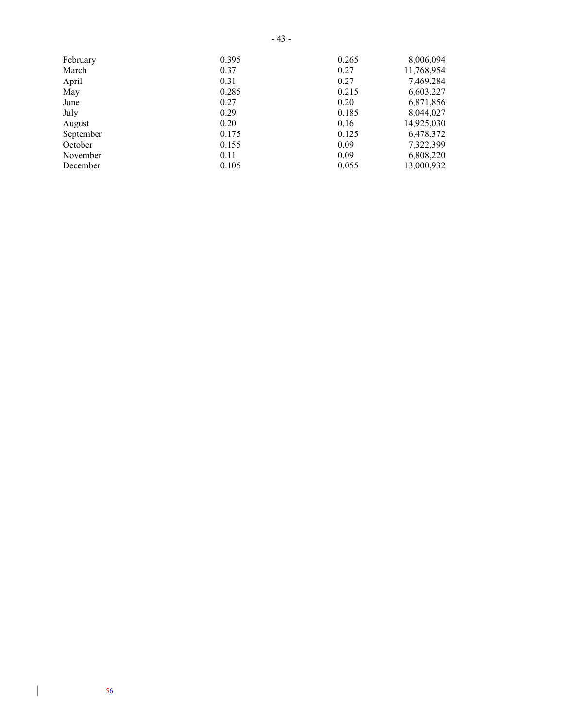| | | | |
|---|---|---|---|
| February | 0.395 | 0.265 | 8,006,094 |
| March | 0.37 | 0.27 | 11,768,954 |
| April | 0.31 | 0.27 | 7,469,284 |
| May | 0.285 | 0.215 | 6,603,227 |
| June | 0.27 | 0.20 | 6,871,856 |
| July | 0.29 | 0.185 | 8,044,027 |
| August | 0.20 | 0.16 | 14,925,030 |
| September | 0.175 | 0.125 | 6,478,372 |
| October | 0.155 | 0.09 | 7,322,399 |
| November | 0.11 | 0.09 | 6,808,220 |
| December | 0.105 | 0.055 | 13,000,932 |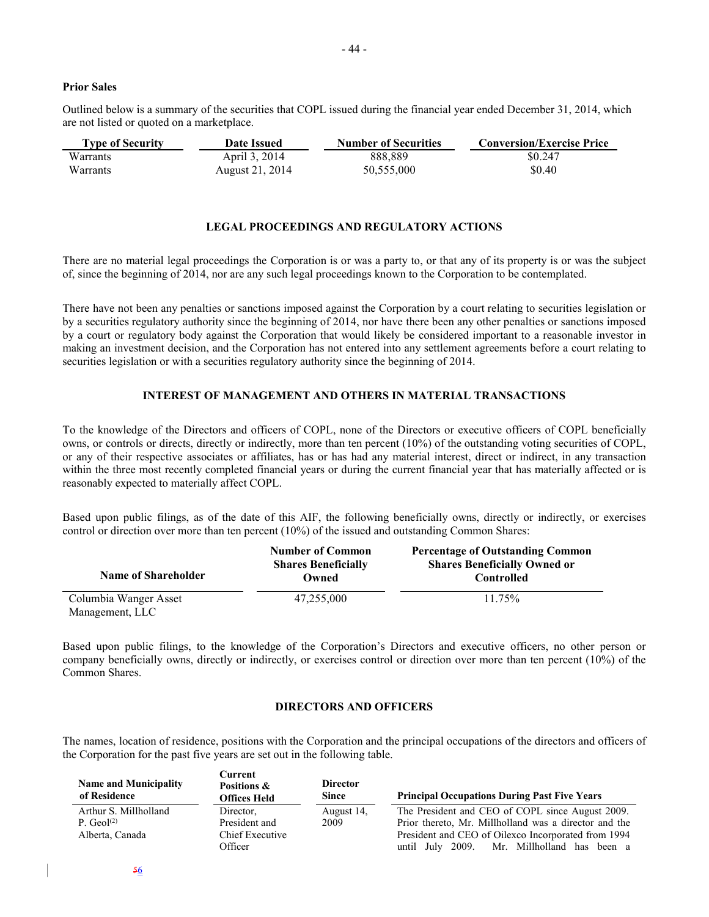**Prior Sales**

Outlined below is a summary of the securities that COPL issued during the financial year ended December 31, 2014, which are not listed or quoted on a marketplace.

| Type of Security | Date Issued | Number of Securities | Conversion/Exercise Price |
|---|---|---|---|
| Warrants | April 3, 2014 | 888,889 | \$0.247 |
| Warrants | August 21, 2014 | 50,555,000 | \$0.40 |

## LEGAL PROCEEDINGS AND REGULATORY ACTIONS

There are no material legal proceedings the Corporation is or was a party to, or that any of its property is or was the subject of, since the beginning of 2014, nor are any such legal proceedings known to the Corporation to be contemplated.

There have not been any penalties or sanctions imposed against the Corporation by a court relating to securities legislation or by a securities regulatory authority since the beginning of 2014, nor have there been any other penalties or sanctions imposed by a court or regulatory body against the Corporation that would likely be considered important to a reasonable investor in making an investment decision, and the Corporation has not entered into any settlement agreements before a court relating to securities legislation or with a securities regulatory authority since the beginning of 2014.

## INTEREST OF MANAGEMENT AND OTHERS IN MATERIAL TRANSACTIONS

To the knowledge of the Directors and officers of COPL, none of the Directors or executive officers of COPL beneficially owns, or controls or directs, directly or indirectly, more than ten percent (10%) of the outstanding voting securities of COPL, or any of their respective associates or affiliates, has or has had any material interest, direct or indirect, in any transaction within the three most recently completed financial years or during the current financial year that has materially affected or is reasonably expected to materially affect COPL.

Based upon public filings, as of the date of this AIF, the following beneficially owns, directly or indirectly, or exercises control or direction over more than ten percent (10%) of the issued and outstanding Common Shares:

| Name of Shareholder | Number of Common Shares Beneficially Owned | Percentage of Outstanding Common Shares Beneficially Owned or Controlled |
|---|---|---|
| Columbia Wanger Asset Management, LLC | 47,255,000 | 11.75% |

Based upon public filings, to the knowledge of the Corporation's Directors and executive officers, no other person or company beneficially owns, directly or indirectly, or exercises control or direction over more than ten percent (10%) of the Common Shares.

## DIRECTORS AND OFFICERS

The names, location of residence, positions with the Corporation and the principal occupations of the directors and officers of the Corporation for the past five years are set out in the following table.

| Name and Municipality of Residence | Current Positions & Offices Held | Director Since | Principal Occupations During Past Five Years |
|---|---|---|---|
| Arthur S. Millholland P. Geol[(2)] Alberta, Canada | Director, President and Chief Executive Officer | August 14, 2009 | The President and CEO of COPL since August 2009. Prior thereto, Mr. Millholland was a director and the President and CEO of Oilexco Incorporated from 1994 until July 2009. Mr. Millholland has been a |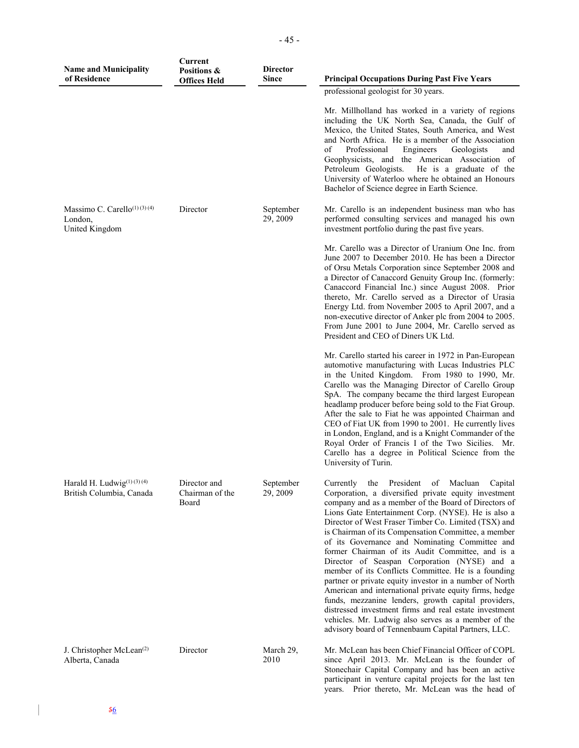| Name and Municipality of Residence | Current Positions & Offices Held | Director Since | Principal Occupations During Past Five Years |
|---|---|---|---|
| | | | professional geologist for 30 years.<br><br>Mr. Millholland has worked in a variety of regions including the UK North Sea, Canada, the Gulf of Mexico, the United States, South America, and West and North Africa. He is a member of the Association of Professional Engineers Geologists and Geophysicists, and the American Association of Petroleum Geologists. He is a graduate of the University of Waterloo where he obtained an Honours Bachelor of Science degree in Earth Science. |
| Massimo C. Carello[(1) (3) (4)]<br>London,<br>United Kingdom | Director | September 29, 2009 | Mr. Carello is an independent business man who has performed consulting services and managed his own investment portfolio during the past five years.<br><br>Mr. Carello was a Director of Uranium One Inc. from June 2007 to December 2010. He has been a Director of Orsu Metals Corporation since September 2008 and a Director of Canaccord Genuity Group Inc. (formerly: Canaccord Financial Inc.) since August 2008. Prior thereto, Mr. Carello served as a Director of Urasia Energy Ltd. from November 2005 to April 2007, and a non-executive director of Anker plc from 2004 to 2005. From June 2001 to June 2004, Mr. Carello served as President and CEO of Diners UK Ltd.<br><br>Mr. Carello started his career in 1972 in Pan-European automotive manufacturing with Lucas Industries PLC in the United Kingdom. From 1980 to 1990, Mr. Carello was the Managing Director of Carello Group SpA. The company became the third largest European headlamp producer before being sold to the Fiat Group. After the sale to Fiat he was appointed Chairman and CEO of Fiat UK from 1990 to 2001. He currently lives in London, England, and is a Knight Commander of the Royal Order of Francis I of the Two Sicilies. Mr. Carello has a degree in Political Science from the University of Turin. |
| Harald H. Ludwig[(1) (3) (4)]<br>British Columbia, Canada | Director and Chairman of the Board | September 29, 2009 | Currently the President of Macluan Capital Corporation, a diversified private equity investment company and as a member of the Board of Directors of Lions Gate Entertainment Corp. (NYSE). He is also a Director of West Fraser Timber Co. Limited (TSX) and is Chairman of its Compensation Committee, a member of its Governance and Nominating Committee and former Chairman of its Audit Committee, and is a Director of Seaspan Corporation (NYSE) and a member of its Conflicts Committee. He is a founding partner or private equity investor in a number of North American and international private equity firms, hedge funds, mezzanine lenders, growth capital providers, distressed investment firms and real estate investment vehicles. Mr. Ludwig also serves as a member of the advisory board of Tennenbaum Capital Partners, LLC. |
| J. Christopher McLean[(2)]<br>Alberta, Canada | Director | March 29, 2010 | Mr. McLean has been Chief Financial Officer of COPL since April 2013. Mr. McLean is the founder of Stonechair Capital Company and has been an active participant in venture capital projects for the last ten years. Prior thereto, Mr. McLean was the head of |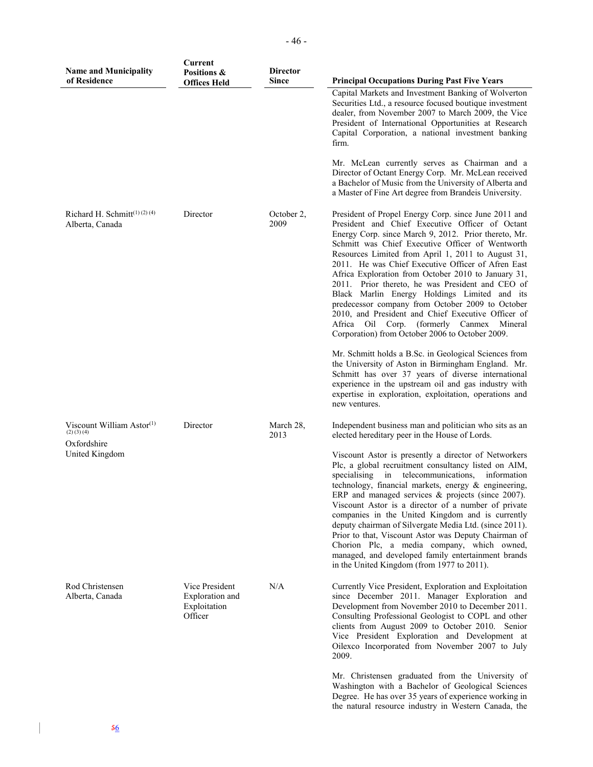| Name and Municipality of Residence | Current Positions & Offices Held | Director Since | Principal Occupations During Past Five Years |
|---|---|---|---|
| | | | Capital Markets and Investment Banking of Wolverton Securities Ltd., a resource focused boutique investment dealer, from November 2007 to March 2009, the Vice President of International Opportunities at Research Capital Corporation, a national investment banking firm.<br><br>Mr. McLean currently serves as Chairman and a Director of Octant Energy Corp. Mr. McLean received a Bachelor of Music from the University of Alberta and a Master of Fine Art degree from Brandeis University. |
| Richard H. Schmitt[(1) (2) (4)]<br>Alberta, Canada | Director | October 2, 2009 | President of Propel Energy Corp. since June 2011 and President and Chief Executive Officer of Octant Energy Corp. since March 9, 2012. Prior thereto, Mr. Schmitt was Chief Executive Officer of Wentworth Resources Limited from April 1, 2011 to August 31, 2011. He was Chief Executive Officer of Afren East Africa Exploration from October 2010 to January 31, 2011. Prior thereto, he was President and CEO of Black Marlin Energy Holdings Limited and its predecessor company from October 2009 to October 2010, and President and Chief Executive Officer of Africa Oil Corp. (formerly Canmex Mineral Corporation) from October 2006 to October 2009.<br><br>Mr. Schmitt holds a B.Sc. in Geological Sciences from the University of Aston in Birmingham England. Mr. Schmitt has over 37 years of diverse international experience in the upstream oil and gas industry with expertise in exploration, exploitation, operations and new ventures. |
| Viscount William Astor[(1) (2) (3) (4)]<br>Oxfordshire<br>United Kingdom | Director | March 28, 2013 | Independent business man and politician who sits as an elected hereditary peer in the House of Lords.<br><br>Viscount Astor is presently a director of Networkers Plc, a global recruitment consultancy listed on AIM, specialising in telecommunications, information technology, financial markets, energy & engineering, ERP and managed services & projects (since 2007). Viscount Astor is a director of a number of private companies in the United Kingdom and is currently deputy chairman of Silvergate Media Ltd. (since 2011). Prior to that, Viscount Astor was Deputy Chairman of Chorion Plc, a media company, which owned, managed, and developed family entertainment brands in the United Kingdom (from 1977 to 2011). |
| Rod Christensen<br>Alberta, Canada | Vice President Exploration and Exploitation Officer | N/A | Currently Vice President, Exploration and Exploitation since December 2011. Manager Exploration and Development from November 2010 to December 2011. Consulting Professional Geologist to COPL and other clients from August 2009 to October 2010. Senior Vice President Exploration and Development at Oilexco Incorporated from November 2007 to July 2009.<br><br>Mr. Christensen graduated from the University of Washington with a Bachelor of Geological Sciences Degree. He has over 35 years of experience working in the natural resource industry in Western Canada, the |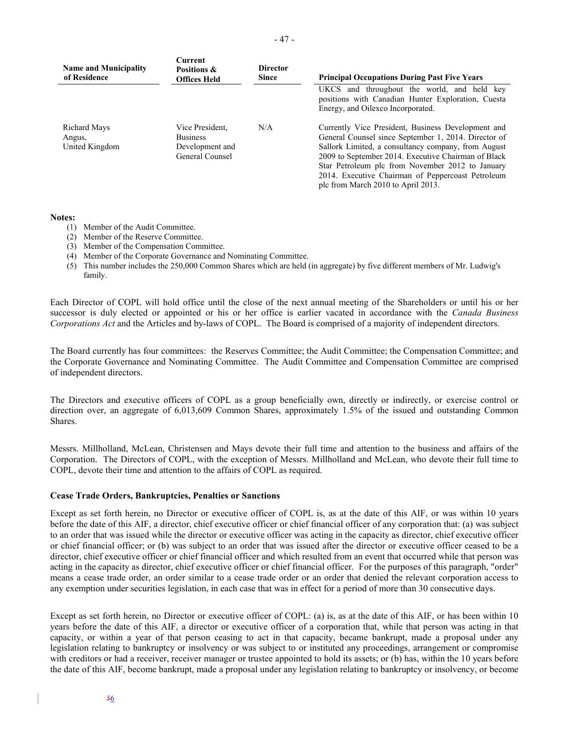| Name and Municipality of Residence | Current Positions & Offices Held | Director Since | Principal Occupations During Past Five Years |
|---|---|---|---|
| | | | UKCS and throughout the world, and held key positions with Canadian Hunter Exploration, Cuesta Energy, and Oilexco Incorporated. |
| Richard Mays Angus, United Kingdom | Vice President, Business Development and General Counsel | N/A | Currently Vice President, Business Development and General Counsel since September 1, 2014. Director of Sallork Limited, a consultancy company, from August 2009 to September 2014. Executive Chairman of Black Star Petroleum plc from November 2012 to January 2014. Executive Chairman of Peppercoast Petroleum plc from March 2010 to April 2013. |

**Notes:**

(1) Member of the Audit Committee.
(2) Member of the Reserve Committee.
(3) Member of the Compensation Committee.
(4) Member of the Corporate Governance and Nominating Committee.
(5) This number includes the 250,000 Common Shares which are held (in aggregate) by five different members of Mr. Ludwig's family.

Each Director of COPL will hold office until the close of the next annual meeting of the Shareholders or until his or her successor is duly elected or appointed or his or her office is earlier vacated in accordance with the *Canada Business Corporations Act* and the Articles and by-laws of COPL. The Board is comprised of a majority of independent directors.

The Board currently has four committees: the Reserves Committee; the Audit Committee; the Compensation Committee; and the Corporate Governance and Nominating Committee. The Audit Committee and Compensation Committee are comprised of independent directors.

The Directors and executive officers of COPL as a group beneficially own, directly or indirectly, or exercise control or direction over, an aggregate of 6,013,609 Common Shares, approximately 1.5% of the issued and outstanding Common Shares.

Messrs. Millholland, McLean, Christensen and Mays devote their full time and attention to the business and affairs of the Corporation. The Directors of COPL, with the exception of Messrs. Millholland and McLean, who devote their full time to COPL, devote their time and attention to the affairs of COPL as required.

**Cease Trade Orders, Bankruptcies, Penalties or Sanctions**

Except as set forth herein, no Director or executive officer of COPL is, as at the date of this AIF, or was within 10 years before the date of this AIF, a director, chief executive officer or chief financial officer of any corporation that: (a) was subject to an order that was issued while the director or executive officer was acting in the capacity as director, chief executive officer or chief financial officer; or (b) was subject to an order that was issued after the director or executive officer ceased to be a director, chief executive officer or chief financial officer and which resulted from an event that occurred while that person was acting in the capacity as director, chief executive officer or chief financial officer. For the purposes of this paragraph, "order" means a cease trade order, an order similar to a cease trade order or an order that denied the relevant corporation access to any exemption under securities legislation, in each case that was in effect for a period of more than 30 consecutive days.

Except as set forth herein, no Director or executive officer of COPL: (a) is, as at the date of this AIF, or has been within 10 years before the date of this AIF, a director or executive officer of a corporation that, while that person was acting in that capacity, or within a year of that person ceasing to act in that capacity, became bankrupt, made a proposal under any legislation relating to bankruptcy or insolvency or was subject to or instituted any proceedings, arrangement or compromise with creditors or had a receiver, receiver manager or trustee appointed to hold its assets; or (b) has, within the 10 years before the date of this AIF, become bankrupt, made a proposal under any legislation relating to bankruptcy or insolvency, or become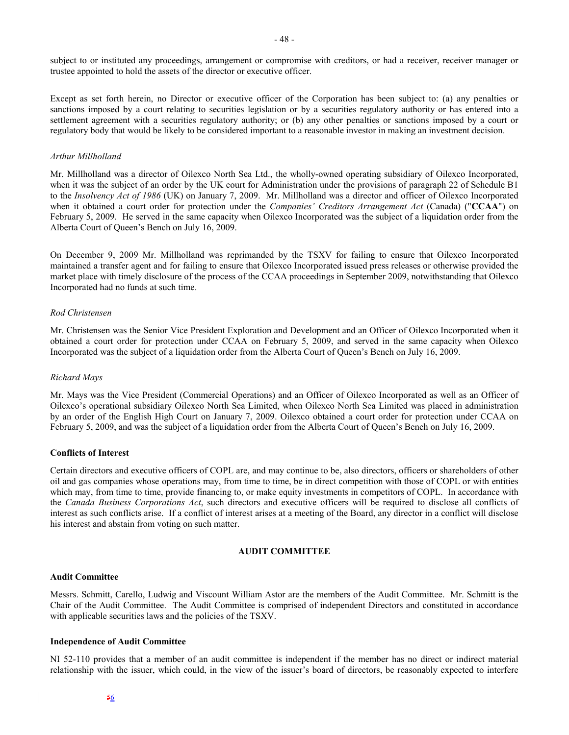subject to or instituted any proceedings, arrangement or compromise with creditors, or had a receiver, receiver manager or trustee appointed to hold the assets of the director or executive officer.

Except as set forth herein, no Director or executive officer of the Corporation has been subject to: (a) any penalties or sanctions imposed by a court relating to securities legislation or by a securities regulatory authority or has entered into a settlement agreement with a securities regulatory authority; or (b) any other penalties or sanctions imposed by a court or regulatory body that would be likely to be considered important to a reasonable investor in making an investment decision.

*Arthur Millholland*

Mr. Millholland was a director of Oilexco North Sea Ltd., the wholly-owned operating subsidiary of Oilexco Incorporated, when it was the subject of an order by the UK court for Administration under the provisions of paragraph 22 of Schedule B1 to the *Insolvency Act of 1986* (UK) on January 7, 2009. Mr. Millholland was a director and officer of Oilexco Incorporated when it obtained a court order for protection under the *Companies' Creditors Arrangement Act* (Canada) ("**CCAA**") on February 5, 2009. He served in the same capacity when Oilexco Incorporated was the subject of a liquidation order from the Alberta Court of Queen's Bench on July 16, 2009.

On December 9, 2009 Mr. Millholland was reprimanded by the TSXV for failing to ensure that Oilexco Incorporated maintained a transfer agent and for failing to ensure that Oilexco Incorporated issued press releases or otherwise provided the market place with timely disclosure of the process of the CCAA proceedings in September 2009, notwithstanding that Oilexco Incorporated had no funds at such time.

*Rod Christensen*

Mr. Christensen was the Senior Vice President Exploration and Development and an Officer of Oilexco Incorporated when it obtained a court order for protection under CCAA on February 5, 2009, and served in the same capacity when Oilexco Incorporated was the subject of a liquidation order from the Alberta Court of Queen's Bench on July 16, 2009.

*Richard Mays*

Mr. Mays was the Vice President (Commercial Operations) and an Officer of Oilexco Incorporated as well as an Officer of Oilexco's operational subsidiary Oilexco North Sea Limited, when Oilexco North Sea Limited was placed in administration by an order of the English High Court on January 7, 2009. Oilexco obtained a court order for protection under CCAA on February 5, 2009, and was the subject of a liquidation order from the Alberta Court of Queen's Bench on July 16, 2009.

**Conflicts of Interest**

Certain directors and executive officers of COPL are, and may continue to be, also directors, officers or shareholders of other oil and gas companies whose operations may, from time to time, be in direct competition with those of COPL or with entities which may, from time to time, provide financing to, or make equity investments in competitors of COPL. In accordance with the *Canada Business Corporations Act*, such directors and executive officers will be required to disclose all conflicts of interest as such conflicts arise. If a conflict of interest arises at a meeting of the Board, any director in a conflict will disclose his interest and abstain from voting on such matter.

## AUDIT COMMITTEE

**Audit Committee**

Messrs. Schmitt, Carello, Ludwig and Viscount William Astor are the members of the Audit Committee. Mr. Schmitt is the Chair of the Audit Committee. The Audit Committee is comprised of independent Directors and constituted in accordance with applicable securities laws and the policies of the TSXV.

**Independence of Audit Committee**

NI 52-110 provides that a member of an audit committee is independent if the member has no direct or indirect material relationship with the issuer, which could, in the view of the issuer's board of directors, be reasonably expected to interfere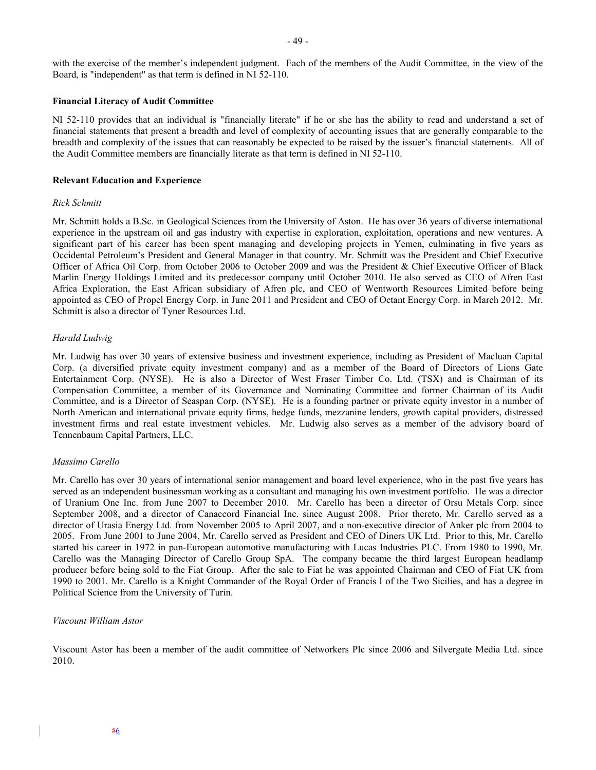with the exercise of the member's independent judgment. Each of the members of the Audit Committee, in the view of the Board, is "independent" as that term is defined in NI 52-110.

**Financial Literacy of Audit Committee**

NI 52-110 provides that an individual is "financially literate" if he or she has the ability to read and understand a set of financial statements that present a breadth and level of complexity of accounting issues that are generally comparable to the breadth and complexity of the issues that can reasonably be expected to be raised by the issuer's financial statements. All of the Audit Committee members are financially literate as that term is defined in NI 52-110.

**Relevant Education and Experience**

*Rick Schmitt*

Mr. Schmitt holds a B.Sc. in Geological Sciences from the University of Aston. He has over 36 years of diverse international experience in the upstream oil and gas industry with expertise in exploration, exploitation, operations and new ventures. A significant part of his career has been spent managing and developing projects in Yemen, culminating in five years as Occidental Petroleum's President and General Manager in that country. Mr. Schmitt was the President and Chief Executive Officer of Africa Oil Corp. from October 2006 to October 2009 and was the President & Chief Executive Officer of Black Marlin Energy Holdings Limited and its predecessor company until October 2010. He also served as CEO of Afren East Africa Exploration, the East African subsidiary of Afren plc, and CEO of Wentworth Resources Limited before being appointed as CEO of Propel Energy Corp. in June 2011 and President and CEO of Octant Energy Corp. in March 2012. Mr. Schmitt is also a director of Tyner Resources Ltd.

*Harald Ludwig*

Mr. Ludwig has over 30 years of extensive business and investment experience, including as President of Macluan Capital Corp. (a diversified private equity investment company) and as a member of the Board of Directors of Lions Gate Entertainment Corp. (NYSE). He is also a Director of West Fraser Timber Co. Ltd. (TSX) and is Chairman of its Compensation Committee, a member of its Governance and Nominating Committee and former Chairman of its Audit Committee, and is a Director of Seaspan Corp. (NYSE). He is a founding partner or private equity investor in a number of North American and international private equity firms, hedge funds, mezzanine lenders, growth capital providers, distressed investment firms and real estate investment vehicles. Mr. Ludwig also serves as a member of the advisory board of Tennenbaum Capital Partners, LLC.

*Massimo Carello*

Mr. Carello has over 30 years of international senior management and board level experience, who in the past five years has served as an independent businessman working as a consultant and managing his own investment portfolio. He was a director of Uranium One Inc. from June 2007 to December 2010. Mr. Carello has been a director of Orsu Metals Corp. since September 2008, and a director of Canaccord Financial Inc. since August 2008. Prior thereto, Mr. Carello served as a director of Urasia Energy Ltd. from November 2005 to April 2007, and a non-executive director of Anker plc from 2004 to 2005. From June 2001 to June 2004, Mr. Carello served as President and CEO of Diners UK Ltd. Prior to this, Mr. Carello started his career in 1972 in pan-European automotive manufacturing with Lucas Industries PLC. From 1980 to 1990, Mr. Carello was the Managing Director of Carello Group SpA. The company became the third largest European headlamp producer before being sold to the Fiat Group. After the sale to Fiat he was appointed Chairman and CEO of Fiat UK from 1990 to 2001. Mr. Carello is a Knight Commander of the Royal Order of Francis I of the Two Sicilies, and has a degree in Political Science from the University of Turin.

*Viscount William Astor*

Viscount Astor has been a member of the audit committee of Networkers Plc since 2006 and Silvergate Media Ltd. since 2010.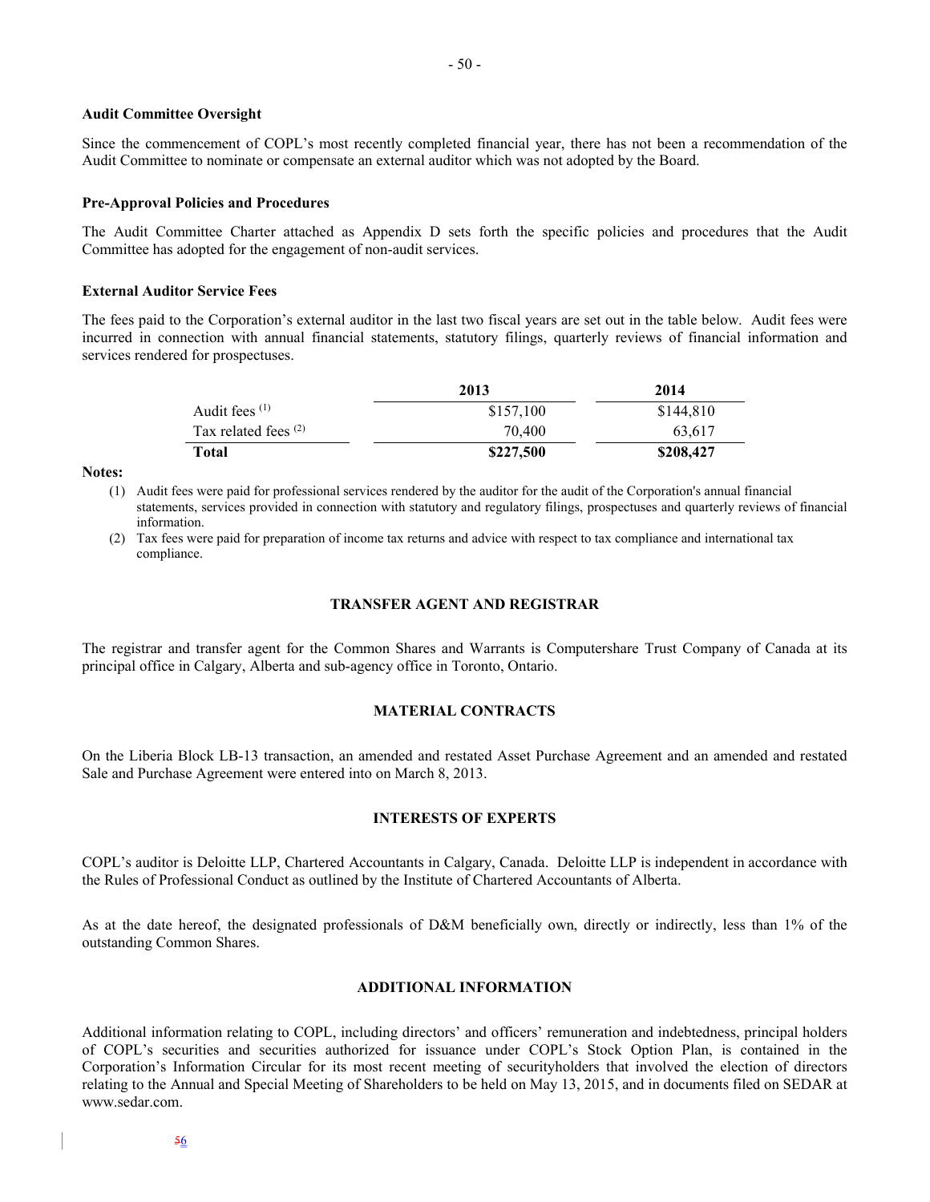**Audit Committee Oversight**

Since the commencement of COPL's most recently completed financial year, there has not been a recommendation of the Audit Committee to nominate or compensate an external auditor which was not adopted by the Board.

**Pre-Approval Policies and Procedures**

The Audit Committee Charter attached as Appendix D sets forth the specific policies and procedures that the Audit Committee has adopted for the engagement of non-audit services.

**External Auditor Service Fees**

The fees paid to the Corporation's external auditor in the last two fiscal years are set out in the table below. Audit fees were incurred in connection with annual financial statements, statutory filings, quarterly reviews of financial information and services rendered for prospectuses.

| | 2013 | 2014 |
|---|---|---|
| Audit fees (1) | $157,100 | $144,810 |
| Tax related fees (2) | 70,400 | 63,617 |
| **Total** | **$227,500** | **$208,427** |

**Notes:**

(1) Audit fees were paid for professional services rendered by the auditor for the audit of the Corporation's annual financial statements, services provided in connection with statutory and regulatory filings, prospectuses and quarterly reviews of financial information.

(2) Tax fees were paid for preparation of income tax returns and advice with respect to tax compliance and international tax compliance.

## TRANSFER AGENT AND REGISTRAR

The registrar and transfer agent for the Common Shares and Warrants is Computershare Trust Company of Canada at its principal office in Calgary, Alberta and sub-agency office in Toronto, Ontario.

## MATERIAL CONTRACTS

On the Liberia Block LB-13 transaction, an amended and restated Asset Purchase Agreement and an amended and restated Sale and Purchase Agreement were entered into on March 8, 2013.

## INTERESTS OF EXPERTS

COPL's auditor is Deloitte LLP, Chartered Accountants in Calgary, Canada. Deloitte LLP is independent in accordance with the Rules of Professional Conduct as outlined by the Institute of Chartered Accountants of Alberta.

As at the date hereof, the designated professionals of D&M beneficially own, directly or indirectly, less than 1% of the outstanding Common Shares.

## ADDITIONAL INFORMATION

Additional information relating to COPL, including directors' and officers' remuneration and indebtedness, principal holders of COPL's securities and securities authorized for issuance under COPL's Stock Option Plan, is contained in the Corporation's Information Circular for its most recent meeting of securityholders that involved the election of directors relating to the Annual and Special Meeting of Shareholders to be held on May 13, 2015, and in documents filed on SEDAR at www.sedar.com.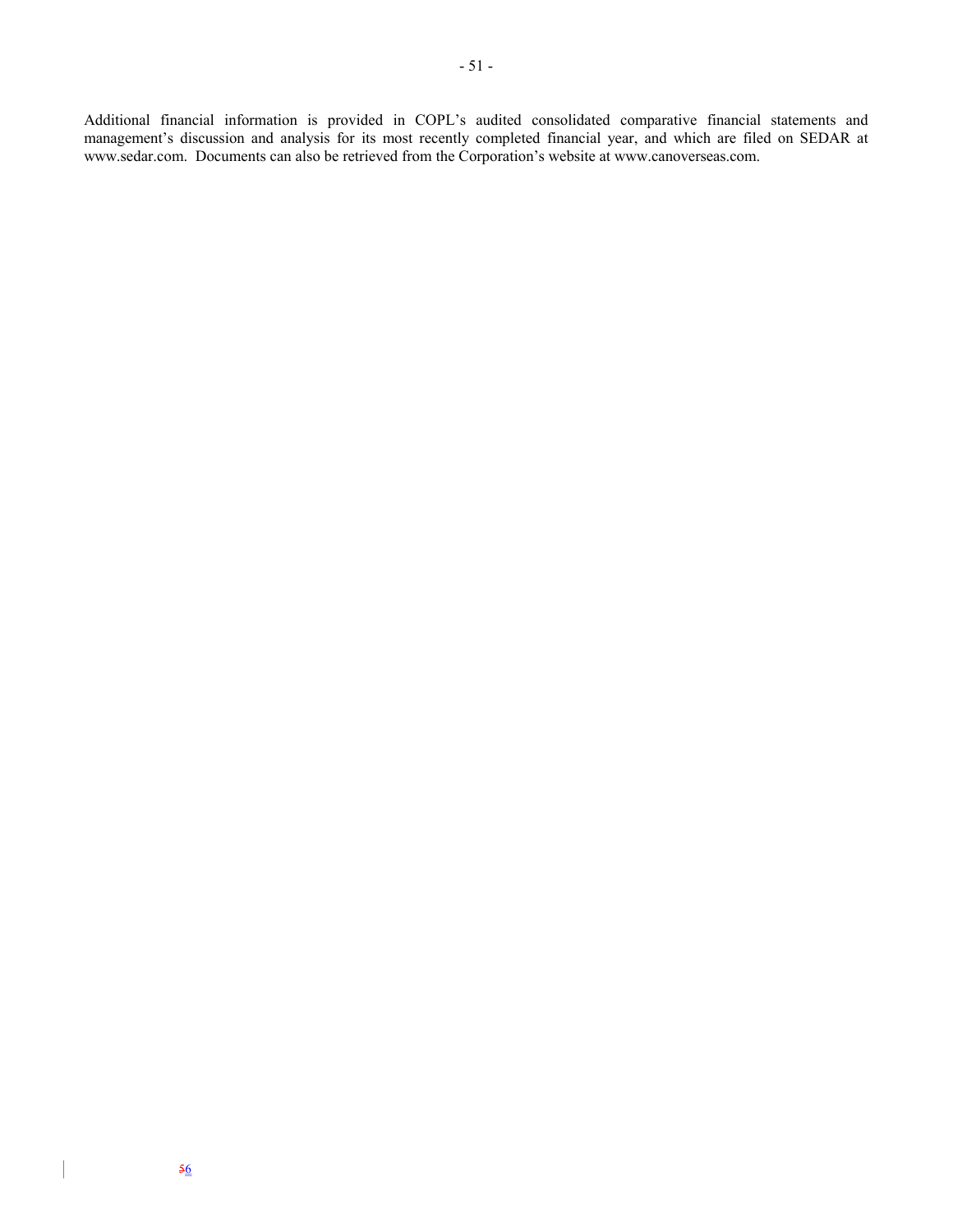Additional financial information is provided in COPL's audited consolidated comparative financial statements and management's discussion and analysis for its most recently completed financial year, and which are filed on SEDAR at www.sedar.com. Documents can also be retrieved from the Corporation's website at www.canoverseas.com.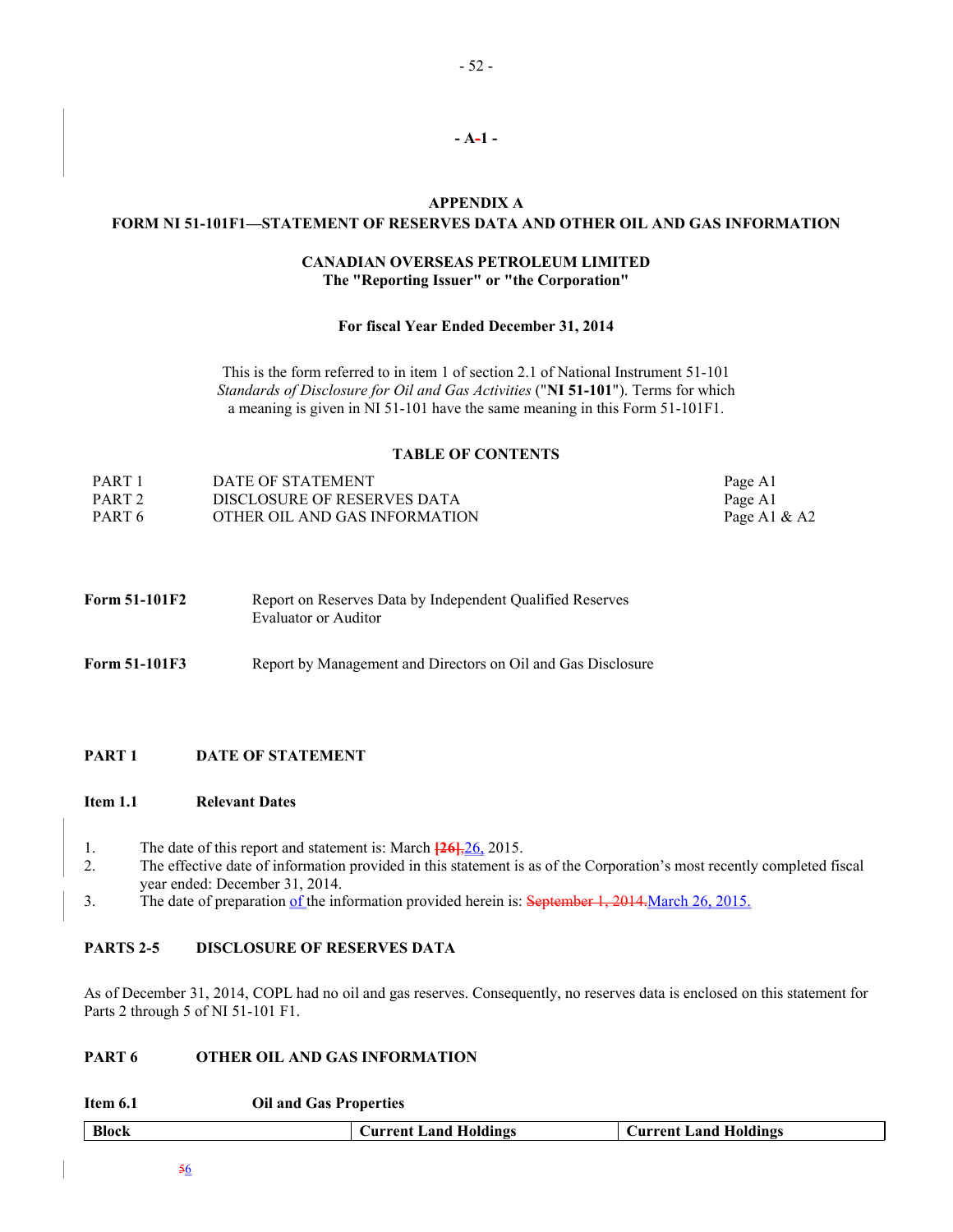## APPENDIX A
## FORM NI 51-101F1—STATEMENT OF RESERVES DATA AND OTHER OIL AND GAS INFORMATION

**CANADIAN OVERSEAS PETROLEUM LIMITED**
**The "Reporting Issuer" or "the Corporation"**

**For fiscal Year Ended December 31, 2014**

This is the form referred to in item 1 of section 2.1 of National Instrument 51-101 *Standards of Disclosure for Oil and Gas Activities* ("**NI 51-101**"). Terms for which a meaning is given in NI 51-101 have the same meaning in this Form 51-101F1.

### TABLE OF CONTENTS

| | | |
|---|---|---|
| PART 1 | DATE OF STATEMENT | Page A1 |
| PART 2 | DISCLOSURE OF RESERVES DATA | Page A1 |
| PART 6 | OTHER OIL AND GAS INFORMATION | Page A1 & A2 |

**Form 51-101F2** Report on Reserves Data by Independent Qualified Reserves Evaluator or Auditor

**Form 51-101F3** Report by Management and Directors on Oil and Gas Disclosure

### PART 1 DATE OF STATEMENT

**Item 1.1 Relevant Dates**

1. The date of this report and statement is: March [26],26, 2015.
2. The effective date of information provided in this statement is as of the Corporation's most recently completed fiscal year ended: December 31, 2014.
3. The date of preparation of the information provided herein is: September 1, 2014.March 26, 2015.

### PARTS 2-5 DISCLOSURE OF RESERVES DATA

As of December 31, 2014, COPL had no oil and gas reserves. Consequently, no reserves data is enclosed on this statement for Parts 2 through 5 of NI 51-101 F1.

### PART 6 OTHER OIL AND GAS INFORMATION

**Item 6.1 Oil and Gas Properties**

| Block | Current Land Holdings | Current Land Holdings |
|---|---|---|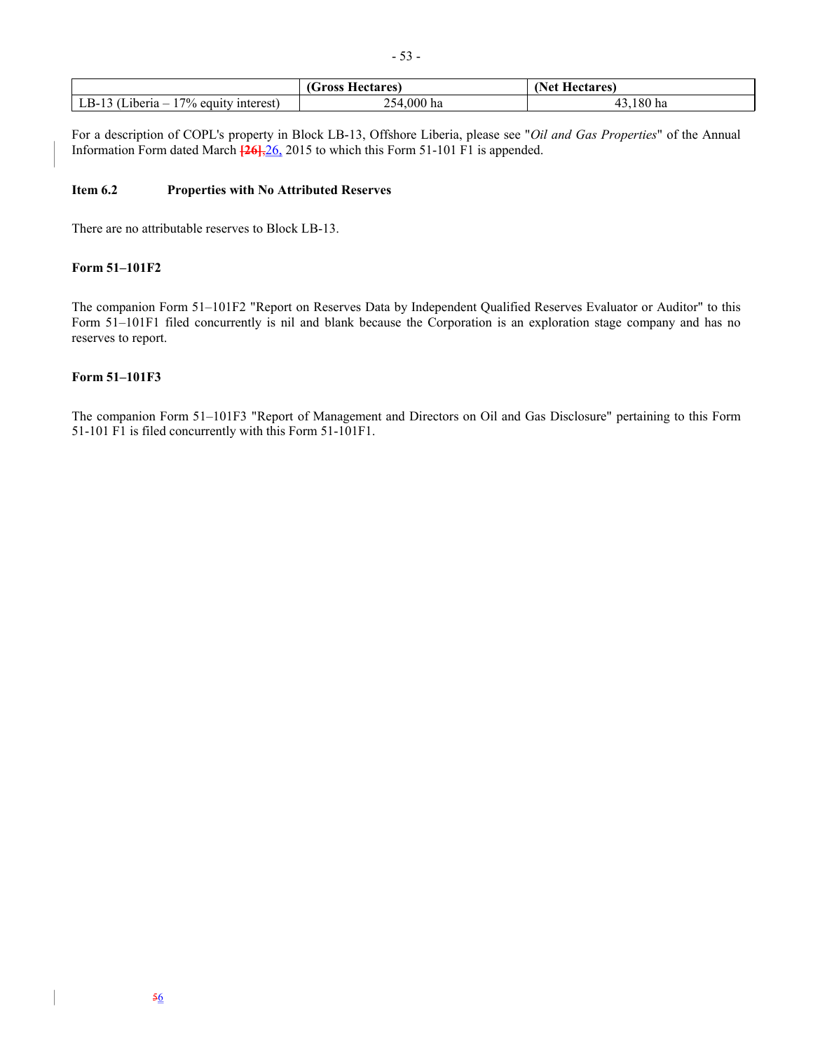| | (Gross Hectares) | (Net Hectares) |
|---|---|---|
| LB-13 (Liberia – 17% equity interest) | 254,000 ha | 43,180 ha |

For a description of COPL's property in Block LB-13, Offshore Liberia, please see "*Oil and Gas Properties*" of the Annual Information Form dated March [26],26, 2015 to which this Form 51-101 F1 is appended.

**Item 6.2 Properties with No Attributed Reserves**

There are no attributable reserves to Block LB-13.

**Form 51–101F2**

The companion Form 51–101F2 "Report on Reserves Data by Independent Qualified Reserves Evaluator or Auditor" to this Form 51–101F1 filed concurrently is nil and blank because the Corporation is an exploration stage company and has no reserves to report.

**Form 51–101F3**

The companion Form 51–101F3 "Report of Management and Directors on Oil and Gas Disclosure" pertaining to this Form 51-101 F1 is filed concurrently with this Form 51-101F1.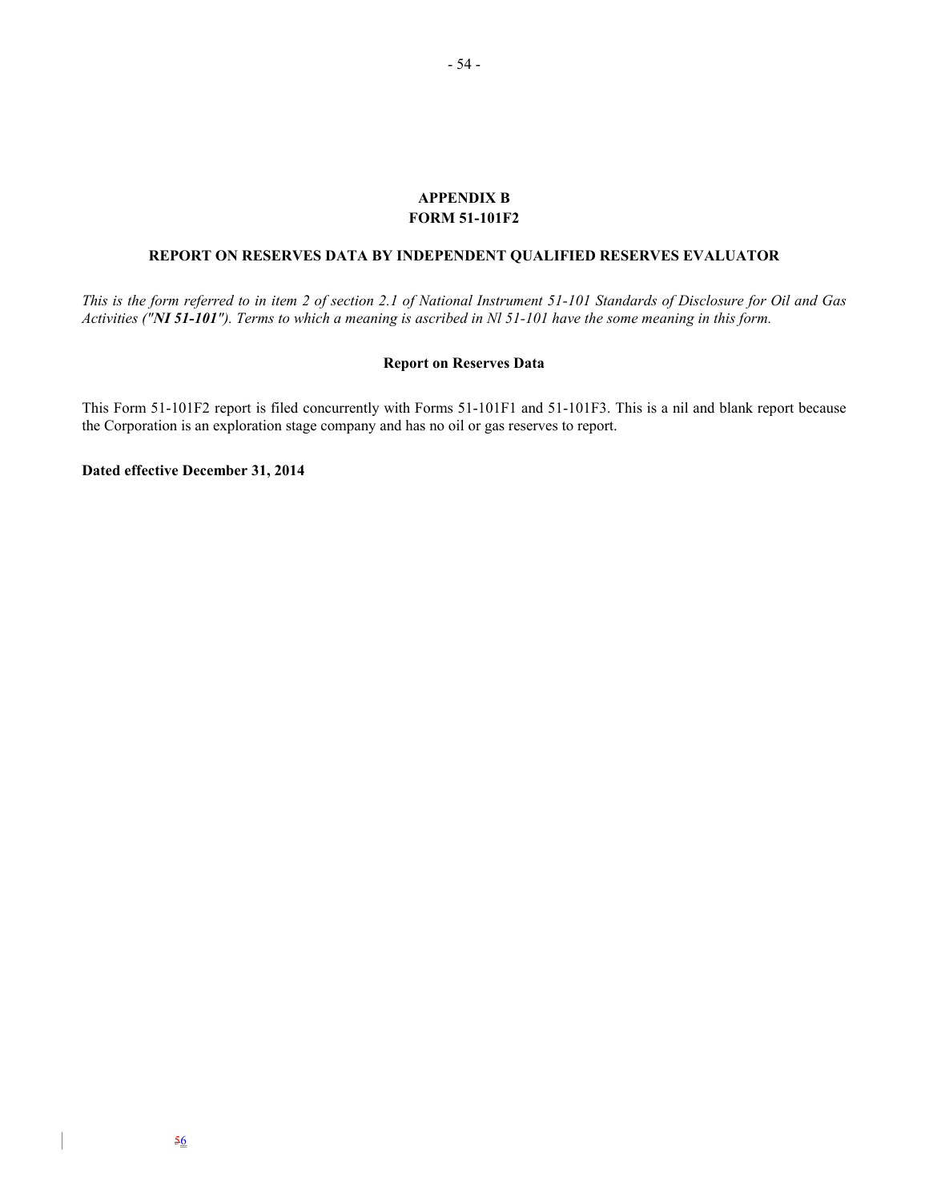# APPENDIX B
# FORM 51-101F2

## REPORT ON RESERVES DATA BY INDEPENDENT QUALIFIED RESERVES EVALUATOR

*This is the form referred to in item 2 of section 2.1 of National Instrument 51-101 Standards of Disclosure for Oil and Gas Activities ("**NI 51-101**"). Terms to which a meaning is ascribed in Nl 51-101 have the some meaning in this form.*

### Report on Reserves Data

This Form 51-101F2 report is filed concurrently with Forms 51-101F1 and 51-101F3. This is a nil and blank report because the Corporation is an exploration stage company and has no oil or gas reserves to report.

**Dated effective December 31, 2014**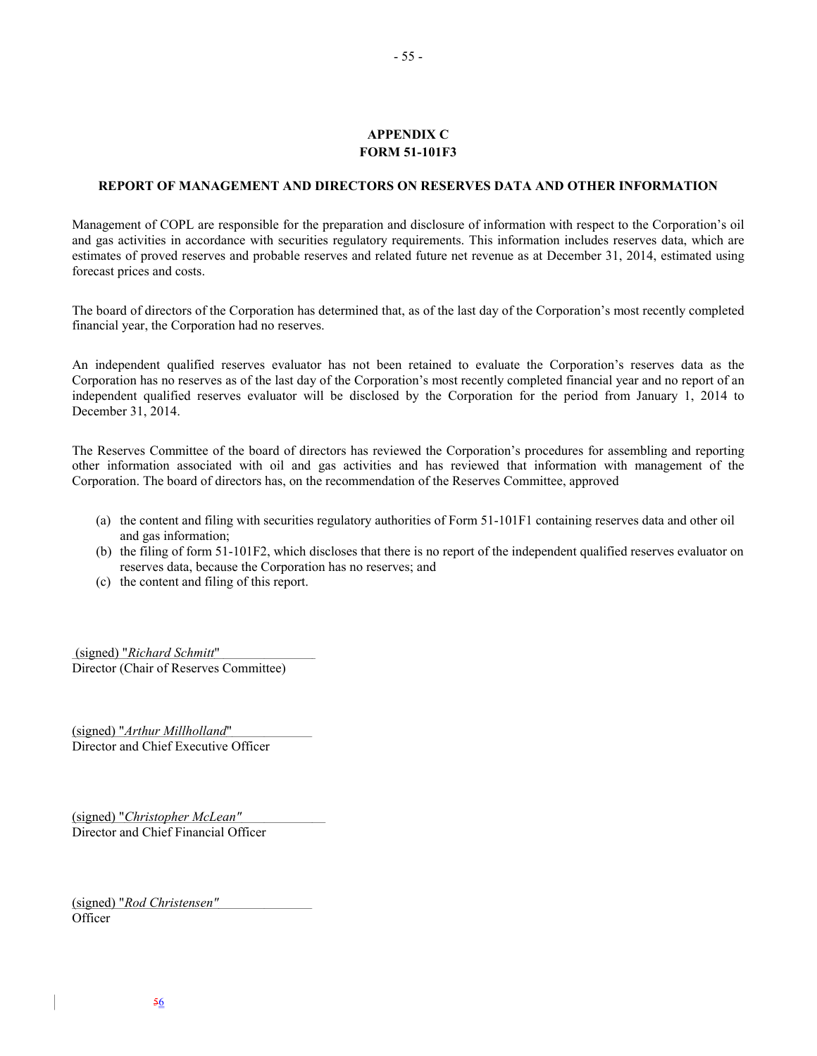# APPENDIX C
# FORM 51-101F3

## REPORT OF MANAGEMENT AND DIRECTORS ON RESERVES DATA AND OTHER INFORMATION

Management of COPL are responsible for the preparation and disclosure of information with respect to the Corporation's oil and gas activities in accordance with securities regulatory requirements. This information includes reserves data, which are estimates of proved reserves and probable reserves and related future net revenue as at December 31, 2014, estimated using forecast prices and costs.

The board of directors of the Corporation has determined that, as of the last day of the Corporation's most recently completed financial year, the Corporation had no reserves.

An independent qualified reserves evaluator has not been retained to evaluate the Corporation's reserves data as the Corporation has no reserves as of the last day of the Corporation's most recently completed financial year and no report of an independent qualified reserves evaluator will be disclosed by the Corporation for the period from January 1, 2014 to December 31, 2014.

The Reserves Committee of the board of directors has reviewed the Corporation's procedures for assembling and reporting other information associated with oil and gas activities and has reviewed that information with management of the Corporation. The board of directors has, on the recommendation of the Reserves Committee, approved

(a) the content and filing with securities regulatory authorities of Form 51-101F1 containing reserves data and other oil and gas information;
(b) the filing of form 51-101F2, which discloses that there is no report of the independent qualified reserves evaluator on reserves data, because the Corporation has no reserves; and
(c) the content and filing of this report.

(signed) "*Richard Schmitt*"
Director (Chair of Reserves Committee)

(signed) "*Arthur Millholland*"
Director and Chief Executive Officer

(signed) "*Christopher McLean"*
Director and Chief Financial Officer

(signed) "*Rod Christensen"*
Officer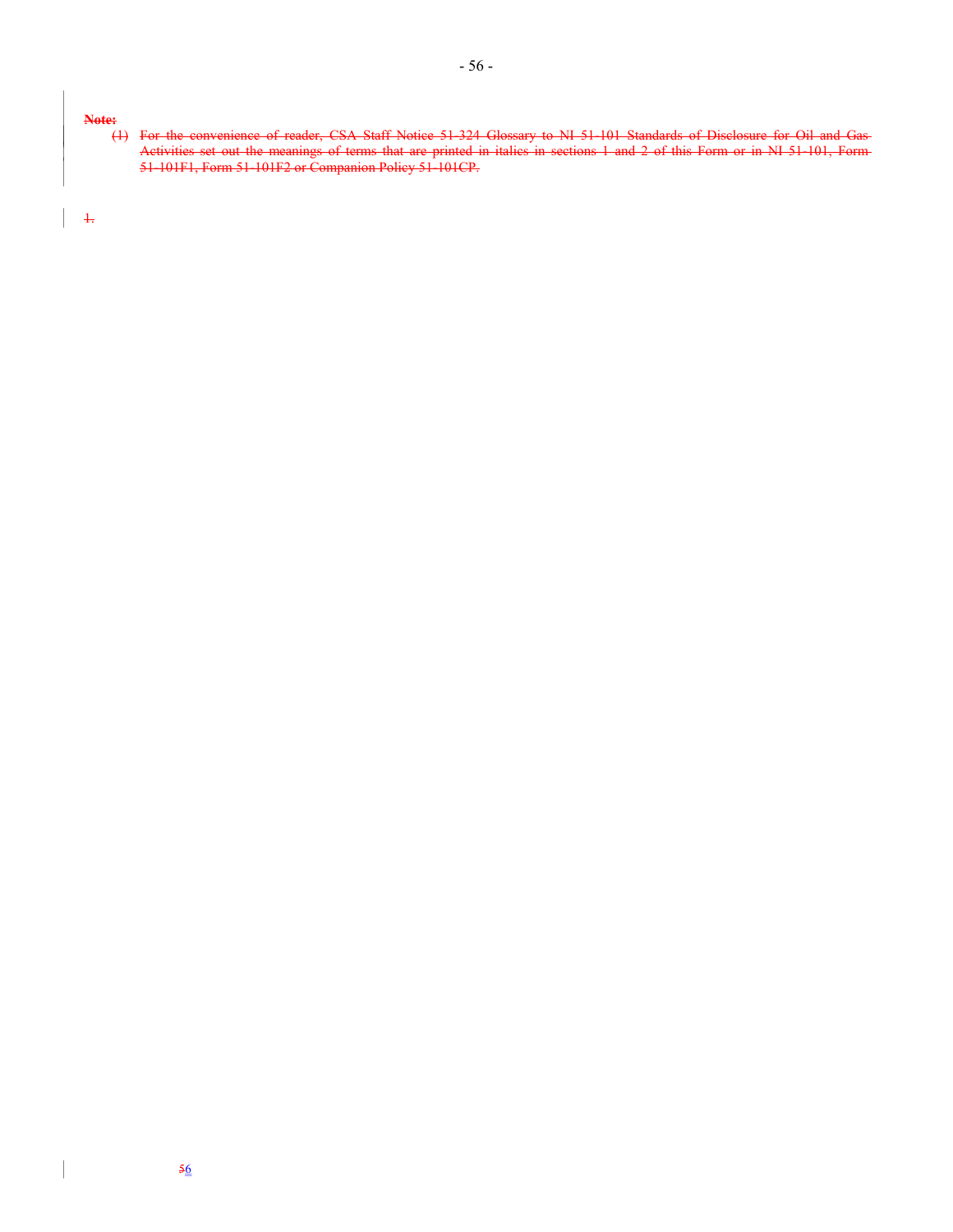**Note:**

(1) For the convenience of reader, CSA Staff Notice 51-324 Glossary to NI 51-101 Standards of Disclosure for Oil and Gas Activities set out the meanings of terms that are printed in italics in sections 1 and 2 of this Form or in NI 51-101, Form 51-101F1, Form 51-101F2 or Companion Policy 51-101CP.

1.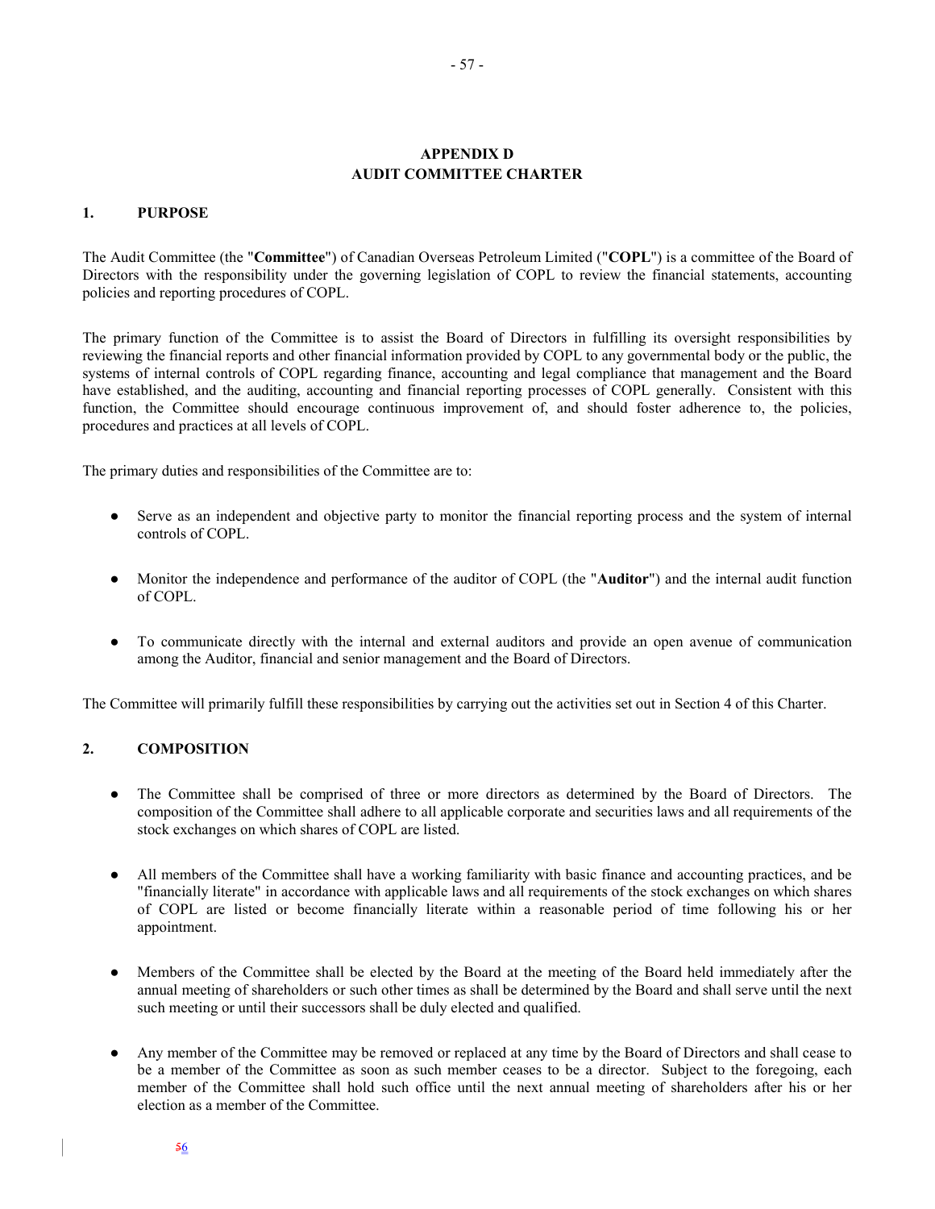## APPENDIX D
## AUDIT COMMITTEE CHARTER

### 1. PURPOSE

The Audit Committee (the "**Committee**") of Canadian Overseas Petroleum Limited ("**COPL**") is a committee of the Board of Directors with the responsibility under the governing legislation of COPL to review the financial statements, accounting policies and reporting procedures of COPL.

The primary function of the Committee is to assist the Board of Directors in fulfilling its oversight responsibilities by reviewing the financial reports and other financial information provided by COPL to any governmental body or the public, the systems of internal controls of COPL regarding finance, accounting and legal compliance that management and the Board have established, and the auditing, accounting and financial reporting processes of COPL generally. Consistent with this function, the Committee should encourage continuous improvement of, and should foster adherence to, the policies, procedures and practices at all levels of COPL.

The primary duties and responsibilities of the Committee are to:

- Serve as an independent and objective party to monitor the financial reporting process and the system of internal controls of COPL.
- Monitor the independence and performance of the auditor of COPL (the "**Auditor**") and the internal audit function of COPL.
- To communicate directly with the internal and external auditors and provide an open avenue of communication among the Auditor, financial and senior management and the Board of Directors.

The Committee will primarily fulfill these responsibilities by carrying out the activities set out in Section 4 of this Charter.

### 2. COMPOSITION

- The Committee shall be comprised of three or more directors as determined by the Board of Directors. The composition of the Committee shall adhere to all applicable corporate and securities laws and all requirements of the stock exchanges on which shares of COPL are listed.
- All members of the Committee shall have a working familiarity with basic finance and accounting practices, and be "financially literate" in accordance with applicable laws and all requirements of the stock exchanges on which shares of COPL are listed or become financially literate within a reasonable period of time following his or her appointment.
- Members of the Committee shall be elected by the Board at the meeting of the Board held immediately after the annual meeting of shareholders or such other times as shall be determined by the Board and shall serve until the next such meeting or until their successors shall be duly elected and qualified.
- Any member of the Committee may be removed or replaced at any time by the Board of Directors and shall cease to be a member of the Committee as soon as such member ceases to be a director. Subject to the foregoing, each member of the Committee shall hold such office until the next annual meeting of shareholders after his or her election as a member of the Committee.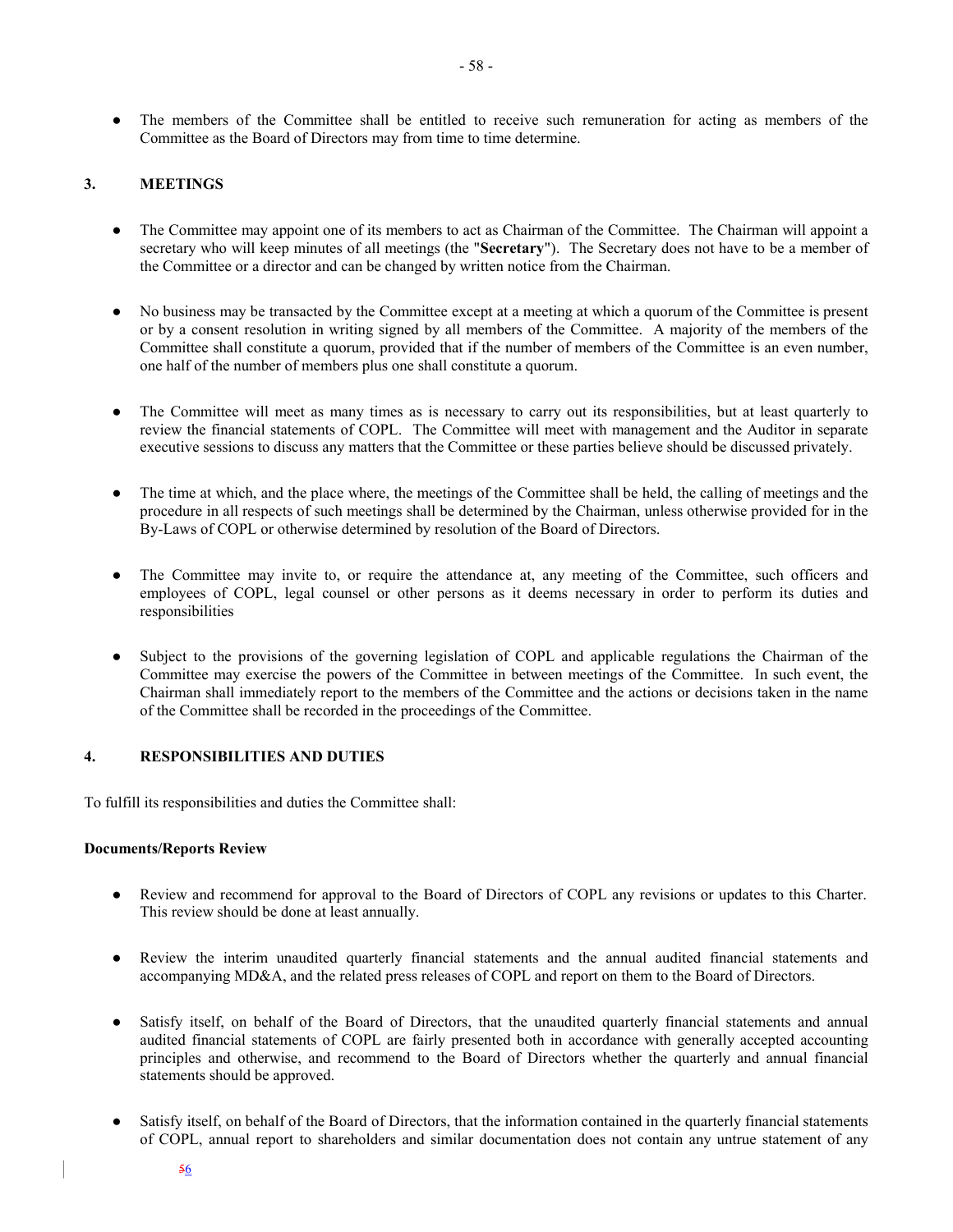- The members of the Committee shall be entitled to receive such remuneration for acting as members of the Committee as the Board of Directors may from time to time determine.

## 3. MEETINGS

- The Committee may appoint one of its members to act as Chairman of the Committee. The Chairman will appoint a secretary who will keep minutes of all meetings (the "**Secretary**"). The Secretary does not have to be a member of the Committee or a director and can be changed by written notice from the Chairman.

- No business may be transacted by the Committee except at a meeting at which a quorum of the Committee is present or by a consent resolution in writing signed by all members of the Committee. A majority of the members of the Committee shall constitute a quorum, provided that if the number of members of the Committee is an even number, one half of the number of members plus one shall constitute a quorum.

- The Committee will meet as many times as is necessary to carry out its responsibilities, but at least quarterly to review the financial statements of COPL. The Committee will meet with management and the Auditor in separate executive sessions to discuss any matters that the Committee or these parties believe should be discussed privately.

- The time at which, and the place where, the meetings of the Committee shall be held, the calling of meetings and the procedure in all respects of such meetings shall be determined by the Chairman, unless otherwise provided for in the By-Laws of COPL or otherwise determined by resolution of the Board of Directors.

- The Committee may invite to, or require the attendance at, any meeting of the Committee, such officers and employees of COPL, legal counsel or other persons as it deems necessary in order to perform its duties and responsibilities

- Subject to the provisions of the governing legislation of COPL and applicable regulations the Chairman of the Committee may exercise the powers of the Committee in between meetings of the Committee. In such event, the Chairman shall immediately report to the members of the Committee and the actions or decisions taken in the name of the Committee shall be recorded in the proceedings of the Committee.

## 4. RESPONSIBILITIES AND DUTIES

To fulfill its responsibilities and duties the Committee shall:

**Documents/Reports Review**

- Review and recommend for approval to the Board of Directors of COPL any revisions or updates to this Charter. This review should be done at least annually.

- Review the interim unaudited quarterly financial statements and the annual audited financial statements and accompanying MD&A, and the related press releases of COPL and report on them to the Board of Directors.

- Satisfy itself, on behalf of the Board of Directors, that the unaudited quarterly financial statements and annual audited financial statements of COPL are fairly presented both in accordance with generally accepted accounting principles and otherwise, and recommend to the Board of Directors whether the quarterly and annual financial statements should be approved.

- Satisfy itself, on behalf of the Board of Directors, that the information contained in the quarterly financial statements of COPL, annual report to shareholders and similar documentation does not contain any untrue statement of any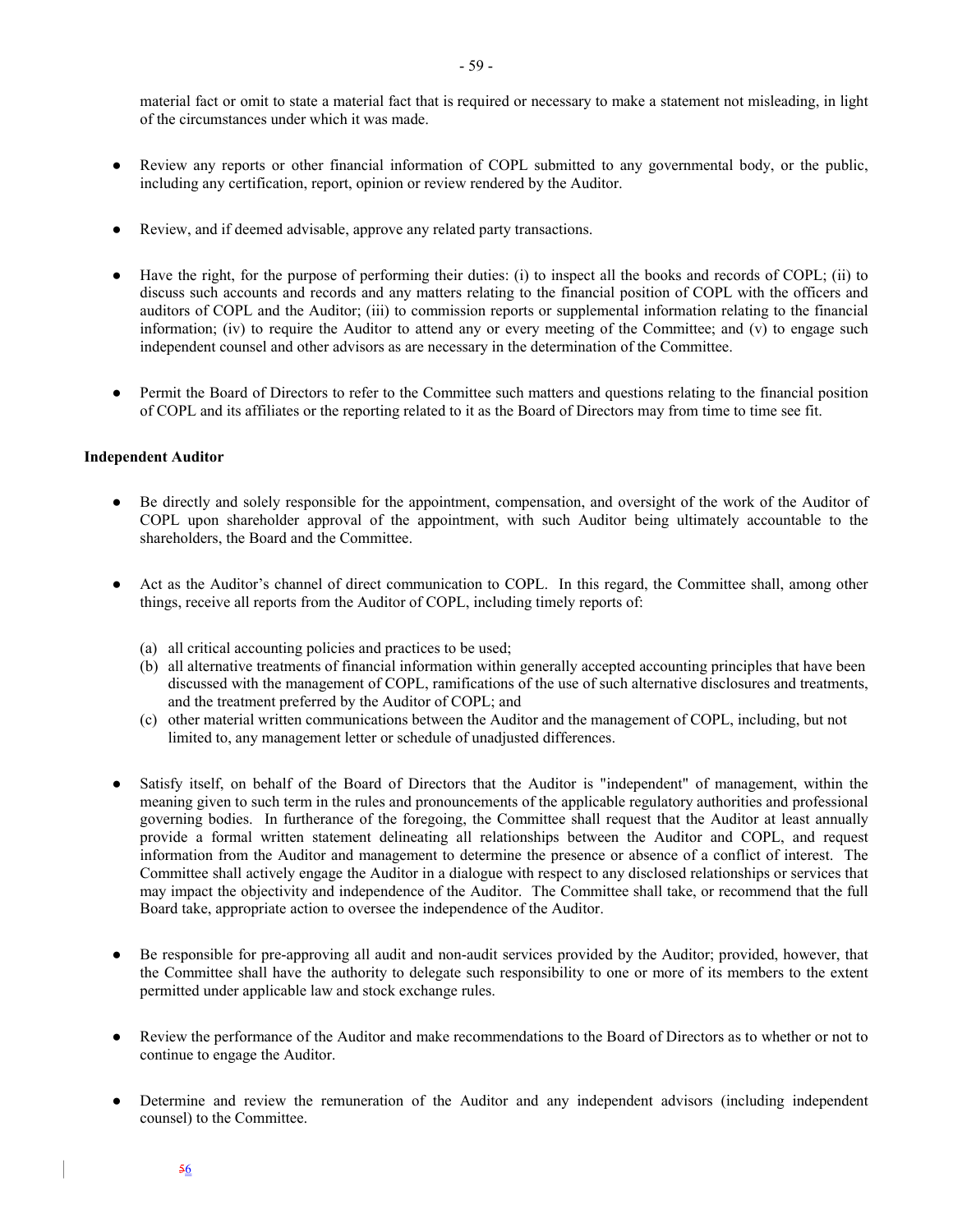material fact or omit to state a material fact that is required or necessary to make a statement not misleading, in light of the circumstances under which it was made.

- Review any reports or other financial information of COPL submitted to any governmental body, or the public, including any certification, report, opinion or review rendered by the Auditor.

- Review, and if deemed advisable, approve any related party transactions.

- Have the right, for the purpose of performing their duties: (i) to inspect all the books and records of COPL; (ii) to discuss such accounts and records and any matters relating to the financial position of COPL with the officers and auditors of COPL and the Auditor; (iii) to commission reports or supplemental information relating to the financial information; (iv) to require the Auditor to attend any or every meeting of the Committee; and (v) to engage such independent counsel and other advisors as are necessary in the determination of the Committee.

- Permit the Board of Directors to refer to the Committee such matters and questions relating to the financial position of COPL and its affiliates or the reporting related to it as the Board of Directors may from time to time see fit.

**Independent Auditor**

- Be directly and solely responsible for the appointment, compensation, and oversight of the work of the Auditor of COPL upon shareholder approval of the appointment, with such Auditor being ultimately accountable to the shareholders, the Board and the Committee.

- Act as the Auditor's channel of direct communication to COPL. In this regard, the Committee shall, among other things, receive all reports from the Auditor of COPL, including timely reports of:

  (a) all critical accounting policies and practices to be used;
  (b) all alternative treatments of financial information within generally accepted accounting principles that have been discussed with the management of COPL, ramifications of the use of such alternative disclosures and treatments, and the treatment preferred by the Auditor of COPL; and
  (c) other material written communications between the Auditor and the management of COPL, including, but not limited to, any management letter or schedule of unadjusted differences.

- Satisfy itself, on behalf of the Board of Directors that the Auditor is "independent" of management, within the meaning given to such term in the rules and pronouncements of the applicable regulatory authorities and professional governing bodies. In furtherance of the foregoing, the Committee shall request that the Auditor at least annually provide a formal written statement delineating all relationships between the Auditor and COPL, and request information from the Auditor and management to determine the presence or absence of a conflict of interest. The Committee shall actively engage the Auditor in a dialogue with respect to any disclosed relationships or services that may impact the objectivity and independence of the Auditor. The Committee shall take, or recommend that the full Board take, appropriate action to oversee the independence of the Auditor.

- Be responsible for pre-approving all audit and non-audit services provided by the Auditor; provided, however, that the Committee shall have the authority to delegate such responsibility to one or more of its members to the extent permitted under applicable law and stock exchange rules.

- Review the performance of the Auditor and make recommendations to the Board of Directors as to whether or not to continue to engage the Auditor.

- Determine and review the remuneration of the Auditor and any independent advisors (including independent counsel) to the Committee.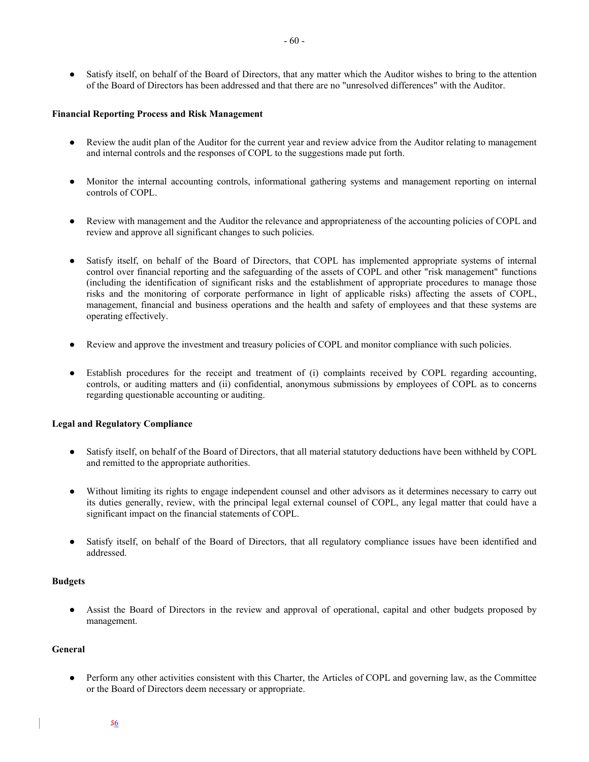- Satisfy itself, on behalf of the Board of Directors, that any matter which the Auditor wishes to bring to the attention of the Board of Directors has been addressed and that there are no "unresolved differences" with the Auditor.

**Financial Reporting Process and Risk Management**

- Review the audit plan of the Auditor for the current year and review advice from the Auditor relating to management and internal controls and the responses of COPL to the suggestions made put forth.

- Monitor the internal accounting controls, informational gathering systems and management reporting on internal controls of COPL.

- Review with management and the Auditor the relevance and appropriateness of the accounting policies of COPL and review and approve all significant changes to such policies.

- Satisfy itself, on behalf of the Board of Directors, that COPL has implemented appropriate systems of internal control over financial reporting and the safeguarding of the assets of COPL and other "risk management" functions (including the identification of significant risks and the establishment of appropriate procedures to manage those risks and the monitoring of corporate performance in light of applicable risks) affecting the assets of COPL, management, financial and business operations and the health and safety of employees and that these systems are operating effectively.

- Review and approve the investment and treasury policies of COPL and monitor compliance with such policies.

- Establish procedures for the receipt and treatment of (i) complaints received by COPL regarding accounting, controls, or auditing matters and (ii) confidential, anonymous submissions by employees of COPL as to concerns regarding questionable accounting or auditing.

**Legal and Regulatory Compliance**

- Satisfy itself, on behalf of the Board of Directors, that all material statutory deductions have been withheld by COPL and remitted to the appropriate authorities.

- Without limiting its rights to engage independent counsel and other advisors as it determines necessary to carry out its duties generally, review, with the principal legal external counsel of COPL, any legal matter that could have a significant impact on the financial statements of COPL.

- Satisfy itself, on behalf of the Board of Directors, that all regulatory compliance issues have been identified and addressed.

**Budgets**

- Assist the Board of Directors in the review and approval of operational, capital and other budgets proposed by management.

**General**

- Perform any other activities consistent with this Charter, the Articles of COPL and governing law, as the Committee or the Board of Directors deem necessary or appropriate.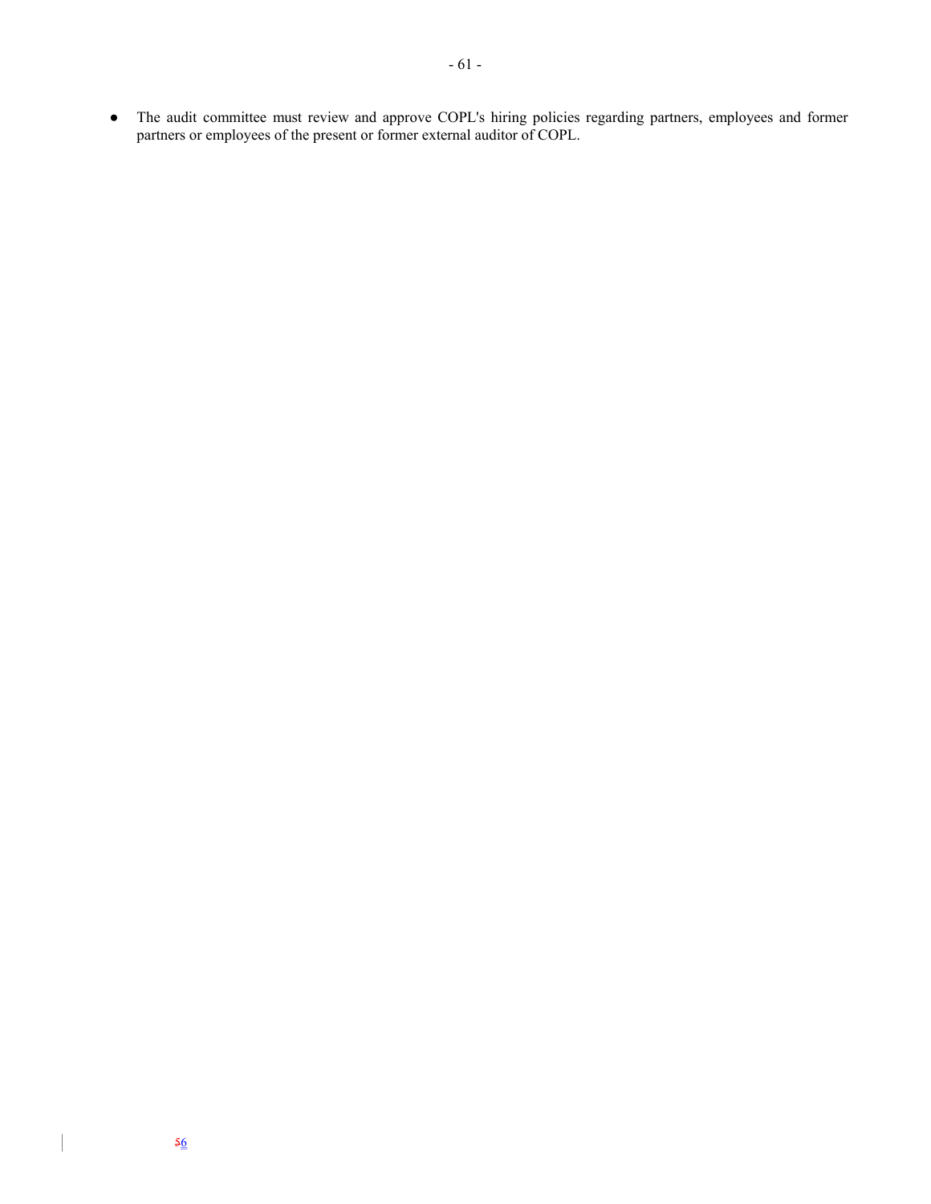- The audit committee must review and approve COPL's hiring policies regarding partners, employees and former partners or employees of the present or former external auditor of COPL.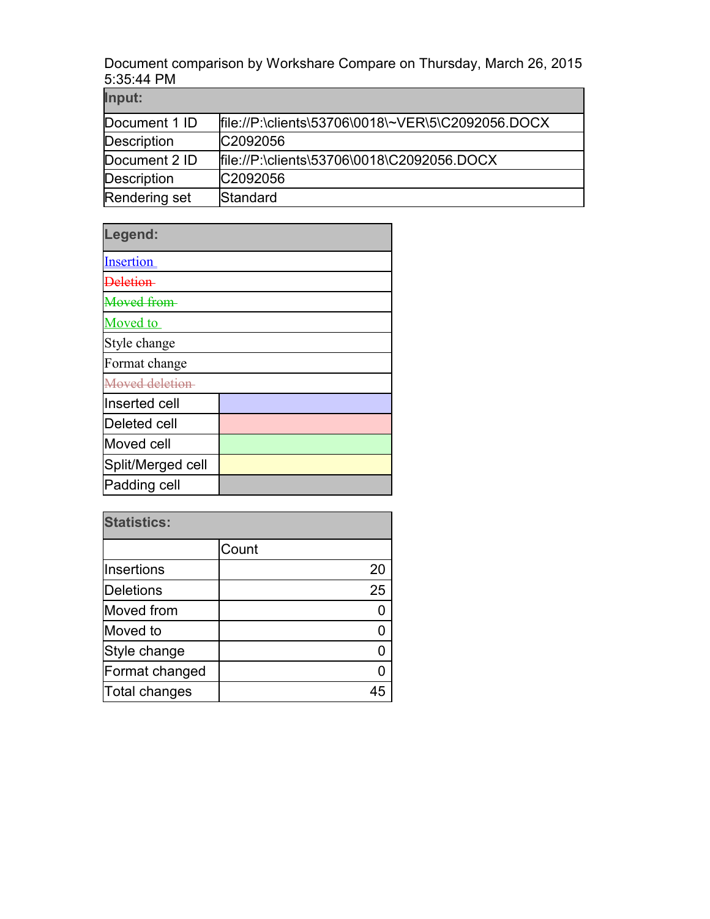Document comparison by Workshare Compare on Thursday, March 26, 2015 5:35:44 PM

| Input: | |
|---|---|
| Document 1 ID | file://P:\clients\53706\0018\~VER\5\C2092056.DOCX |
| Description | C2092056 |
| Document 2 ID | file://P:\clients\53706\0018\C2092056.DOCX |
| Description | C2092056 |
| Rendering set | Standard |

| Legend: | |
|---|---|
| Insertion | |
| ~~Deletion~~ | |
| ~~Moved from~~ | |
| Moved to | |
| Style change | |
| Format change | |
| ~~Moved deletion~~ | |
| Inserted cell | |
| Deleted cell | |
| Moved cell | |
| Split/Merged cell | |
| Padding cell | |

| Statistics: | |
|---|---|
| | Count |
| Insertions | 20 |
| Deletions | 25 |
| Moved from | 0 |
| Moved to | 0 |
| Style change | 0 |
| Format changed | 0 |
| Total changes | 45 |